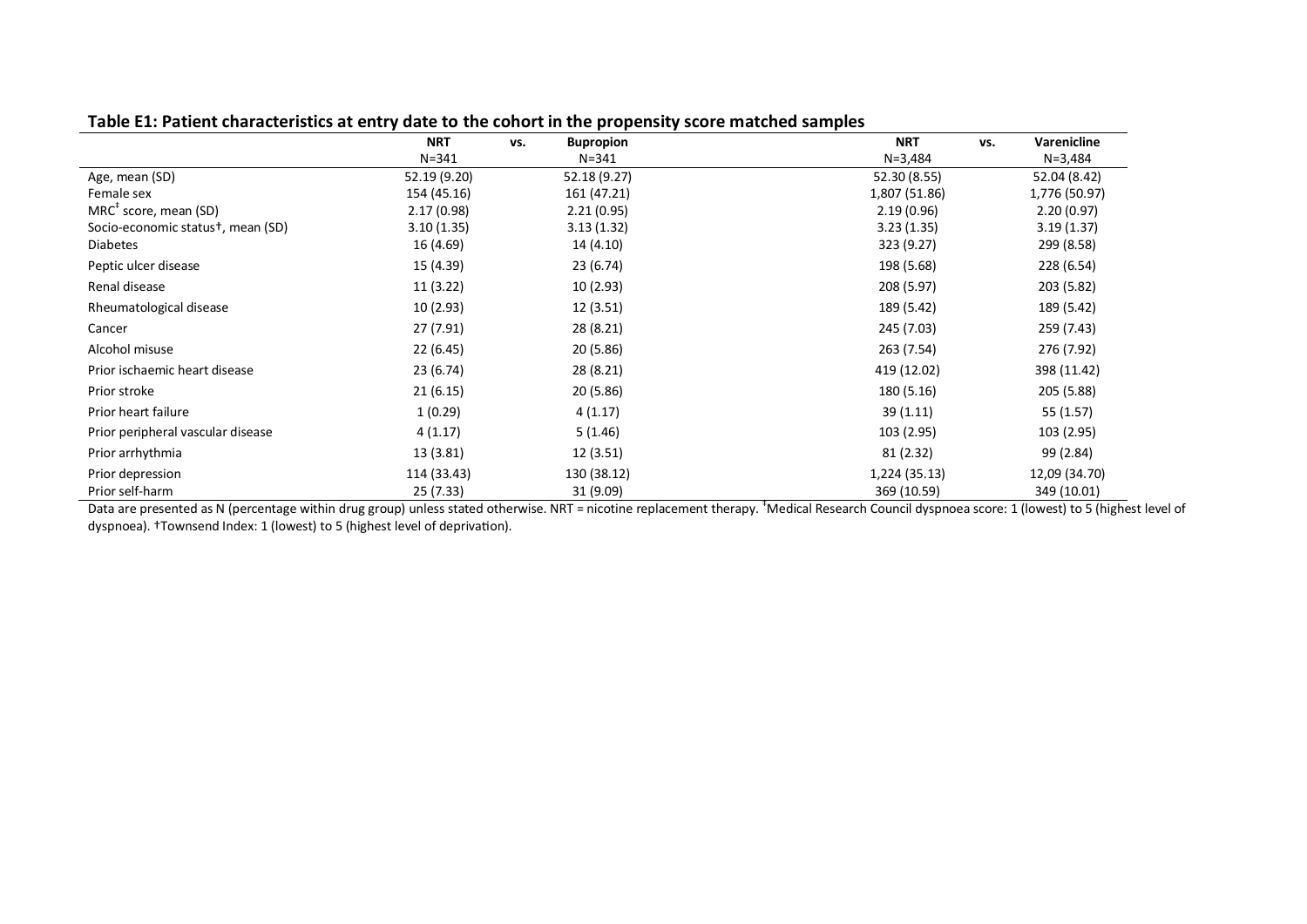**Table E1: Patient characteristics at entry date to the cohort in the propensity score matched samples**

| | NRT | vs. | Bupropion | NRT | vs. | Varenicline |
|---|---|---|---|---|---|---|
| | N=341 | | N=341 | N=3,484 | | N=3,484 |
| Age, mean (SD) | 52.19 (9.20) | | 52.18 (9.27) | 52.30 (8.55) | | 52.04 (8.42) |
| Female sex | 154 (45.16) | | 161 (47.21) | 1,807 (51.86) | | 1,776 (50.97) |
| MRC[‡] score, mean (SD) | 2.17 (0.98) | | 2.21 (0.95) | 2.19 (0.96) | | 2.20 (0.97) |
| Socio-economic status†, mean (SD) | 3.10 (1.35) | | 3.13 (1.32) | 3.23 (1.35) | | 3.19 (1.37) |
| Diabetes | 16 (4.69) | | 14 (4.10) | 323 (9.27) | | 299 (8.58) |
| Peptic ulcer disease | 15 (4.39) | | 23 (6.74) | 198 (5.68) | | 228 (6.54) |
| Renal disease | 11 (3.22) | | 10 (2.93) | 208 (5.97) | | 203 (5.82) |
| Rheumatological disease | 10 (2.93) | | 12 (3.51) | 189 (5.42) | | 189 (5.42) |
| Cancer | 27 (7.91) | | 28 (8.21) | 245 (7.03) | | 259 (7.43) |
| Alcohol misuse | 22 (6.45) | | 20 (5.86) | 263 (7.54) | | 276 (7.92) |
| Prior ischaemic heart disease | 23 (6.74) | | 28 (8.21) | 419 (12.02) | | 398 (11.42) |
| Prior stroke | 21 (6.15) | | 20 (5.86) | 180 (5.16) | | 205 (5.88) |
| Prior heart failure | 1 (0.29) | | 4 (1.17) | 39 (1.11) | | 55 (1.57) |
| Prior peripheral vascular disease | 4 (1.17) | | 5 (1.46) | 103 (2.95) | | 103 (2.95) |
| Prior arrhythmia | 13 (3.81) | | 12 (3.51) | 81 (2.32) | | 99 (2.84) |
| Prior depression | 114 (33.43) | | 130 (38.12) | 1,224 (35.13) | | 12,09 (34.70) |
| Prior self-harm | 25 (7.33) | | 31 (9.09) | 369 (10.59) | | 349 (10.01) |

Data are presented as N (percentage within drug group) unless stated otherwise. NRT = nicotine replacement therapy. [‡]Medical Research Council dyspnoea score: 1 (lowest) to 5 (highest level of dyspnoea). †Townsend Index: 1 (lowest) to 5 (highest level of deprivation).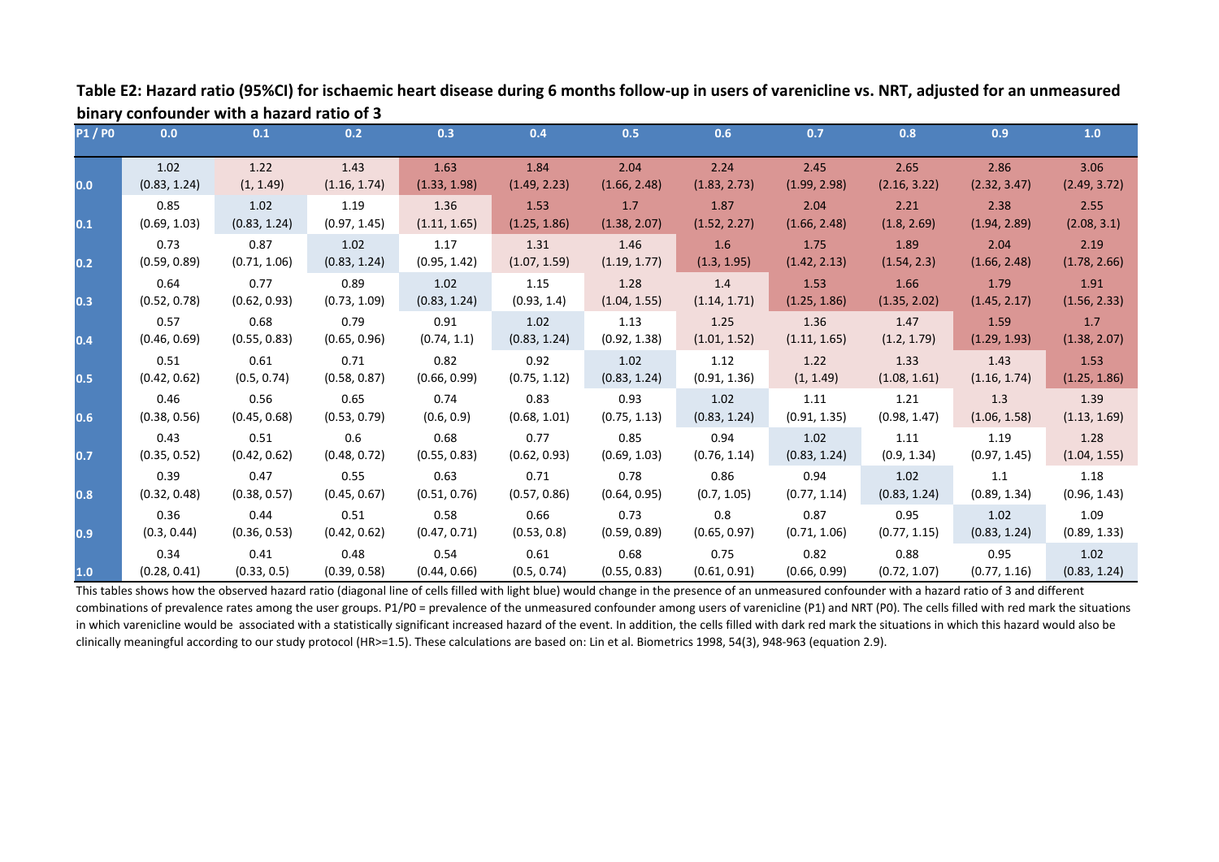**Table E2: Hazard ratio (95%CI) for ischaemic heart disease during 6 months follow-up in users of varenicline vs. NRT, adjusted for an unmeasured binary confounder with a hazard ratio of 3**

| P1 / P0 | 0.0 | 0.1 | 0.2 | 0.3 | 0.4 | 0.5 | 0.6 | 0.7 | 0.8 | 0.9 | 1.0 |
|---|---|---|---|---|---|---|---|---|---|---|---|
| 0.0 | 1.02 (0.83, 1.24) | 1.22 (1, 1.49) | 1.43 (1.16, 1.74) | 1.63 (1.33, 1.98) | 1.84 (1.49, 2.23) | 2.04 (1.66, 2.48) | 2.24 (1.83, 2.73) | 2.45 (1.99, 2.98) | 2.65 (2.16, 3.22) | 2.86 (2.32, 3.47) | 3.06 (2.49, 3.72) |
| 0.1 | 0.85 (0.69, 1.03) | 1.02 (0.83, 1.24) | 1.19 (0.97, 1.45) | 1.36 (1.11, 1.65) | 1.53 (1.25, 1.86) | 1.7 (1.38, 2.07) | 1.87 (1.52, 2.27) | 2.04 (1.66, 2.48) | 2.21 (1.8, 2.69) | 2.38 (1.94, 2.89) | 2.55 (2.08, 3.1) |
| 0.2 | 0.73 (0.59, 0.89) | 0.87 (0.71, 1.06) | 1.02 (0.83, 1.24) | 1.17 (0.95, 1.42) | 1.31 (1.07, 1.59) | 1.46 (1.19, 1.77) | 1.6 (1.3, 1.95) | 1.75 (1.42, 2.13) | 1.89 (1.54, 2.3) | 2.04 (1.66, 2.48) | 2.19 (1.78, 2.66) |
| 0.3 | 0.64 (0.52, 0.78) | 0.77 (0.62, 0.93) | 0.89 (0.73, 1.09) | 1.02 (0.83, 1.24) | 1.15 (0.93, 1.4) | 1.28 (1.04, 1.55) | 1.4 (1.14, 1.71) | 1.53 (1.25, 1.86) | 1.66 (1.35, 2.02) | 1.79 (1.45, 2.17) | 1.91 (1.56, 2.33) |
| 0.4 | 0.57 (0.46, 0.69) | 0.68 (0.55, 0.83) | 0.79 (0.65, 0.96) | 0.91 (0.74, 1.1) | 1.02 (0.83, 1.24) | 1.13 (0.92, 1.38) | 1.25 (1.01, 1.52) | 1.36 (1.11, 1.65) | 1.47 (1.2, 1.79) | 1.59 (1.29, 1.93) | 1.7 (1.38, 2.07) |
| 0.5 | 0.51 (0.42, 0.62) | 0.61 (0.5, 0.74) | 0.71 (0.58, 0.87) | 0.82 (0.66, 0.99) | 0.92 (0.75, 1.12) | 1.02 (0.83, 1.24) | 1.12 (0.91, 1.36) | 1.22 (1, 1.49) | 1.33 (1.08, 1.61) | 1.43 (1.16, 1.74) | 1.53 (1.25, 1.86) |
| 0.6 | 0.46 (0.38, 0.56) | 0.56 (0.45, 0.68) | 0.65 (0.53, 0.79) | 0.74 (0.6, 0.9) | 0.83 (0.68, 1.01) | 0.93 (0.75, 1.13) | 1.02 (0.83, 1.24) | 1.11 (0.91, 1.35) | 1.21 (0.98, 1.47) | 1.3 (1.06, 1.58) | 1.39 (1.13, 1.69) |
| 0.7 | 0.43 (0.35, 0.52) | 0.51 (0.42, 0.62) | 0.6 (0.48, 0.72) | 0.68 (0.55, 0.83) | 0.77 (0.62, 0.93) | 0.85 (0.69, 1.03) | 0.94 (0.76, 1.14) | 1.02 (0.83, 1.24) | 1.11 (0.9, 1.34) | 1.19 (0.97, 1.45) | 1.28 (1.04, 1.55) |
| 0.8 | 0.39 (0.32, 0.48) | 0.47 (0.38, 0.57) | 0.55 (0.45, 0.67) | 0.63 (0.51, 0.76) | 0.71 (0.57, 0.86) | 0.78 (0.64, 0.95) | 0.86 (0.7, 1.05) | 0.94 (0.77, 1.14) | 1.02 (0.83, 1.24) | 1.1 (0.89, 1.34) | 1.18 (0.96, 1.43) |
| 0.9 | 0.36 (0.3, 0.44) | 0.44 (0.36, 0.53) | 0.51 (0.42, 0.62) | 0.58 (0.47, 0.71) | 0.66 (0.53, 0.8) | 0.73 (0.59, 0.89) | 0.8 (0.65, 0.97) | 0.87 (0.71, 1.06) | 0.95 (0.77, 1.15) | 1.02 (0.83, 1.24) | 1.09 (0.89, 1.33) |
| 1.0 | 0.34 (0.28, 0.41) | 0.41 (0.33, 0.5) | 0.48 (0.39, 0.58) | 0.54 (0.44, 0.66) | 0.61 (0.5, 0.74) | 0.68 (0.55, 0.83) | 0.75 (0.61, 0.91) | 0.82 (0.66, 0.99) | 0.88 (0.72, 1.07) | 0.95 (0.77, 1.16) | 1.02 (0.83, 1.24) |

This tables shows how the observed hazard ratio (diagonal line of cells filled with light blue) would change in the presence of an unmeasured confounder with a hazard ratio of 3 and different combinations of prevalence rates among the user groups. P1/P0 = prevalence of the unmeasured confounder among users of varenicline (P1) and NRT (P0). The cells filled with red mark the situations in which varenicline would be associated with a statistically significant increased hazard of the event. In addition, the cells filled with dark red mark the situations in which this hazard would also be clinically meaningful according to our study protocol (HR>=1.5). These calculations are based on: Lin et al. Biometrics 1998, 54(3), 948-963 (equation 2.9).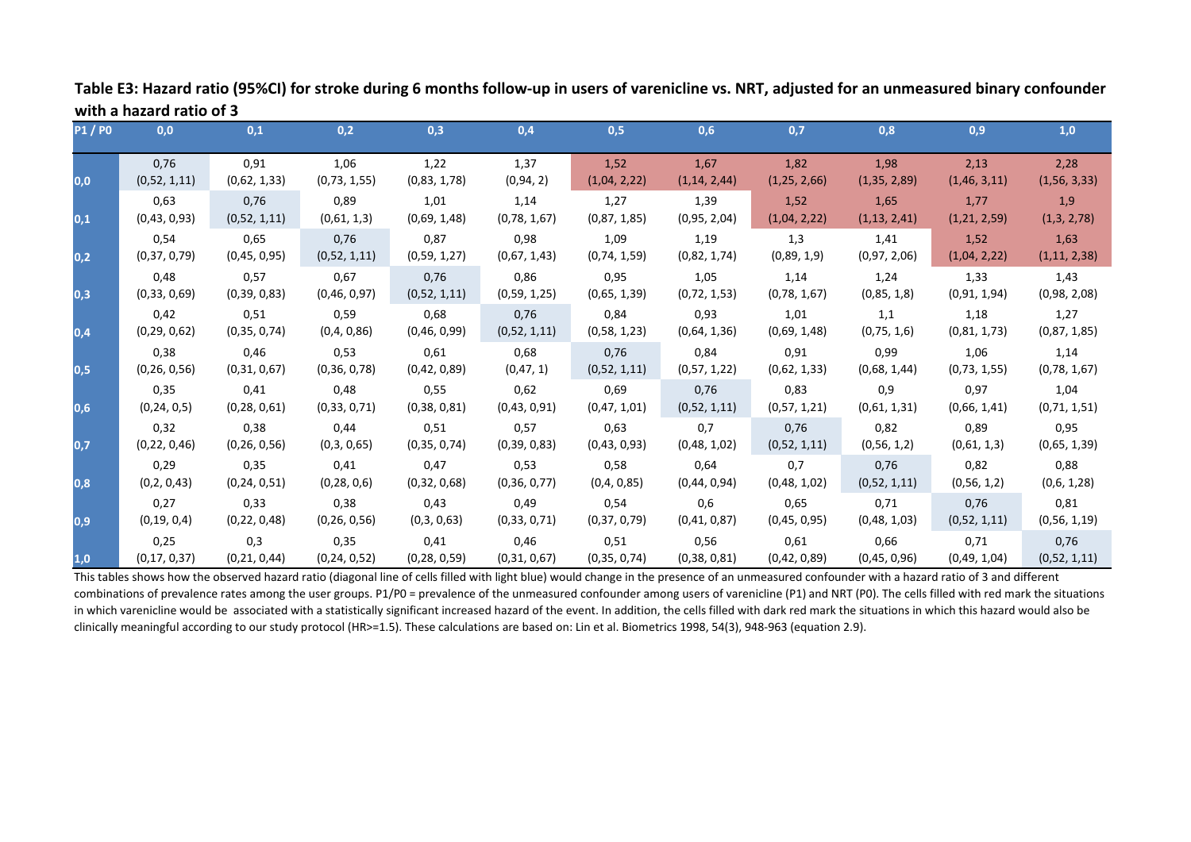**Table E3: Hazard ratio (95%CI) for stroke during 6 months follow-up in users of varenicline vs. NRT, adjusted for an unmeasured binary confounder with a hazard ratio of 3**

| P1 / P0 | 0,0 | 0,1 | 0,2 | 0,3 | 0,4 | 0,5 | 0,6 | 0,7 | 0,8 | 0,9 | 1,0 |
|---|---|---|---|---|---|---|---|---|---|---|---|
| 0,0 | 0,76 (0,52, 1,11) | 0,91 (0,62, 1,33) | 1,06 (0,73, 1,55) | 1,22 (0,83, 1,78) | 1,37 (0,94, 2) | 1,52 (1,04, 2,22) | 1,67 (1,14, 2,44) | 1,82 (1,25, 2,66) | 1,98 (1,35, 2,89) | 2,13 (1,46, 3,11) | 2,28 (1,56, 3,33) |
| 0,1 | 0,63 (0,43, 0,93) | 0,76 (0,52, 1,11) | 0,89 (0,61, 1,3) | 1,01 (0,69, 1,48) | 1,14 (0,78, 1,67) | 1,27 (0,87, 1,85) | 1,39 (0,95, 2,04) | 1,52 (1,04, 2,22) | 1,65 (1,13, 2,41) | 1,77 (1,21, 2,59) | 1,9 (1,3, 2,78) |
| 0,2 | 0,54 (0,37, 0,79) | 0,65 (0,45, 0,95) | 0,76 (0,52, 1,11) | 0,87 (0,59, 1,27) | 0,98 (0,67, 1,43) | 1,09 (0,74, 1,59) | 1,19 (0,82, 1,74) | 1,3 (0,89, 1,9) | 1,41 (0,97, 2,06) | 1,52 (1,04, 2,22) | 1,63 (1,11, 2,38) |
| 0,3 | 0,48 (0,33, 0,69) | 0,57 (0,39, 0,83) | 0,67 (0,46, 0,97) | 0,76 (0,52, 1,11) | 0,86 (0,59, 1,25) | 0,95 (0,65, 1,39) | 1,05 (0,72, 1,53) | 1,14 (0,78, 1,67) | 1,24 (0,85, 1,8) | 1,33 (0,91, 1,94) | 1,43 (0,98, 2,08) |
| 0,4 | 0,42 (0,29, 0,62) | 0,51 (0,35, 0,74) | 0,59 (0,4, 0,86) | 0,68 (0,46, 0,99) | 0,76 (0,52, 1,11) | 0,84 (0,58, 1,23) | 0,93 (0,64, 1,36) | 1,01 (0,69, 1,48) | 1,1 (0,75, 1,6) | 1,18 (0,81, 1,73) | 1,27 (0,87, 1,85) |
| 0,5 | 0,38 (0,26, 0,56) | 0,46 (0,31, 0,67) | 0,53 (0,36, 0,78) | 0,61 (0,42, 0,89) | 0,68 (0,47, 1) | 0,76 (0,52, 1,11) | 0,84 (0,57, 1,22) | 0,91 (0,62, 1,33) | 0,99 (0,68, 1,44) | 1,06 (0,73, 1,55) | 1,14 (0,78, 1,67) |
| 0,6 | 0,35 (0,24, 0,5) | 0,41 (0,28, 0,61) | 0,48 (0,33, 0,71) | 0,55 (0,38, 0,81) | 0,62 (0,43, 0,91) | 0,69 (0,47, 1,01) | 0,76 (0,52, 1,11) | 0,83 (0,57, 1,21) | 0,9 (0,61, 1,31) | 0,97 (0,66, 1,41) | 1,04 (0,71, 1,51) |
| 0,7 | 0,32 (0,22, 0,46) | 0,38 (0,26, 0,56) | 0,44 (0,3, 0,65) | 0,51 (0,35, 0,74) | 0,57 (0,39, 0,83) | 0,63 (0,43, 0,93) | 0,7 (0,48, 1,02) | 0,76 (0,52, 1,11) | 0,82 (0,56, 1,2) | 0,89 (0,61, 1,3) | 0,95 (0,65, 1,39) |
| 0,8 | 0,29 (0,2, 0,43) | 0,35 (0,24, 0,51) | 0,41 (0,28, 0,6) | 0,47 (0,32, 0,68) | 0,53 (0,36, 0,77) | 0,58 (0,4, 0,85) | 0,64 (0,44, 0,94) | 0,7 (0,48, 1,02) | 0,76 (0,52, 1,11) | 0,82 (0,56, 1,2) | 0,88 (0,6, 1,28) |
| 0,9 | 0,27 (0,19, 0,4) | 0,33 (0,22, 0,48) | 0,38 (0,26, 0,56) | 0,43 (0,3, 0,63) | 0,49 (0,33, 0,71) | 0,54 (0,37, 0,79) | 0,6 (0,41, 0,87) | 0,65 (0,45, 0,95) | 0,71 (0,48, 1,03) | 0,76 (0,52, 1,11) | 0,81 (0,56, 1,19) |
| 1,0 | 0,25 (0,17, 0,37) | 0,3 (0,21, 0,44) | 0,35 (0,24, 0,52) | 0,41 (0,28, 0,59) | 0,46 (0,31, 0,67) | 0,51 (0,35, 0,74) | 0,56 (0,38, 0,81) | 0,61 (0,42, 0,89) | 0,66 (0,45, 0,96) | 0,71 (0,49, 1,04) | 0,76 (0,52, 1,11) |

This tables shows how the observed hazard ratio (diagonal line of cells filled with light blue) would change in the presence of an unmeasured confounder with a hazard ratio of 3 and different combinations of prevalence rates among the user groups. P1/P0 = prevalence of the unmeasured confounder among users of varenicline (P1) and NRT (P0). The cells filled with red mark the situations in which varenicline would be associated with a statistically significant increased hazard of the event. In addition, the cells filled with dark red mark the situations in which this hazard would also be clinically meaningful according to our study protocol (HR>=1.5). These calculations are based on: Lin et al. Biometrics 1998, 54(3), 948-963 (equation 2.9).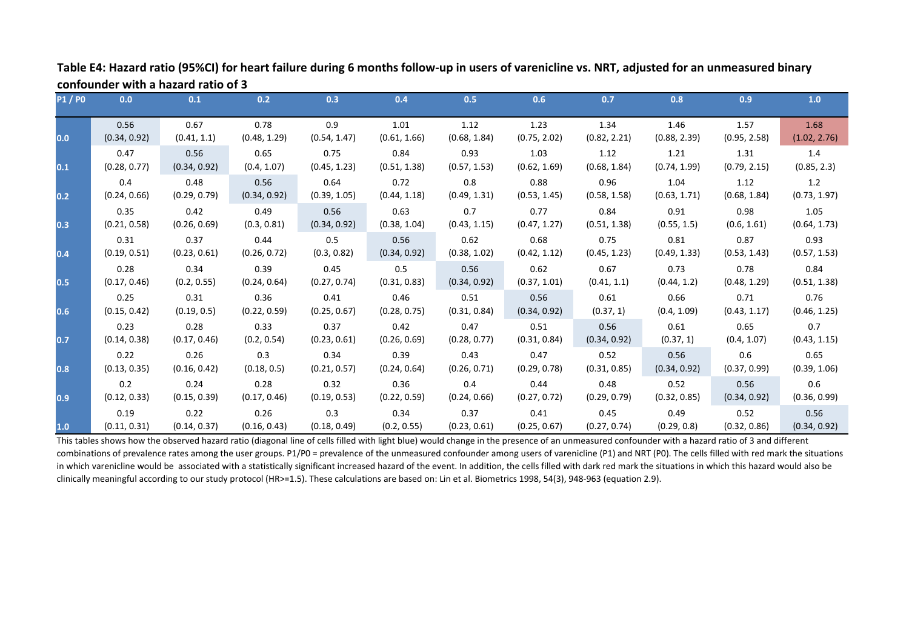**Table E4: Hazard ratio (95%CI) for heart failure during 6 months follow-up in users of varenicline vs. NRT, adjusted for an unmeasured binary confounder with a hazard ratio of 3**

| P1 / P0 | 0.0 | 0.1 | 0.2 | 0.3 | 0.4 | 0.5 | 0.6 | 0.7 | 0.8 | 0.9 | 1.0 |
|---|---|---|---|---|---|---|---|---|---|---|---|
| 0.0 | 0.56 (0.34, 0.92) | 0.67 (0.41, 1.1) | 0.78 (0.48, 1.29) | 0.9 (0.54, 1.47) | 1.01 (0.61, 1.66) | 1.12 (0.68, 1.84) | 1.23 (0.75, 2.02) | 1.34 (0.82, 2.21) | 1.46 (0.88, 2.39) | 1.57 (0.95, 2.58) | 1.68 (1.02, 2.76) |
| 0.1 | 0.47 (0.28, 0.77) | 0.56 (0.34, 0.92) | 0.65 (0.4, 1.07) | 0.75 (0.45, 1.23) | 0.84 (0.51, 1.38) | 0.93 (0.57, 1.53) | 1.03 (0.62, 1.69) | 1.12 (0.68, 1.84) | 1.21 (0.74, 1.99) | 1.31 (0.79, 2.15) | 1.4 (0.85, 2.3) |
| 0.2 | 0.4 (0.24, 0.66) | 0.48 (0.29, 0.79) | 0.56 (0.34, 0.92) | 0.64 (0.39, 1.05) | 0.72 (0.44, 1.18) | 0.8 (0.49, 1.31) | 0.88 (0.53, 1.45) | 0.96 (0.58, 1.58) | 1.04 (0.63, 1.71) | 1.12 (0.68, 1.84) | 1.2 (0.73, 1.97) |
| 0.3 | 0.35 (0.21, 0.58) | 0.42 (0.26, 0.69) | 0.49 (0.3, 0.81) | 0.56 (0.34, 0.92) | 0.63 (0.38, 1.04) | 0.7 (0.43, 1.15) | 0.77 (0.47, 1.27) | 0.84 (0.51, 1.38) | 0.91 (0.55, 1.5) | 0.98 (0.6, 1.61) | 1.05 (0.64, 1.73) |
| 0.4 | 0.31 (0.19, 0.51) | 0.37 (0.23, 0.61) | 0.44 (0.26, 0.72) | 0.5 (0.3, 0.82) | 0.56 (0.34, 0.92) | 0.62 (0.38, 1.02) | 0.68 (0.42, 1.12) | 0.75 (0.45, 1.23) | 0.81 (0.49, 1.33) | 0.87 (0.53, 1.43) | 0.93 (0.57, 1.53) |
| 0.5 | 0.28 (0.17, 0.46) | 0.34 (0.2, 0.55) | 0.39 (0.24, 0.64) | 0.45 (0.27, 0.74) | 0.5 (0.31, 0.83) | 0.56 (0.34, 0.92) | 0.62 (0.37, 1.01) | 0.67 (0.41, 1.1) | 0.73 (0.44, 1.2) | 0.78 (0.48, 1.29) | 0.84 (0.51, 1.38) |
| 0.6 | 0.25 (0.15, 0.42) | 0.31 (0.19, 0.5) | 0.36 (0.22, 0.59) | 0.41 (0.25, 0.67) | 0.46 (0.28, 0.75) | 0.51 (0.31, 0.84) | 0.56 (0.34, 0.92) | 0.61 (0.37, 1) | 0.66 (0.4, 1.09) | 0.71 (0.43, 1.17) | 0.76 (0.46, 1.25) |
| 0.7 | 0.23 (0.14, 0.38) | 0.28 (0.17, 0.46) | 0.33 (0.2, 0.54) | 0.37 (0.23, 0.61) | 0.42 (0.26, 0.69) | 0.47 (0.28, 0.77) | 0.51 (0.31, 0.84) | 0.56 (0.34, 0.92) | 0.61 (0.37, 1) | 0.65 (0.4, 1.07) | 0.7 (0.43, 1.15) |
| 0.8 | 0.22 (0.13, 0.35) | 0.26 (0.16, 0.42) | 0.3 (0.18, 0.5) | 0.34 (0.21, 0.57) | 0.39 (0.24, 0.64) | 0.43 (0.26, 0.71) | 0.47 (0.29, 0.78) | 0.52 (0.31, 0.85) | 0.56 (0.34, 0.92) | 0.6 (0.37, 0.99) | 0.65 (0.39, 1.06) |
| 0.9 | 0.2 (0.12, 0.33) | 0.24 (0.15, 0.39) | 0.28 (0.17, 0.46) | 0.32 (0.19, 0.53) | 0.36 (0.22, 0.59) | 0.4 (0.24, 0.66) | 0.44 (0.27, 0.72) | 0.48 (0.29, 0.79) | 0.52 (0.32, 0.85) | 0.56 (0.34, 0.92) | 0.6 (0.36, 0.99) |
| 1.0 | 0.19 (0.11, 0.31) | 0.22 (0.14, 0.37) | 0.26 (0.16, 0.43) | 0.3 (0.18, 0.49) | 0.34 (0.2, 0.55) | 0.37 (0.23, 0.61) | 0.41 (0.25, 0.67) | 0.45 (0.27, 0.74) | 0.49 (0.29, 0.8) | 0.52 (0.32, 0.86) | 0.56 (0.34, 0.92) |

This tables shows how the observed hazard ratio (diagonal line of cells filled with light blue) would change in the presence of an unmeasured confounder with a hazard ratio of 3 and different combinations of prevalence rates among the user groups. P1/P0 = prevalence of the unmeasured confounder among users of varenicline (P1) and NRT (P0). The cells filled with red mark the situations in which varenicline would be associated with a statistically significant increased hazard of the event. In addition, the cells filled with dark red mark the situations in which this hazard would also be clinically meaningful according to our study protocol (HR>=1.5). These calculations are based on: Lin et al. Biometrics 1998, 54(3), 948-963 (equation 2.9).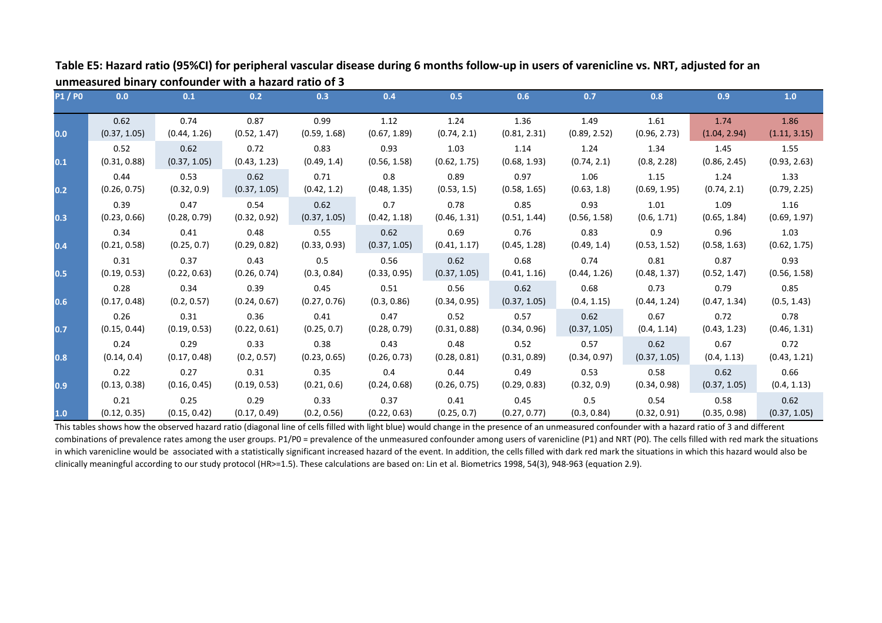**Table E5: Hazard ratio (95%CI) for peripheral vascular disease during 6 months follow-up in users of varenicline vs. NRT, adjusted for an unmeasured binary confounder with a hazard ratio of 3**

| P1 / P0 | 0.0 | 0.1 | 0.2 | 0.3 | 0.4 | 0.5 | 0.6 | 0.7 | 0.8 | 0.9 | 1.0 |
|---|---|---|---|---|---|---|---|---|---|---|---|
| 0.0 | 0.62 (0.37, 1.05) | 0.74 (0.44, 1.26) | 0.87 (0.52, 1.47) | 0.99 (0.59, 1.68) | 1.12 (0.67, 1.89) | 1.24 (0.74, 2.1) | 1.36 (0.81, 2.31) | 1.49 (0.89, 2.52) | 1.61 (0.96, 2.73) | 1.74 (1.04, 2.94) | 1.86 (1.11, 3.15) |
| 0.1 | 0.52 (0.31, 0.88) | 0.62 (0.37, 1.05) | 0.72 (0.43, 1.23) | 0.83 (0.49, 1.4) | 0.93 (0.56, 1.58) | 1.03 (0.62, 1.75) | 1.14 (0.68, 1.93) | 1.24 (0.74, 2.1) | 1.34 (0.8, 2.28) | 1.45 (0.86, 2.45) | 1.55 (0.93, 2.63) |
| 0.2 | 0.44 (0.26, 0.75) | 0.53 (0.32, 0.9) | 0.62 (0.37, 1.05) | 0.71 (0.42, 1.2) | 0.8 (0.48, 1.35) | 0.89 (0.53, 1.5) | 0.97 (0.58, 1.65) | 1.06 (0.63, 1.8) | 1.15 (0.69, 1.95) | 1.24 (0.74, 2.1) | 1.33 (0.79, 2.25) |
| 0.3 | 0.39 (0.23, 0.66) | 0.47 (0.28, 0.79) | 0.54 (0.32, 0.92) | 0.62 (0.37, 1.05) | 0.7 (0.42, 1.18) | 0.78 (0.46, 1.31) | 0.85 (0.51, 1.44) | 0.93 (0.56, 1.58) | 1.01 (0.6, 1.71) | 1.09 (0.65, 1.84) | 1.16 (0.69, 1.97) |
| 0.4 | 0.34 (0.21, 0.58) | 0.41 (0.25, 0.7) | 0.48 (0.29, 0.82) | 0.55 (0.33, 0.93) | 0.62 (0.37, 1.05) | 0.69 (0.41, 1.17) | 0.76 (0.45, 1.28) | 0.83 (0.49, 1.4) | 0.9 (0.53, 1.52) | 0.96 (0.58, 1.63) | 1.03 (0.62, 1.75) |
| 0.5 | 0.31 (0.19, 0.53) | 0.37 (0.22, 0.63) | 0.43 (0.26, 0.74) | 0.5 (0.3, 0.84) | 0.56 (0.33, 0.95) | 0.62 (0.37, 1.05) | 0.68 (0.41, 1.16) | 0.74 (0.44, 1.26) | 0.81 (0.48, 1.37) | 0.87 (0.52, 1.47) | 0.93 (0.56, 1.58) |
| 0.6 | 0.28 (0.17, 0.48) | 0.34 (0.2, 0.57) | 0.39 (0.24, 0.67) | 0.45 (0.27, 0.76) | 0.51 (0.3, 0.86) | 0.56 (0.34, 0.95) | 0.62 (0.37, 1.05) | 0.68 (0.4, 1.15) | 0.73 (0.44, 1.24) | 0.79 (0.47, 1.34) | 0.85 (0.5, 1.43) |
| 0.7 | 0.26 (0.15, 0.44) | 0.31 (0.19, 0.53) | 0.36 (0.22, 0.61) | 0.41 (0.25, 0.7) | 0.47 (0.28, 0.79) | 0.52 (0.31, 0.88) | 0.57 (0.34, 0.96) | 0.62 (0.37, 1.05) | 0.67 (0.4, 1.14) | 0.72 (0.43, 1.23) | 0.78 (0.46, 1.31) |
| 0.8 | 0.24 (0.14, 0.4) | 0.29 (0.17, 0.48) | 0.33 (0.2, 0.57) | 0.38 (0.23, 0.65) | 0.43 (0.26, 0.73) | 0.48 (0.28, 0.81) | 0.52 (0.31, 0.89) | 0.57 (0.34, 0.97) | 0.62 (0.37, 1.05) | 0.67 (0.4, 1.13) | 0.72 (0.43, 1.21) |
| 0.9 | 0.22 (0.13, 0.38) | 0.27 (0.16, 0.45) | 0.31 (0.19, 0.53) | 0.35 (0.21, 0.6) | 0.4 (0.24, 0.68) | 0.44 (0.26, 0.75) | 0.49 (0.29, 0.83) | 0.53 (0.32, 0.9) | 0.58 (0.34, 0.98) | 0.62 (0.37, 1.05) | 0.66 (0.4, 1.13) |
| 1.0 | 0.21 (0.12, 0.35) | 0.25 (0.15, 0.42) | 0.29 (0.17, 0.49) | 0.33 (0.2, 0.56) | 0.37 (0.22, 0.63) | 0.41 (0.25, 0.7) | 0.45 (0.27, 0.77) | 0.5 (0.3, 0.84) | 0.54 (0.32, 0.91) | 0.58 (0.35, 0.98) | 0.62 (0.37, 1.05) |

This tables shows how the observed hazard ratio (diagonal line of cells filled with light blue) would change in the presence of an unmeasured confounder with a hazard ratio of 3 and different combinations of prevalence rates among the user groups. P1/P0 = prevalence of the unmeasured confounder among users of varenicline (P1) and NRT (P0). The cells filled with red mark the situations in which varenicline would be associated with a statistically significant increased hazard of the event. In addition, the cells filled with dark red mark the situations in which this hazard would also be clinically meaningful according to our study protocol (HR>=1.5). These calculations are based on: Lin et al. Biometrics 1998, 54(3), 948-963 (equation 2.9).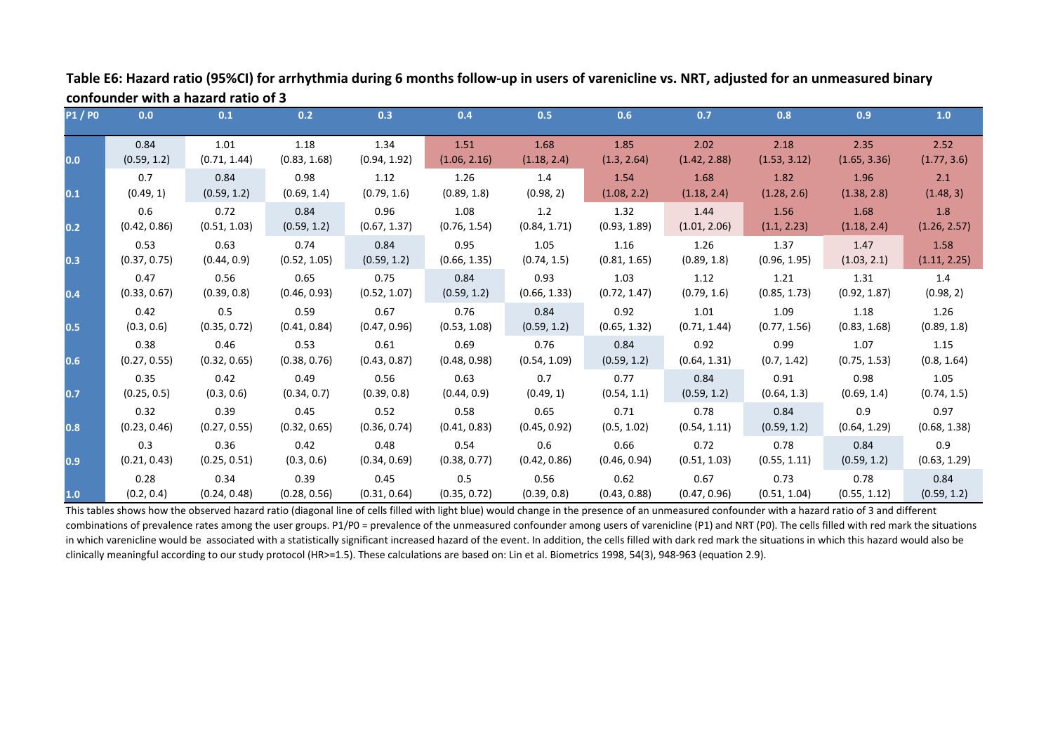**Table E6: Hazard ratio (95%CI) for arrhythmia during 6 months follow-up in users of varenicline vs. NRT, adjusted for an unmeasured binary confounder with a hazard ratio of 3**

| P1 / P0 | 0.0 | 0.1 | 0.2 | 0.3 | 0.4 | 0.5 | 0.6 | 0.7 | 0.8 | 0.9 | 1.0 |
|---|---|---|---|---|---|---|---|---|---|---|---|
| 0.0 | 0.84 (0.59, 1.2) | 1.01 (0.71, 1.44) | 1.18 (0.83, 1.68) | 1.34 (0.94, 1.92) | 1.51 (1.06, 2.16) | 1.68 (1.18, 2.4) | 1.85 (1.3, 2.64) | 2.02 (1.42, 2.88) | 2.18 (1.53, 3.12) | 2.35 (1.65, 3.36) | 2.52 (1.77, 3.6) |
| 0.1 | 0.7 (0.49, 1) | 0.84 (0.59, 1.2) | 0.98 (0.69, 1.4) | 1.12 (0.79, 1.6) | 1.26 (0.89, 1.8) | 1.4 (0.98, 2) | 1.54 (1.08, 2.2) | 1.68 (1.18, 2.4) | 1.82 (1.28, 2.6) | 1.96 (1.38, 2.8) | 2.1 (1.48, 3) |
| 0.2 | 0.6 (0.42, 0.86) | 0.72 (0.51, 1.03) | 0.84 (0.59, 1.2) | 0.96 (0.67, 1.37) | 1.08 (0.76, 1.54) | 1.2 (0.84, 1.71) | 1.32 (0.93, 1.89) | 1.44 (1.01, 2.06) | 1.56 (1.1, 2.23) | 1.68 (1.18, 2.4) | 1.8 (1.26, 2.57) |
| 0.3 | 0.53 (0.37, 0.75) | 0.63 (0.44, 0.9) | 0.74 (0.52, 1.05) | 0.84 (0.59, 1.2) | 0.95 (0.66, 1.35) | 1.05 (0.74, 1.5) | 1.16 (0.81, 1.65) | 1.26 (0.89, 1.8) | 1.37 (0.96, 1.95) | 1.47 (1.03, 2.1) | 1.58 (1.11, 2.25) |
| 0.4 | 0.47 (0.33, 0.67) | 0.56 (0.39, 0.8) | 0.65 (0.46, 0.93) | 0.75 (0.52, 1.07) | 0.84 (0.59, 1.2) | 0.93 (0.66, 1.33) | 1.03 (0.72, 1.47) | 1.12 (0.79, 1.6) | 1.21 (0.85, 1.73) | 1.31 (0.92, 1.87) | 1.4 (0.98, 2) |
| 0.5 | 0.42 (0.3, 0.6) | 0.5 (0.35, 0.72) | 0.59 (0.41, 0.84) | 0.67 (0.47, 0.96) | 0.76 (0.53, 1.08) | 0.84 (0.59, 1.2) | 0.92 (0.65, 1.32) | 1.01 (0.71, 1.44) | 1.09 (0.77, 1.56) | 1.18 (0.83, 1.68) | 1.26 (0.89, 1.8) |
| 0.6 | 0.38 (0.27, 0.55) | 0.46 (0.32, 0.65) | 0.53 (0.38, 0.76) | 0.61 (0.43, 0.87) | 0.69 (0.48, 0.98) | 0.76 (0.54, 1.09) | 0.84 (0.59, 1.2) | 0.92 (0.64, 1.31) | 0.99 (0.7, 1.42) | 1.07 (0.75, 1.53) | 1.15 (0.8, 1.64) |
| 0.7 | 0.35 (0.25, 0.5) | 0.42 (0.3, 0.6) | 0.49 (0.34, 0.7) | 0.56 (0.39, 0.8) | 0.63 (0.44, 0.9) | 0.7 (0.49, 1) | 0.77 (0.54, 1.1) | 0.84 (0.59, 1.2) | 0.91 (0.64, 1.3) | 0.98 (0.69, 1.4) | 1.05 (0.74, 1.5) |
| 0.8 | 0.32 (0.23, 0.46) | 0.39 (0.27, 0.55) | 0.45 (0.32, 0.65) | 0.52 (0.36, 0.74) | 0.58 (0.41, 0.83) | 0.65 (0.45, 0.92) | 0.71 (0.5, 1.02) | 0.78 (0.54, 1.11) | 0.84 (0.59, 1.2) | 0.9 (0.64, 1.29) | 0.97 (0.68, 1.38) |
| 0.9 | 0.3 (0.21, 0.43) | 0.36 (0.25, 0.51) | 0.42 (0.3, 0.6) | 0.48 (0.34, 0.69) | 0.54 (0.38, 0.77) | 0.6 (0.42, 0.86) | 0.66 (0.46, 0.94) | 0.72 (0.51, 1.03) | 0.78 (0.55, 1.11) | 0.84 (0.59, 1.2) | 0.9 (0.63, 1.29) |
| 1.0 | 0.28 (0.2, 0.4) | 0.34 (0.24, 0.48) | 0.39 (0.28, 0.56) | 0.45 (0.31, 0.64) | 0.5 (0.35, 0.72) | 0.56 (0.39, 0.8) | 0.62 (0.43, 0.88) | 0.67 (0.47, 0.96) | 0.73 (0.51, 1.04) | 0.78 (0.55, 1.12) | 0.84 (0.59, 1.2) |

This tables shows how the observed hazard ratio (diagonal line of cells filled with light blue) would change in the presence of an unmeasured confounder with a hazard ratio of 3 and different combinations of prevalence rates among the user groups. P1/P0 = prevalence of the unmeasured confounder among users of varenicline (P1) and NRT (P0). The cells filled with red mark the situations in which varenicline would be associated with a statistically significant increased hazard of the event. In addition, the cells filled with dark red mark the situations in which this hazard would also be clinically meaningful according to our study protocol (HR>=1.5). These calculations are based on: Lin et al. Biometrics 1998, 54(3), 948-963 (equation 2.9).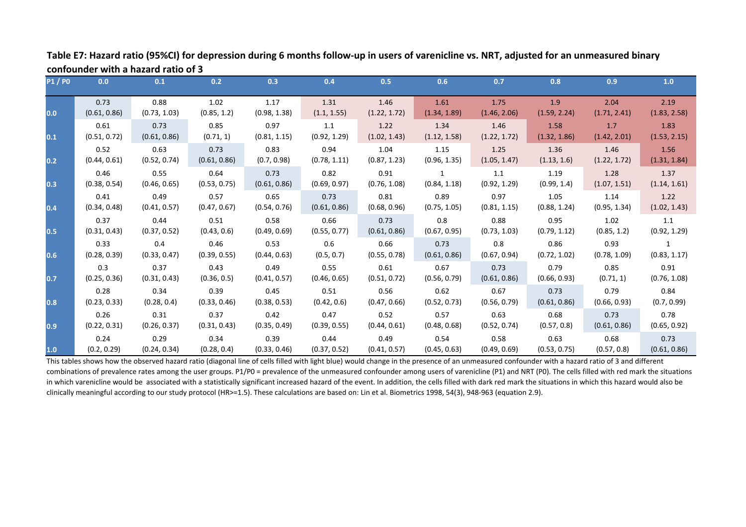**Table E7: Hazard ratio (95%CI) for depression during 6 months follow-up in users of varenicline vs. NRT, adjusted for an unmeasured binary confounder with a hazard ratio of 3**

| P1 / P0 | 0.0 | 0.1 | 0.2 | 0.3 | 0.4 | 0.5 | 0.6 | 0.7 | 0.8 | 0.9 | 1.0 |
|---|---|---|---|---|---|---|---|---|---|---|---|
| 0.0 | 0.73 (0.61, 0.86) | 0.88 (0.73, 1.03) | 1.02 (0.85, 1.2) | 1.17 (0.98, 1.38) | 1.31 (1.1, 1.55) | 1.46 (1.22, 1.72) | 1.61 (1.34, 1.89) | 1.75 (1.46, 2.06) | 1.9 (1.59, 2.24) | 2.04 (1.71, 2.41) | 2.19 (1.83, 2.58) |
| 0.1 | 0.61 (0.51, 0.72) | 0.73 (0.61, 0.86) | 0.85 (0.71, 1) | 0.97 (0.81, 1.15) | 1.1 (0.92, 1.29) | 1.22 (1.02, 1.43) | 1.34 (1.12, 1.58) | 1.46 (1.22, 1.72) | 1.58 (1.32, 1.86) | 1.7 (1.42, 2.01) | 1.83 (1.53, 2.15) |
| 0.2 | 0.52 (0.44, 0.61) | 0.63 (0.52, 0.74) | 0.73 (0.61, 0.86) | 0.83 (0.7, 0.98) | 0.94 (0.78, 1.11) | 1.04 (0.87, 1.23) | 1.15 (0.96, 1.35) | 1.25 (1.05, 1.47) | 1.36 (1.13, 1.6) | 1.46 (1.22, 1.72) | 1.56 (1.31, 1.84) |
| 0.3 | 0.46 (0.38, 0.54) | 0.55 (0.46, 0.65) | 0.64 (0.53, 0.75) | 0.73 (0.61, 0.86) | 0.82 (0.69, 0.97) | 0.91 (0.76, 1.08) | 1 (0.84, 1.18) | 1.1 (0.92, 1.29) | 1.19 (0.99, 1.4) | 1.28 (1.07, 1.51) | 1.37 (1.14, 1.61) |
| 0.4 | 0.41 (0.34, 0.48) | 0.49 (0.41, 0.57) | 0.57 (0.47, 0.67) | 0.65 (0.54, 0.76) | 0.73 (0.61, 0.86) | 0.81 (0.68, 0.96) | 0.89 (0.75, 1.05) | 0.97 (0.81, 1.15) | 1.05 (0.88, 1.24) | 1.14 (0.95, 1.34) | 1.22 (1.02, 1.43) |
| 0.5 | 0.37 (0.31, 0.43) | 0.44 (0.37, 0.52) | 0.51 (0.43, 0.6) | 0.58 (0.49, 0.69) | 0.66 (0.55, 0.77) | 0.73 (0.61, 0.86) | 0.8 (0.67, 0.95) | 0.88 (0.73, 1.03) | 0.95 (0.79, 1.12) | 1.02 (0.85, 1.2) | 1.1 (0.92, 1.29) |
| 0.6 | 0.33 (0.28, 0.39) | 0.4 (0.33, 0.47) | 0.46 (0.39, 0.55) | 0.53 (0.44, 0.63) | 0.6 (0.5, 0.7) | 0.66 (0.55, 0.78) | 0.73 (0.61, 0.86) | 0.8 (0.67, 0.94) | 0.86 (0.72, 1.02) | 0.93 (0.78, 1.09) | 1 (0.83, 1.17) |
| 0.7 | 0.3 (0.25, 0.36) | 0.37 (0.31, 0.43) | 0.43 (0.36, 0.5) | 0.49 (0.41, 0.57) | 0.55 (0.46, 0.65) | 0.61 (0.51, 0.72) | 0.67 (0.56, 0.79) | 0.73 (0.61, 0.86) | 0.79 (0.66, 0.93) | 0.85 (0.71, 1) | 0.91 (0.76, 1.08) |
| 0.8 | 0.28 (0.23, 0.33) | 0.34 (0.28, 0.4) | 0.39 (0.33, 0.46) | 0.45 (0.38, 0.53) | 0.51 (0.42, 0.6) | 0.56 (0.47, 0.66) | 0.62 (0.52, 0.73) | 0.67 (0.56, 0.79) | 0.73 (0.61, 0.86) | 0.79 (0.66, 0.93) | 0.84 (0.7, 0.99) |
| 0.9 | 0.26 (0.22, 0.31) | 0.31 (0.26, 0.37) | 0.37 (0.31, 0.43) | 0.42 (0.35, 0.49) | 0.47 (0.39, 0.55) | 0.52 (0.44, 0.61) | 0.57 (0.48, 0.68) | 0.63 (0.52, 0.74) | 0.68 (0.57, 0.8) | 0.73 (0.61, 0.86) | 0.78 (0.65, 0.92) |
| 1.0 | 0.24 (0.2, 0.29) | 0.29 (0.24, 0.34) | 0.34 (0.28, 0.4) | 0.39 (0.33, 0.46) | 0.44 (0.37, 0.52) | 0.49 (0.41, 0.57) | 0.54 (0.45, 0.63) | 0.58 (0.49, 0.69) | 0.63 (0.53, 0.75) | 0.68 (0.57, 0.8) | 0.73 (0.61, 0.86) |

This tables shows how the observed hazard ratio (diagonal line of cells filled with light blue) would change in the presence of an unmeasured confounder with a hazard ratio of 3 and different combinations of prevalence rates among the user groups. P1/P0 = prevalence of the unmeasured confounder among users of varenicline (P1) and NRT (P0). The cells filled with red mark the situations in which varenicline would be associated with a statistically significant increased hazard of the event. In addition, the cells filled with dark red mark the situations in which this hazard would also be clinically meaningful according to our study protocol (HR>=1.5). These calculations are based on: Lin et al. Biometrics 1998, 54(3), 948-963 (equation 2.9).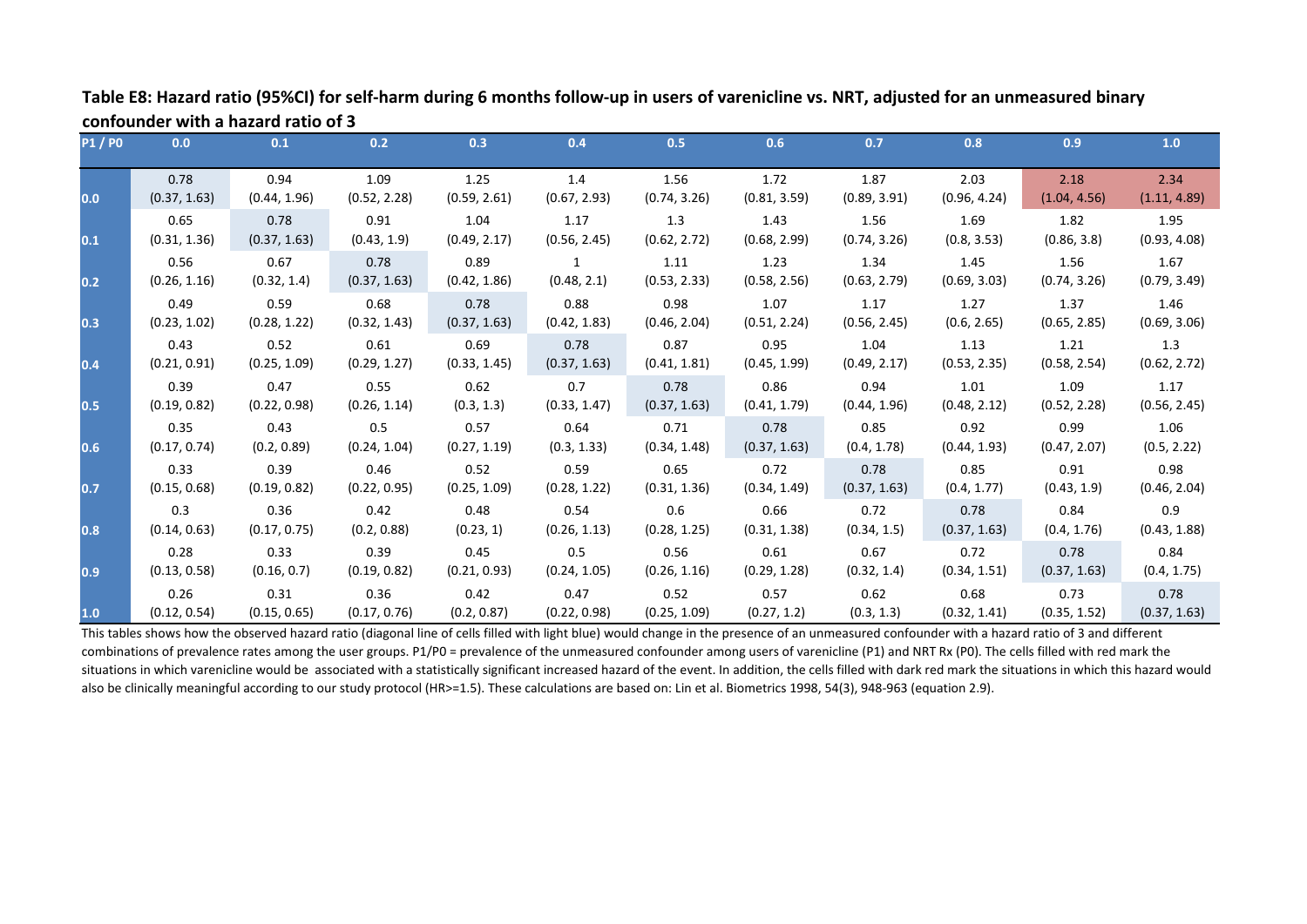**Table E8: Hazard ratio (95%CI) for self-harm during 6 months follow-up in users of varenicline vs. NRT, adjusted for an unmeasured binary confounder with a hazard ratio of 3**

| P1 / P0 | 0.0 | 0.1 | 0.2 | 0.3 | 0.4 | 0.5 | 0.6 | 0.7 | 0.8 | 0.9 | 1.0 |
|---|---|---|---|---|---|---|---|---|---|---|---|
| 0.0 | 0.78 (0.37, 1.63) | 0.94 (0.44, 1.96) | 1.09 (0.52, 2.28) | 1.25 (0.59, 2.61) | 1.4 (0.67, 2.93) | 1.56 (0.74, 3.26) | 1.72 (0.81, 3.59) | 1.87 (0.89, 3.91) | 2.03 (0.96, 4.24) | 2.18 (1.04, 4.56) | 2.34 (1.11, 4.89) |
| 0.1 | 0.65 (0.31, 1.36) | 0.78 (0.37, 1.63) | 0.91 (0.43, 1.9) | 1.04 (0.49, 2.17) | 1.17 (0.56, 2.45) | 1.3 (0.62, 2.72) | 1.43 (0.68, 2.99) | 1.56 (0.74, 3.26) | 1.69 (0.8, 3.53) | 1.82 (0.86, 3.8) | 1.95 (0.93, 4.08) |
| 0.2 | 0.56 (0.26, 1.16) | 0.67 (0.32, 1.4) | 0.78 (0.37, 1.63) | 0.89 (0.42, 1.86) | 1 (0.48, 2.1) | 1.11 (0.53, 2.33) | 1.23 (0.58, 2.56) | 1.34 (0.63, 2.79) | 1.45 (0.69, 3.03) | 1.56 (0.74, 3.26) | 1.67 (0.79, 3.49) |
| 0.3 | 0.49 (0.23, 1.02) | 0.59 (0.28, 1.22) | 0.68 (0.32, 1.43) | 0.78 (0.37, 1.63) | 0.88 (0.42, 1.83) | 0.98 (0.46, 2.04) | 1.07 (0.51, 2.24) | 1.17 (0.56, 2.45) | 1.27 (0.6, 2.65) | 1.37 (0.65, 2.85) | 1.46 (0.69, 3.06) |
| 0.4 | 0.43 (0.21, 0.91) | 0.52 (0.25, 1.09) | 0.61 (0.29, 1.27) | 0.69 (0.33, 1.45) | 0.78 (0.37, 1.63) | 0.87 (0.41, 1.81) | 0.95 (0.45, 1.99) | 1.04 (0.49, 2.17) | 1.13 (0.53, 2.35) | 1.21 (0.58, 2.54) | 1.3 (0.62, 2.72) |
| 0.5 | 0.39 (0.19, 0.82) | 0.47 (0.22, 0.98) | 0.55 (0.26, 1.14) | 0.62 (0.3, 1.3) | 0.7 (0.33, 1.47) | 0.78 (0.37, 1.63) | 0.86 (0.41, 1.79) | 0.94 (0.44, 1.96) | 1.01 (0.48, 2.12) | 1.09 (0.52, 2.28) | 1.17 (0.56, 2.45) |
| 0.6 | 0.35 (0.17, 0.74) | 0.43 (0.2, 0.89) | 0.5 (0.24, 1.04) | 0.57 (0.27, 1.19) | 0.64 (0.3, 1.33) | 0.71 (0.34, 1.48) | 0.78 (0.37, 1.63) | 0.85 (0.4, 1.78) | 0.92 (0.44, 1.93) | 0.99 (0.47, 2.07) | 1.06 (0.5, 2.22) |
| 0.7 | 0.33 (0.15, 0.68) | 0.39 (0.19, 0.82) | 0.46 (0.22, 0.95) | 0.52 (0.25, 1.09) | 0.59 (0.28, 1.22) | 0.65 (0.31, 1.36) | 0.72 (0.34, 1.49) | 0.78 (0.37, 1.63) | 0.85 (0.4, 1.77) | 0.91 (0.43, 1.9) | 0.98 (0.46, 2.04) |
| 0.8 | 0.3 (0.14, 0.63) | 0.36 (0.17, 0.75) | 0.42 (0.2, 0.88) | 0.48 (0.23, 1) | 0.54 (0.26, 1.13) | 0.6 (0.28, 1.25) | 0.66 (0.31, 1.38) | 0.72 (0.34, 1.5) | 0.78 (0.37, 1.63) | 0.84 (0.4, 1.76) | 0.9 (0.43, 1.88) |
| 0.9 | 0.28 (0.13, 0.58) | 0.33 (0.16, 0.7) | 0.39 (0.19, 0.82) | 0.45 (0.21, 0.93) | 0.5 (0.24, 1.05) | 0.56 (0.26, 1.16) | 0.61 (0.29, 1.28) | 0.67 (0.32, 1.4) | 0.72 (0.34, 1.51) | 0.78 (0.37, 1.63) | 0.84 (0.4, 1.75) |
| 1.0 | 0.26 (0.12, 0.54) | 0.31 (0.15, 0.65) | 0.36 (0.17, 0.76) | 0.42 (0.2, 0.87) | 0.47 (0.22, 0.98) | 0.52 (0.25, 1.09) | 0.57 (0.27, 1.2) | 0.62 (0.3, 1.3) | 0.68 (0.32, 1.41) | 0.73 (0.35, 1.52) | 0.78 (0.37, 1.63) |

This tables shows how the observed hazard ratio (diagonal line of cells filled with light blue) would change in the presence of an unmeasured confounder with a hazard ratio of 3 and different combinations of prevalence rates among the user groups. P1/P0 = prevalence of the unmeasured confounder among users of varenicline (P1) and NRT Rx (P0). The cells filled with red mark the situations in which varenicline would be associated with a statistically significant increased hazard of the event. In addition, the cells filled with dark red mark the situations in which this hazard would also be clinically meaningful according to our study protocol (HR>=1.5). These calculations are based on: Lin et al. Biometrics 1998, 54(3), 948-963 (equation 2.9).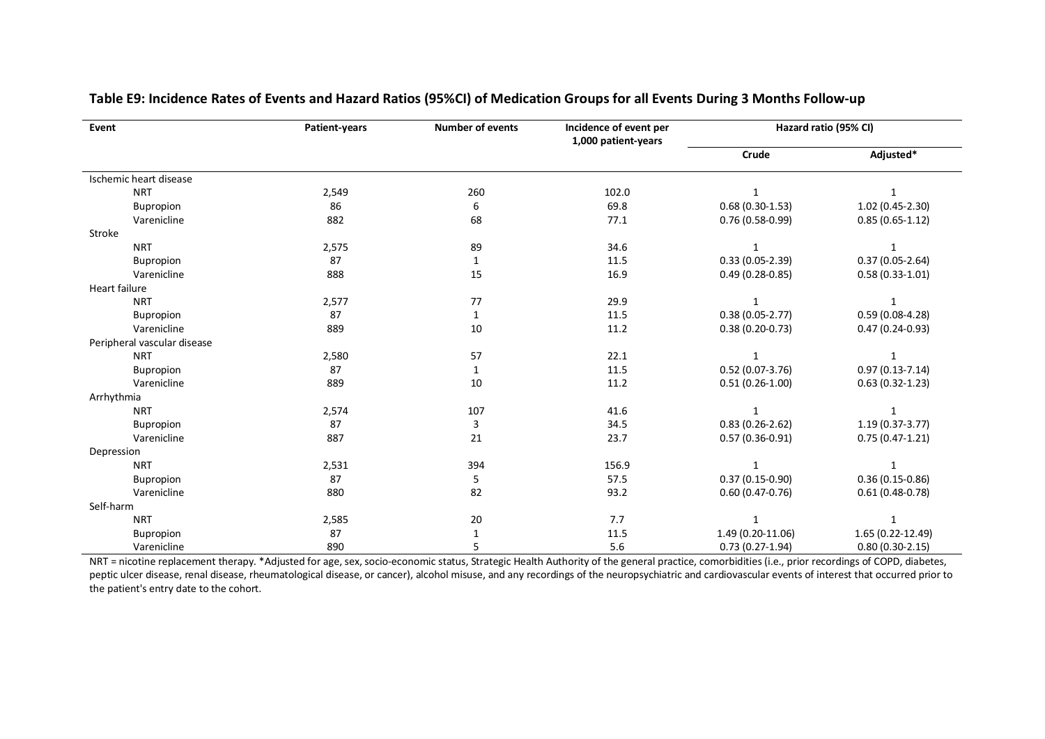**Table E9: Incidence Rates of Events and Hazard Ratios (95%CI) of Medication Groups for all Events During 3 Months Follow-up**

| Event | Patient-years | Number of events | Incidence of event per 1,000 patient-years | Hazard ratio (95% CI) | |
|---|---|---|---|---|---|
| | | | | Crude | Adjusted* |
| Ischemic heart disease | | | | | |
| NRT | 2,549 | 260 | 102.0 | 1 | 1 |
| Bupropion | 86 | 6 | 69.8 | 0.68 (0.30-1.53) | 1.02 (0.45-2.30) |
| Varenicline | 882 | 68 | 77.1 | 0.76 (0.58-0.99) | 0.85 (0.65-1.12) |
| Stroke | | | | | |
| NRT | 2,575 | 89 | 34.6 | 1 | 1 |
| Bupropion | 87 | 1 | 11.5 | 0.33 (0.05-2.39) | 0.37 (0.05-2.64) |
| Varenicline | 888 | 15 | 16.9 | 0.49 (0.28-0.85) | 0.58 (0.33-1.01) |
| Heart failure | | | | | |
| NRT | 2,577 | 77 | 29.9 | 1 | 1 |
| Bupropion | 87 | 1 | 11.5 | 0.38 (0.05-2.77) | 0.59 (0.08-4.28) |
| Varenicline | 889 | 10 | 11.2 | 0.38 (0.20-0.73) | 0.47 (0.24-0.93) |
| Peripheral vascular disease | | | | | |
| NRT | 2,580 | 57 | 22.1 | 1 | 1 |
| Bupropion | 87 | 1 | 11.5 | 0.52 (0.07-3.76) | 0.97 (0.13-7.14) |
| Varenicline | 889 | 10 | 11.2 | 0.51 (0.26-1.00) | 0.63 (0.32-1.23) |
| Arrhythmia | | | | | |
| NRT | 2,574 | 107 | 41.6 | 1 | 1 |
| Bupropion | 87 | 3 | 34.5 | 0.83 (0.26-2.62) | 1.19 (0.37-3.77) |
| Varenicline | 887 | 21 | 23.7 | 0.57 (0.36-0.91) | 0.75 (0.47-1.21) |
| Depression | | | | | |
| NRT | 2,531 | 394 | 156.9 | 1 | 1 |
| Bupropion | 87 | 5 | 57.5 | 0.37 (0.15-0.90) | 0.36 (0.15-0.86) |
| Varenicline | 880 | 82 | 93.2 | 0.60 (0.47-0.76) | 0.61 (0.48-0.78) |
| Self-harm | | | | | |
| NRT | 2,585 | 20 | 7.7 | 1 | 1 |
| Bupropion | 87 | 1 | 11.5 | 1.49 (0.20-11.06) | 1.65 (0.22-12.49) |
| Varenicline | 890 | 5 | 5.6 | 0.73 (0.27-1.94) | 0.80 (0.30-2.15) |

NRT = nicotine replacement therapy. *Adjusted for age, sex, socio-economic status, Strategic Health Authority of the general practice, comorbidities (i.e., prior recordings of COPD, diabetes, peptic ulcer disease, renal disease, rheumatological disease, or cancer), alcohol misuse, and any recordings of the neuropsychiatric and cardiovascular events of interest that occurred prior to the patient's entry date to the cohort.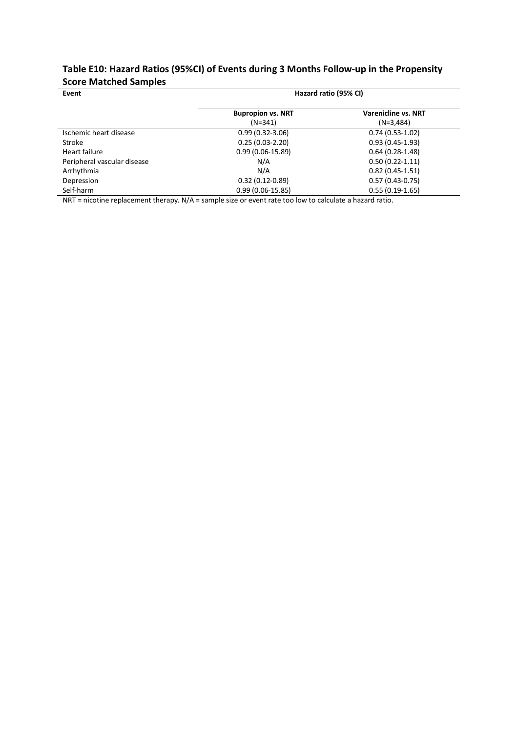## Table E10: Hazard Ratios (95%CI) of Events during 3 Months Follow-up in the Propensity Score Matched Samples

| Event | Hazard ratio (95% CI) | |
|---|---|---|
| | **Bupropion vs. NRT** (N=341) | **Varenicline vs. NRT** (N=3,484) |
| Ischemic heart disease | 0.99 (0.32-3.06) | 0.74 (0.53-1.02) |
| Stroke | 0.25 (0.03-2.20) | 0.93 (0.45-1.93) |
| Heart failure | 0.99 (0.06-15.89) | 0.64 (0.28-1.48) |
| Peripheral vascular disease | N/A | 0.50 (0.22-1.11) |
| Arrhythmia | N/A | 0.82 (0.45-1.51) |
| Depression | 0.32 (0.12-0.89) | 0.57 (0.43-0.75) |
| Self-harm | 0.99 (0.06-15.85) | 0.55 (0.19-1.65) |

NRT = nicotine replacement therapy. N/A = sample size or event rate too low to calculate a hazard ratio.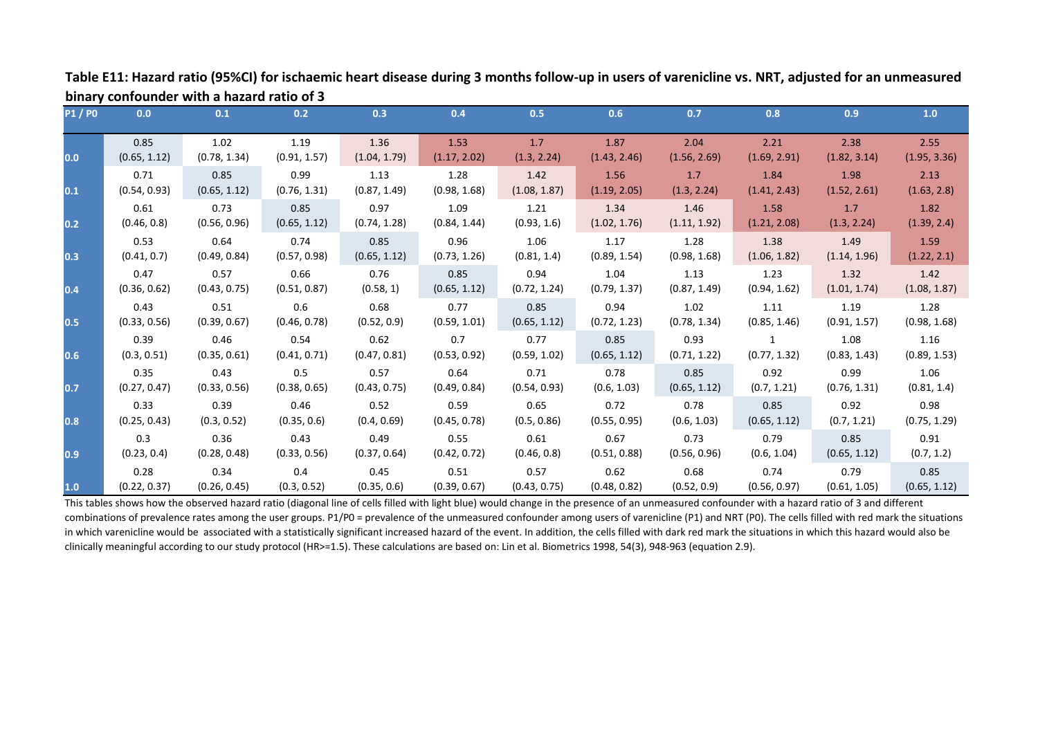**Table E11: Hazard ratio (95%CI) for ischaemic heart disease during 3 months follow-up in users of varenicline vs. NRT, adjusted for an unmeasured binary confounder with a hazard ratio of 3**

| P1 / P0 | 0.0 | 0.1 | 0.2 | 0.3 | 0.4 | 0.5 | 0.6 | 0.7 | 0.8 | 0.9 | 1.0 |
|---|---|---|---|---|---|---|---|---|---|---|---|
| 0.0 | 0.85 (0.65, 1.12) | 1.02 (0.78, 1.34) | 1.19 (0.91, 1.57) | 1.36 (1.04, 1.79) | 1.53 (1.17, 2.02) | 1.7 (1.3, 2.24) | 1.87 (1.43, 2.46) | 2.04 (1.56, 2.69) | 2.21 (1.69, 2.91) | 2.38 (1.82, 3.14) | 2.55 (1.95, 3.36) |
| 0.1 | 0.71 (0.54, 0.93) | 0.85 (0.65, 1.12) | 0.99 (0.76, 1.31) | 1.13 (0.87, 1.49) | 1.28 (0.98, 1.68) | 1.42 (1.08, 1.87) | 1.56 (1.19, 2.05) | 1.7 (1.3, 2.24) | 1.84 (1.41, 2.43) | 1.98 (1.52, 2.61) | 2.13 (1.63, 2.8) |
| 0.2 | 0.61 (0.46, 0.8) | 0.73 (0.56, 0.96) | 0.85 (0.65, 1.12) | 0.97 (0.74, 1.28) | 1.09 (0.84, 1.44) | 1.21 (0.93, 1.6) | 1.34 (1.02, 1.76) | 1.46 (1.11, 1.92) | 1.58 (1.21, 2.08) | 1.7 (1.3, 2.24) | 1.82 (1.39, 2.4) |
| 0.3 | 0.53 (0.41, 0.7) | 0.64 (0.49, 0.84) | 0.74 (0.57, 0.98) | 0.85 (0.65, 1.12) | 0.96 (0.73, 1.26) | 1.06 (0.81, 1.4) | 1.17 (0.89, 1.54) | 1.28 (0.98, 1.68) | 1.38 (1.06, 1.82) | 1.49 (1.14, 1.96) | 1.59 (1.22, 2.1) |
| 0.4 | 0.47 (0.36, 0.62) | 0.57 (0.43, 0.75) | 0.66 (0.51, 0.87) | 0.76 (0.58, 1) | 0.85 (0.65, 1.12) | 0.94 (0.72, 1.24) | 1.04 (0.79, 1.37) | 1.13 (0.87, 1.49) | 1.23 (0.94, 1.62) | 1.32 (1.01, 1.74) | 1.42 (1.08, 1.87) |
| 0.5 | 0.43 (0.33, 0.56) | 0.51 (0.39, 0.67) | 0.6 (0.46, 0.78) | 0.68 (0.52, 0.9) | 0.77 (0.59, 1.01) | 0.85 (0.65, 1.12) | 0.94 (0.72, 1.23) | 1.02 (0.78, 1.34) | 1.11 (0.85, 1.46) | 1.19 (0.91, 1.57) | 1.28 (0.98, 1.68) |
| 0.6 | 0.39 (0.3, 0.51) | 0.46 (0.35, 0.61) | 0.54 (0.41, 0.71) | 0.62 (0.47, 0.81) | 0.7 (0.53, 0.92) | 0.77 (0.59, 1.02) | 0.85 (0.65, 1.12) | 0.93 (0.71, 1.22) | 1 (0.77, 1.32) | 1.08 (0.83, 1.43) | 1.16 (0.89, 1.53) |
| 0.7 | 0.35 (0.27, 0.47) | 0.43 (0.33, 0.56) | 0.5 (0.38, 0.65) | 0.57 (0.43, 0.75) | 0.64 (0.49, 0.84) | 0.71 (0.54, 0.93) | 0.78 (0.6, 1.03) | 0.85 (0.65, 1.12) | 0.92 (0.7, 1.21) | 0.99 (0.76, 1.31) | 1.06 (0.81, 1.4) |
| 0.8 | 0.33 (0.25, 0.43) | 0.39 (0.3, 0.52) | 0.46 (0.35, 0.6) | 0.52 (0.4, 0.69) | 0.59 (0.45, 0.78) | 0.65 (0.5, 0.86) | 0.72 (0.55, 0.95) | 0.78 (0.6, 1.03) | 0.85 (0.65, 1.12) | 0.92 (0.7, 1.21) | 0.98 (0.75, 1.29) |
| 0.9 | 0.3 (0.23, 0.4) | 0.36 (0.28, 0.48) | 0.43 (0.33, 0.56) | 0.49 (0.37, 0.64) | 0.55 (0.42, 0.72) | 0.61 (0.46, 0.8) | 0.67 (0.51, 0.88) | 0.73 (0.56, 0.96) | 0.79 (0.6, 1.04) | 0.85 (0.65, 1.12) | 0.91 (0.7, 1.2) |
| 1.0 | 0.28 (0.22, 0.37) | 0.34 (0.26, 0.45) | 0.4 (0.3, 0.52) | 0.45 (0.35, 0.6) | 0.51 (0.39, 0.67) | 0.57 (0.43, 0.75) | 0.62 (0.48, 0.82) | 0.68 (0.52, 0.9) | 0.74 (0.56, 0.97) | 0.79 (0.61, 1.05) | 0.85 (0.65, 1.12) |

This tables shows how the observed hazard ratio (diagonal line of cells filled with light blue) would change in the presence of an unmeasured confounder with a hazard ratio of 3 and different combinations of prevalence rates among the user groups. P1/P0 = prevalence of the unmeasured confounder among users of varenicline (P1) and NRT (P0). The cells filled with red mark the situations in which varenicline would be associated with a statistically significant increased hazard of the event. In addition, the cells filled with dark red mark the situations in which this hazard would also be clinically meaningful according to our study protocol (HR>=1.5). These calculations are based on: Lin et al. Biometrics 1998, 54(3), 948-963 (equation 2.9).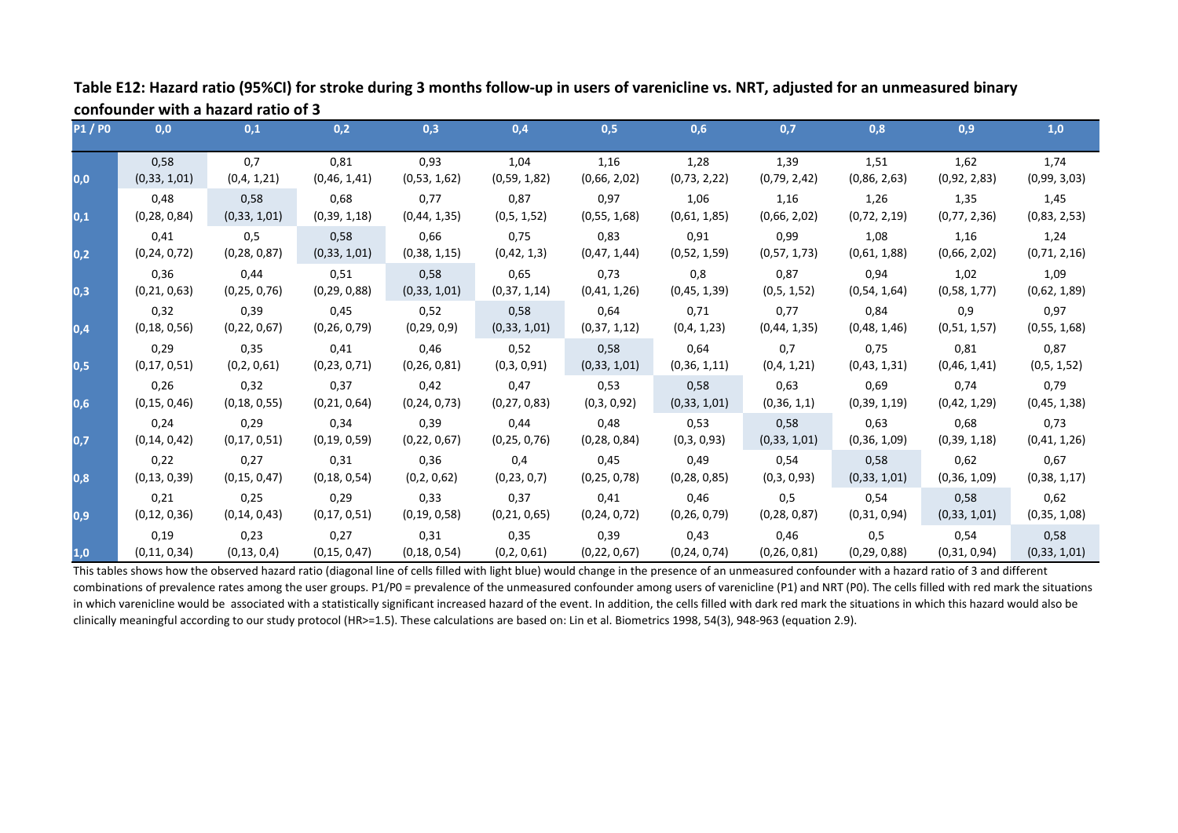**Table E12: Hazard ratio (95%CI) for stroke during 3 months follow-up in users of varenicline vs. NRT, adjusted for an unmeasured binary confounder with a hazard ratio of 3**

| P1 / P0 | 0,0 | 0,1 | 0,2 | 0,3 | 0,4 | 0,5 | 0,6 | 0,7 | 0,8 | 0,9 | 1,0 |
|---|---|---|---|---|---|---|---|---|---|---|---|
| 0,0 | 0,58 (0,33, 1,01) | 0,7 (0,4, 1,21) | 0,81 (0,46, 1,41) | 0,93 (0,53, 1,62) | 1,04 (0,59, 1,82) | 1,16 (0,66, 2,02) | 1,28 (0,73, 2,22) | 1,39 (0,79, 2,42) | 1,51 (0,86, 2,63) | 1,62 (0,92, 2,83) | 1,74 (0,99, 3,03) |
| 0,1 | 0,48 (0,28, 0,84) | 0,58 (0,33, 1,01) | 0,68 (0,39, 1,18) | 0,77 (0,44, 1,35) | 0,87 (0,5, 1,52) | 0,97 (0,55, 1,68) | 1,06 (0,61, 1,85) | 1,16 (0,66, 2,02) | 1,26 (0,72, 2,19) | 1,35 (0,77, 2,36) | 1,45 (0,83, 2,53) |
| 0,2 | 0,41 (0,24, 0,72) | 0,5 (0,28, 0,87) | 0,58 (0,33, 1,01) | 0,66 (0,38, 1,15) | 0,75 (0,42, 1,3) | 0,83 (0,47, 1,44) | 0,91 (0,52, 1,59) | 0,99 (0,57, 1,73) | 1,08 (0,61, 1,88) | 1,16 (0,66, 2,02) | 1,24 (0,71, 2,16) |
| 0,3 | 0,36 (0,21, 0,63) | 0,44 (0,25, 0,76) | 0,51 (0,29, 0,88) | 0,58 (0,33, 1,01) | 0,65 (0,37, 1,14) | 0,73 (0,41, 1,26) | 0,8 (0,45, 1,39) | 0,87 (0,5, 1,52) | 0,94 (0,54, 1,64) | 1,02 (0,58, 1,77) | 1,09 (0,62, 1,89) |
| 0,4 | 0,32 (0,18, 0,56) | 0,39 (0,22, 0,67) | 0,45 (0,26, 0,79) | 0,52 (0,29, 0,9) | 0,58 (0,33, 1,01) | 0,64 (0,37, 1,12) | 0,71 (0,4, 1,23) | 0,77 (0,44, 1,35) | 0,84 (0,48, 1,46) | 0,9 (0,51, 1,57) | 0,97 (0,55, 1,68) |
| 0,5 | 0,29 (0,17, 0,51) | 0,35 (0,2, 0,61) | 0,41 (0,23, 0,71) | 0,46 (0,26, 0,81) | 0,52 (0,3, 0,91) | 0,58 (0,33, 1,01) | 0,64 (0,36, 1,11) | 0,7 (0,4, 1,21) | 0,75 (0,43, 1,31) | 0,81 (0,46, 1,41) | 0,87 (0,5, 1,52) |
| 0,6 | 0,26 (0,15, 0,46) | 0,32 (0,18, 0,55) | 0,37 (0,21, 0,64) | 0,42 (0,24, 0,73) | 0,47 (0,27, 0,83) | 0,53 (0,3, 0,92) | 0,58 (0,33, 1,01) | 0,63 (0,36, 1,1) | 0,69 (0,39, 1,19) | 0,74 (0,42, 1,29) | 0,79 (0,45, 1,38) |
| 0,7 | 0,24 (0,14, 0,42) | 0,29 (0,17, 0,51) | 0,34 (0,19, 0,59) | 0,39 (0,22, 0,67) | 0,44 (0,25, 0,76) | 0,48 (0,28, 0,84) | 0,53 (0,3, 0,93) | 0,58 (0,33, 1,01) | 0,63 (0,36, 1,09) | 0,68 (0,39, 1,18) | 0,73 (0,41, 1,26) |
| 0,8 | 0,22 (0,13, 0,39) | 0,27 (0,15, 0,47) | 0,31 (0,18, 0,54) | 0,36 (0,2, 0,62) | 0,4 (0,23, 0,7) | 0,45 (0,25, 0,78) | 0,49 (0,28, 0,85) | 0,54 (0,3, 0,93) | 0,58 (0,33, 1,01) | 0,62 (0,36, 1,09) | 0,67 (0,38, 1,17) |
| 0,9 | 0,21 (0,12, 0,36) | 0,25 (0,14, 0,43) | 0,29 (0,17, 0,51) | 0,33 (0,19, 0,58) | 0,37 (0,21, 0,65) | 0,41 (0,24, 0,72) | 0,46 (0,26, 0,79) | 0,5 (0,28, 0,87) | 0,54 (0,31, 0,94) | 0,58 (0,33, 1,01) | 0,62 (0,35, 1,08) |
| 1,0 | 0,19 (0,11, 0,34) | 0,23 (0,13, 0,4) | 0,27 (0,15, 0,47) | 0,31 (0,18, 0,54) | 0,35 (0,2, 0,61) | 0,39 (0,22, 0,67) | 0,43 (0,24, 0,74) | 0,46 (0,26, 0,81) | 0,5 (0,29, 0,88) | 0,54 (0,31, 0,94) | 0,58 (0,33, 1,01) |

This tables shows how the observed hazard ratio (diagonal line of cells filled with light blue) would change in the presence of an unmeasured confounder with a hazard ratio of 3 and different combinations of prevalence rates among the user groups. P1/P0 = prevalence of the unmeasured confounder among users of varenicline (P1) and NRT (P0). The cells filled with red mark the situations in which varenicline would be associated with a statistically significant increased hazard of the event. In addition, the cells filled with dark red mark the situations in which this hazard would also be clinically meaningful according to our study protocol (HR>=1.5). These calculations are based on: Lin et al. Biometrics 1998, 54(3), 948-963 (equation 2.9).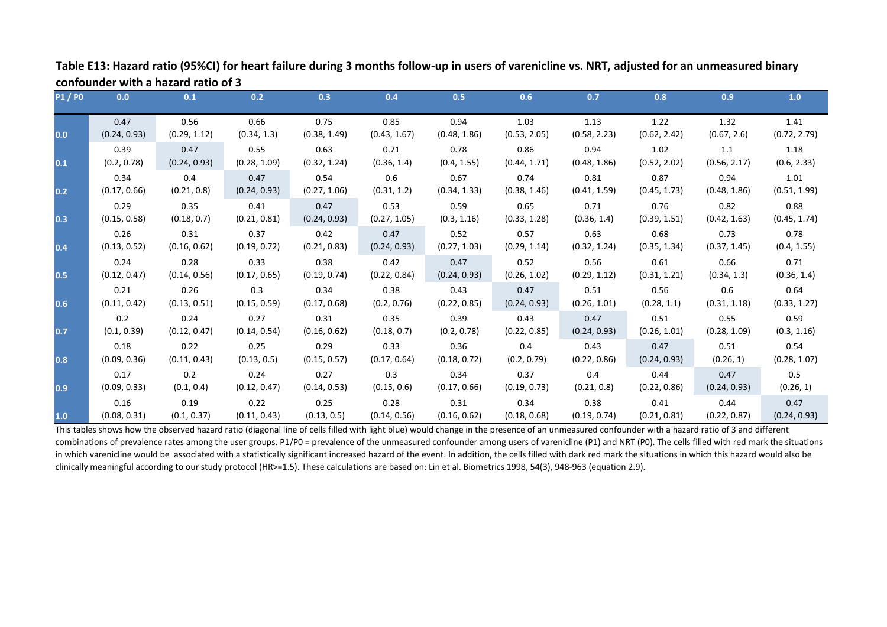**Table E13: Hazard ratio (95%CI) for heart failure during 3 months follow-up in users of varenicline vs. NRT, adjusted for an unmeasured binary confounder with a hazard ratio of 3**

| P1 / P0 | 0.0 | 0.1 | 0.2 | 0.3 | 0.4 | 0.5 | 0.6 | 0.7 | 0.8 | 0.9 | 1.0 |
|---|---|---|---|---|---|---|---|---|---|---|---|
| 0.0 | 0.47 (0.24, 0.93) | 0.56 (0.29, 1.12) | 0.66 (0.34, 1.3) | 0.75 (0.38, 1.49) | 0.85 (0.43, 1.67) | 0.94 (0.48, 1.86) | 1.03 (0.53, 2.05) | 1.13 (0.58, 2.23) | 1.22 (0.62, 2.42) | 1.32 (0.67, 2.6) | 1.41 (0.72, 2.79) |
| 0.1 | 0.39 (0.2, 0.78) | 0.47 (0.24, 0.93) | 0.55 (0.28, 1.09) | 0.63 (0.32, 1.24) | 0.71 (0.36, 1.4) | 0.78 (0.4, 1.55) | 0.86 (0.44, 1.71) | 0.94 (0.48, 1.86) | 1.02 (0.52, 2.02) | 1.1 (0.56, 2.17) | 1.18 (0.6, 2.33) |
| 0.2 | 0.34 (0.17, 0.66) | 0.4 (0.21, 0.8) | 0.47 (0.24, 0.93) | 0.54 (0.27, 1.06) | 0.6 (0.31, 1.2) | 0.67 (0.34, 1.33) | 0.74 (0.38, 1.46) | 0.81 (0.41, 1.59) | 0.87 (0.45, 1.73) | 0.94 (0.48, 1.86) | 1.01 (0.51, 1.99) |
| 0.3 | 0.29 (0.15, 0.58) | 0.35 (0.18, 0.7) | 0.41 (0.21, 0.81) | 0.47 (0.24, 0.93) | 0.53 (0.27, 1.05) | 0.59 (0.3, 1.16) | 0.65 (0.33, 1.28) | 0.71 (0.36, 1.4) | 0.76 (0.39, 1.51) | 0.82 (0.42, 1.63) | 0.88 (0.45, 1.74) |
| 0.4 | 0.26 (0.13, 0.52) | 0.31 (0.16, 0.62) | 0.37 (0.19, 0.72) | 0.42 (0.21, 0.83) | 0.47 (0.24, 0.93) | 0.52 (0.27, 1.03) | 0.57 (0.29, 1.14) | 0.63 (0.32, 1.24) | 0.68 (0.35, 1.34) | 0.73 (0.37, 1.45) | 0.78 (0.4, 1.55) |
| 0.5 | 0.24 (0.12, 0.47) | 0.28 (0.14, 0.56) | 0.33 (0.17, 0.65) | 0.38 (0.19, 0.74) | 0.42 (0.22, 0.84) | 0.47 (0.24, 0.93) | 0.52 (0.26, 1.02) | 0.56 (0.29, 1.12) | 0.61 (0.31, 1.21) | 0.66 (0.34, 1.3) | 0.71 (0.36, 1.4) |
| 0.6 | 0.21 (0.11, 0.42) | 0.26 (0.13, 0.51) | 0.3 (0.15, 0.59) | 0.34 (0.17, 0.68) | 0.38 (0.2, 0.76) | 0.43 (0.22, 0.85) | 0.47 (0.24, 0.93) | 0.51 (0.26, 1.01) | 0.56 (0.28, 1.1) | 0.6 (0.31, 1.18) | 0.64 (0.33, 1.27) |
| 0.7 | 0.2 (0.1, 0.39) | 0.24 (0.12, 0.47) | 0.27 (0.14, 0.54) | 0.31 (0.16, 0.62) | 0.35 (0.18, 0.7) | 0.39 (0.2, 0.78) | 0.43 (0.22, 0.85) | 0.47 (0.24, 0.93) | 0.51 (0.26, 1.01) | 0.55 (0.28, 1.09) | 0.59 (0.3, 1.16) |
| 0.8 | 0.18 (0.09, 0.36) | 0.22 (0.11, 0.43) | 0.25 (0.13, 0.5) | 0.29 (0.15, 0.57) | 0.33 (0.17, 0.64) | 0.36 (0.18, 0.72) | 0.4 (0.2, 0.79) | 0.43 (0.22, 0.86) | 0.47 (0.24, 0.93) | 0.51 (0.26, 1) | 0.54 (0.28, 1.07) |
| 0.9 | 0.17 (0.09, 0.33) | 0.2 (0.1, 0.4) | 0.24 (0.12, 0.47) | 0.27 (0.14, 0.53) | 0.3 (0.15, 0.6) | 0.34 (0.17, 0.66) | 0.37 (0.19, 0.73) | 0.4 (0.21, 0.8) | 0.44 (0.22, 0.86) | 0.47 (0.24, 0.93) | 0.5 (0.26, 1) |
| 1.0 | 0.16 (0.08, 0.31) | 0.19 (0.1, 0.37) | 0.22 (0.11, 0.43) | 0.25 (0.13, 0.5) | 0.28 (0.14, 0.56) | 0.31 (0.16, 0.62) | 0.34 (0.18, 0.68) | 0.38 (0.19, 0.74) | 0.41 (0.21, 0.81) | 0.44 (0.22, 0.87) | 0.47 (0.24, 0.93) |

This tables shows how the observed hazard ratio (diagonal line of cells filled with light blue) would change in the presence of an unmeasured confounder with a hazard ratio of 3 and different combinations of prevalence rates among the user groups. P1/P0 = prevalence of the unmeasured confounder among users of varenicline (P1) and NRT (P0). The cells filled with red mark the situations in which varenicline would be associated with a statistically significant increased hazard of the event. In addition, the cells filled with dark red mark the situations in which this hazard would also be clinically meaningful according to our study protocol (HR>=1.5). These calculations are based on: Lin et al. Biometrics 1998, 54(3), 948-963 (equation 2.9).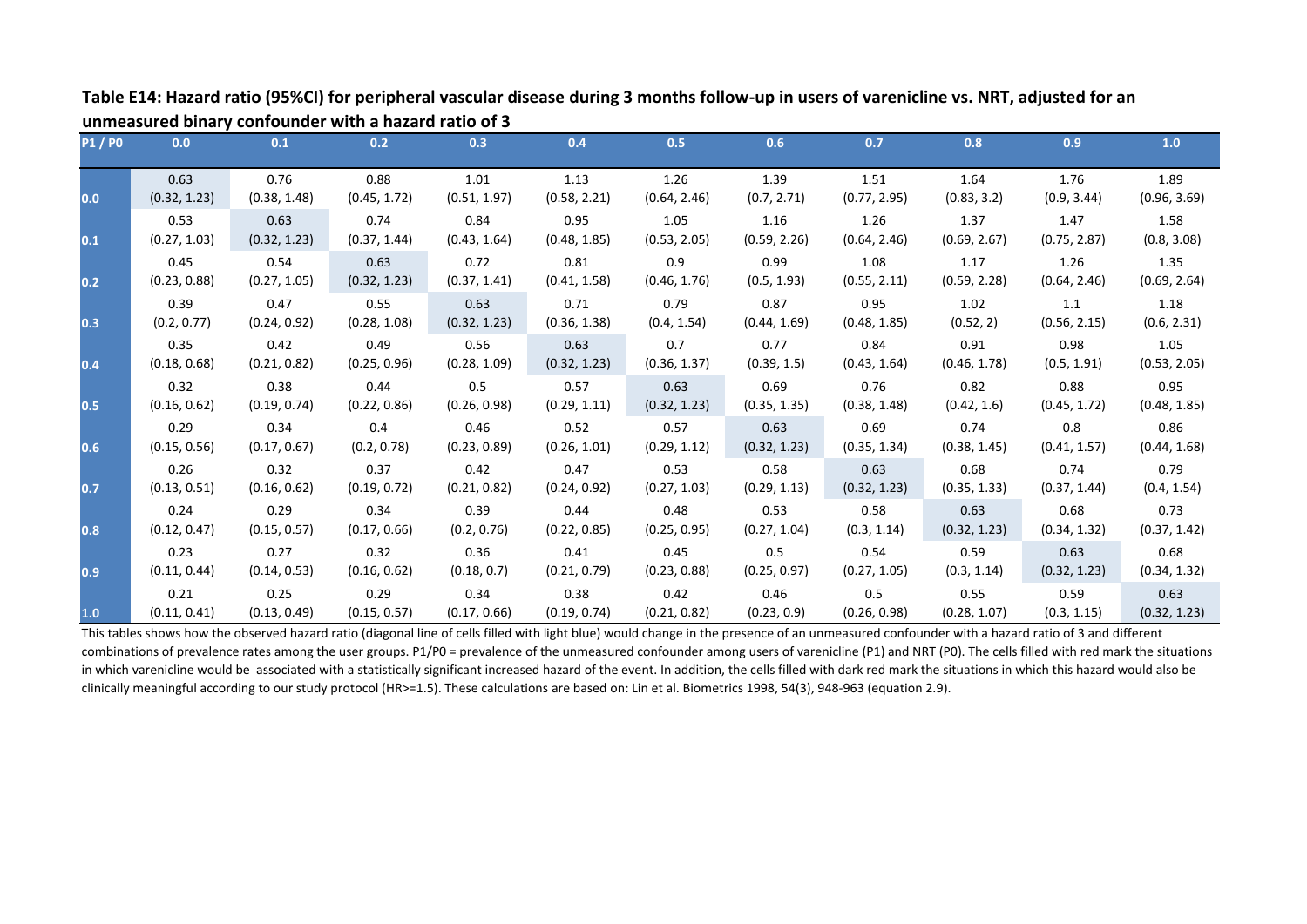**Table E14: Hazard ratio (95%CI) for peripheral vascular disease during 3 months follow-up in users of varenicline vs. NRT, adjusted for an unmeasured binary confounder with a hazard ratio of 3**

| P1 / P0 | 0.0 | 0.1 | 0.2 | 0.3 | 0.4 | 0.5 | 0.6 | 0.7 | 0.8 | 0.9 | 1.0 |
|---|---|---|---|---|---|---|---|---|---|---|---|
| 0.0 | 0.63 (0.32, 1.23) | 0.76 (0.38, 1.48) | 0.88 (0.45, 1.72) | 1.01 (0.51, 1.97) | 1.13 (0.58, 2.21) | 1.26 (0.64, 2.46) | 1.39 (0.7, 2.71) | 1.51 (0.77, 2.95) | 1.64 (0.83, 3.2) | 1.76 (0.9, 3.44) | 1.89 (0.96, 3.69) |
| 0.1 | 0.53 (0.27, 1.03) | 0.63 (0.32, 1.23) | 0.74 (0.37, 1.44) | 0.84 (0.43, 1.64) | 0.95 (0.48, 1.85) | 1.05 (0.53, 2.05) | 1.16 (0.59, 2.26) | 1.26 (0.64, 2.46) | 1.37 (0.69, 2.67) | 1.47 (0.75, 2.87) | 1.58 (0.8, 3.08) |
| 0.2 | 0.45 (0.23, 0.88) | 0.54 (0.27, 1.05) | 0.63 (0.32, 1.23) | 0.72 (0.37, 1.41) | 0.81 (0.41, 1.58) | 0.9 (0.46, 1.76) | 0.99 (0.5, 1.93) | 1.08 (0.55, 2.11) | 1.17 (0.59, 2.28) | 1.26 (0.64, 2.46) | 1.35 (0.69, 2.64) |
| 0.3 | 0.39 (0.2, 0.77) | 0.47 (0.24, 0.92) | 0.55 (0.28, 1.08) | 0.63 (0.32, 1.23) | 0.71 (0.36, 1.38) | 0.79 (0.4, 1.54) | 0.87 (0.44, 1.69) | 0.95 (0.48, 1.85) | 1.02 (0.52, 2) | 1.1 (0.56, 2.15) | 1.18 (0.6, 2.31) |
| 0.4 | 0.35 (0.18, 0.68) | 0.42 (0.21, 0.82) | 0.49 (0.25, 0.96) | 0.56 (0.28, 1.09) | 0.63 (0.32, 1.23) | 0.7 (0.36, 1.37) | 0.77 (0.39, 1.5) | 0.84 (0.43, 1.64) | 0.91 (0.46, 1.78) | 0.98 (0.5, 1.91) | 1.05 (0.53, 2.05) |
| 0.5 | 0.32 (0.16, 0.62) | 0.38 (0.19, 0.74) | 0.44 (0.22, 0.86) | 0.5 (0.26, 0.98) | 0.57 (0.29, 1.11) | 0.63 (0.32, 1.23) | 0.69 (0.35, 1.35) | 0.76 (0.38, 1.48) | 0.82 (0.42, 1.6) | 0.88 (0.45, 1.72) | 0.95 (0.48, 1.85) |
| 0.6 | 0.29 (0.15, 0.56) | 0.34 (0.17, 0.67) | 0.4 (0.2, 0.78) | 0.46 (0.23, 0.89) | 0.52 (0.26, 1.01) | 0.57 (0.29, 1.12) | 0.63 (0.32, 1.23) | 0.69 (0.35, 1.34) | 0.74 (0.38, 1.45) | 0.8 (0.41, 1.57) | 0.86 (0.44, 1.68) |
| 0.7 | 0.26 (0.13, 0.51) | 0.32 (0.16, 0.62) | 0.37 (0.19, 0.72) | 0.42 (0.21, 0.82) | 0.47 (0.24, 0.92) | 0.53 (0.27, 1.03) | 0.58 (0.29, 1.13) | 0.63 (0.32, 1.23) | 0.68 (0.35, 1.33) | 0.74 (0.37, 1.44) | 0.79 (0.4, 1.54) |
| 0.8 | 0.24 (0.12, 0.47) | 0.29 (0.15, 0.57) | 0.34 (0.17, 0.66) | 0.39 (0.2, 0.76) | 0.44 (0.22, 0.85) | 0.48 (0.25, 0.95) | 0.53 (0.27, 1.04) | 0.58 (0.3, 1.14) | 0.63 (0.32, 1.23) | 0.68 (0.34, 1.32) | 0.73 (0.37, 1.42) |
| 0.9 | 0.23 (0.11, 0.44) | 0.27 (0.14, 0.53) | 0.32 (0.16, 0.62) | 0.36 (0.18, 0.7) | 0.41 (0.21, 0.79) | 0.45 (0.23, 0.88) | 0.5 (0.25, 0.97) | 0.54 (0.27, 1.05) | 0.59 (0.3, 1.14) | 0.63 (0.32, 1.23) | 0.68 (0.34, 1.32) |
| 1.0 | 0.21 (0.11, 0.41) | 0.25 (0.13, 0.49) | 0.29 (0.15, 0.57) | 0.34 (0.17, 0.66) | 0.38 (0.19, 0.74) | 0.42 (0.21, 0.82) | 0.46 (0.23, 0.9) | 0.5 (0.26, 0.98) | 0.55 (0.28, 1.07) | 0.59 (0.3, 1.15) | 0.63 (0.32, 1.23) |

This tables shows how the observed hazard ratio (diagonal line of cells filled with light blue) would change in the presence of an unmeasured confounder with a hazard ratio of 3 and different combinations of prevalence rates among the user groups. P1/P0 = prevalence of the unmeasured confounder among users of varenicline (P1) and NRT (P0). The cells filled with red mark the situations in which varenicline would be associated with a statistically significant increased hazard of the event. In addition, the cells filled with dark red mark the situations in which this hazard would also be clinically meaningful according to our study protocol (HR>=1.5). These calculations are based on: Lin et al. Biometrics 1998, 54(3), 948-963 (equation 2.9).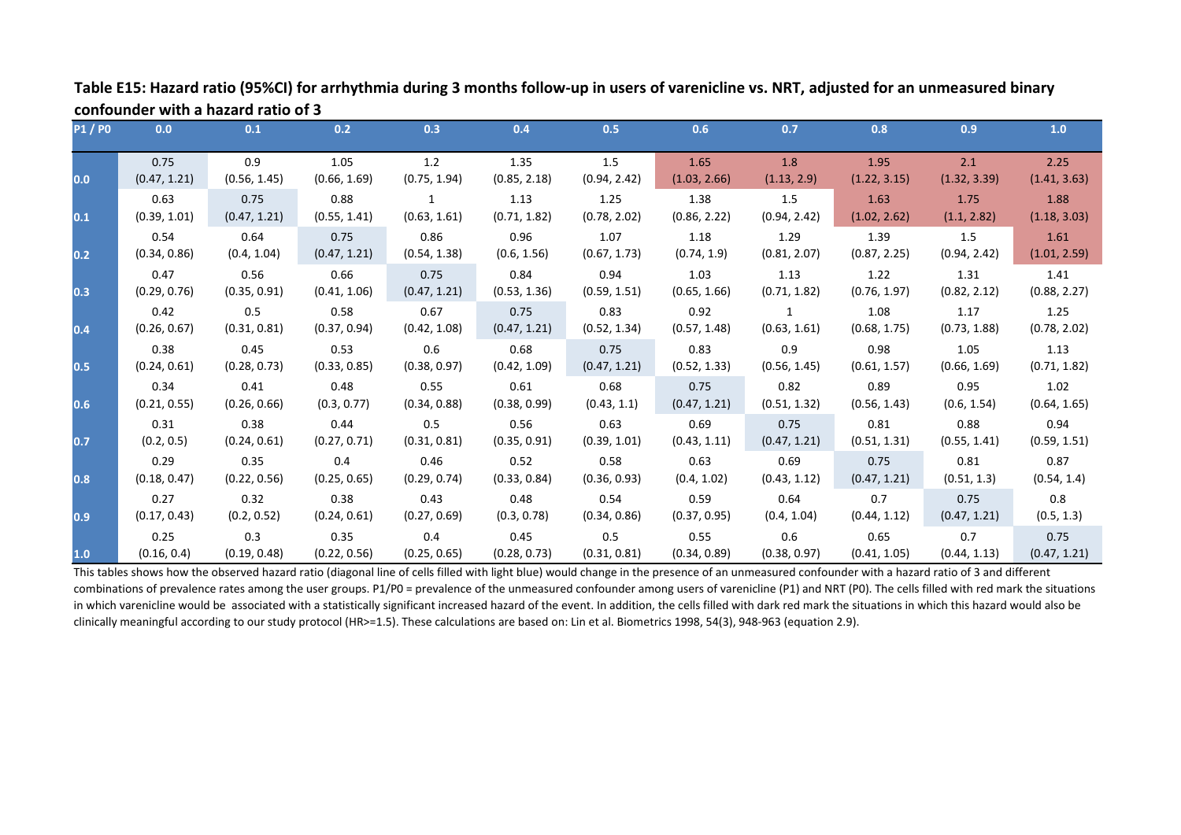**Table E15: Hazard ratio (95%CI) for arrhythmia during 3 months follow-up in users of varenicline vs. NRT, adjusted for an unmeasured binary confounder with a hazard ratio of 3**

| P1 / P0 | 0.0 | 0.1 | 0.2 | 0.3 | 0.4 | 0.5 | 0.6 | 0.7 | 0.8 | 0.9 | 1.0 |
|---|---|---|---|---|---|---|---|---|---|---|---|
| 0.0 | 0.75 (0.47, 1.21) | 0.9 (0.56, 1.45) | 1.05 (0.66, 1.69) | 1.2 (0.75, 1.94) | 1.35 (0.85, 2.18) | 1.5 (0.94, 2.42) | 1.65 (1.03, 2.66) | 1.8 (1.13, 2.9) | 1.95 (1.22, 3.15) | 2.1 (1.32, 3.39) | 2.25 (1.41, 3.63) |
| 0.1 | 0.63 (0.39, 1.01) | 0.75 (0.47, 1.21) | 0.88 (0.55, 1.41) | 1 (0.63, 1.61) | 1.13 (0.71, 1.82) | 1.25 (0.78, 2.02) | 1.38 (0.86, 2.22) | 1.5 (0.94, 2.42) | 1.63 (1.02, 2.62) | 1.75 (1.1, 2.82) | 1.88 (1.18, 3.03) |
| 0.2 | 0.54 (0.34, 0.86) | 0.64 (0.4, 1.04) | 0.75 (0.47, 1.21) | 0.86 (0.54, 1.38) | 0.96 (0.6, 1.56) | 1.07 (0.67, 1.73) | 1.18 (0.74, 1.9) | 1.29 (0.81, 2.07) | 1.39 (0.87, 2.25) | 1.5 (0.94, 2.42) | 1.61 (1.01, 2.59) |
| 0.3 | 0.47 (0.29, 0.76) | 0.56 (0.35, 0.91) | 0.66 (0.41, 1.06) | 0.75 (0.47, 1.21) | 0.84 (0.53, 1.36) | 0.94 (0.59, 1.51) | 1.03 (0.65, 1.66) | 1.13 (0.71, 1.82) | 1.22 (0.76, 1.97) | 1.31 (0.82, 2.12) | 1.41 (0.88, 2.27) |
| 0.4 | 0.42 (0.26, 0.67) | 0.5 (0.31, 0.81) | 0.58 (0.37, 0.94) | 0.67 (0.42, 1.08) | 0.75 (0.47, 1.21) | 0.83 (0.52, 1.34) | 0.92 (0.57, 1.48) | 1 (0.63, 1.61) | 1.08 (0.68, 1.75) | 1.17 (0.73, 1.88) | 1.25 (0.78, 2.02) |
| 0.5 | 0.38 (0.24, 0.61) | 0.45 (0.28, 0.73) | 0.53 (0.33, 0.85) | 0.6 (0.38, 0.97) | 0.68 (0.42, 1.09) | 0.75 (0.47, 1.21) | 0.83 (0.52, 1.33) | 0.9 (0.56, 1.45) | 0.98 (0.61, 1.57) | 1.05 (0.66, 1.69) | 1.13 (0.71, 1.82) |
| 0.6 | 0.34 (0.21, 0.55) | 0.41 (0.26, 0.66) | 0.48 (0.3, 0.77) | 0.55 (0.34, 0.88) | 0.61 (0.38, 0.99) | 0.68 (0.43, 1.1) | 0.75 (0.47, 1.21) | 0.82 (0.51, 1.32) | 0.89 (0.56, 1.43) | 0.95 (0.6, 1.54) | 1.02 (0.64, 1.65) |
| 0.7 | 0.31 (0.2, 0.5) | 0.38 (0.24, 0.61) | 0.44 (0.27, 0.71) | 0.5 (0.31, 0.81) | 0.56 (0.35, 0.91) | 0.63 (0.39, 1.01) | 0.69 (0.43, 1.11) | 0.75 (0.47, 1.21) | 0.81 (0.51, 1.31) | 0.88 (0.55, 1.41) | 0.94 (0.59, 1.51) |
| 0.8 | 0.29 (0.18, 0.47) | 0.35 (0.22, 0.56) | 0.4 (0.25, 0.65) | 0.46 (0.29, 0.74) | 0.52 (0.33, 0.84) | 0.58 (0.36, 0.93) | 0.63 (0.4, 1.02) | 0.69 (0.43, 1.12) | 0.75 (0.47, 1.21) | 0.81 (0.51, 1.3) | 0.87 (0.54, 1.4) |
| 0.9 | 0.27 (0.17, 0.43) | 0.32 (0.2, 0.52) | 0.38 (0.24, 0.61) | 0.43 (0.27, 0.69) | 0.48 (0.3, 0.78) | 0.54 (0.34, 0.86) | 0.59 (0.37, 0.95) | 0.64 (0.4, 1.04) | 0.7 (0.44, 1.12) | 0.75 (0.47, 1.21) | 0.8 (0.5, 1.3) |
| 1.0 | 0.25 (0.16, 0.4) | 0.3 (0.19, 0.48) | 0.35 (0.22, 0.56) | 0.4 (0.25, 0.65) | 0.45 (0.28, 0.73) | 0.5 (0.31, 0.81) | 0.55 (0.34, 0.89) | 0.6 (0.38, 0.97) | 0.65 (0.41, 1.05) | 0.7 (0.44, 1.13) | 0.75 (0.47, 1.21) |

This tables shows how the observed hazard ratio (diagonal line of cells filled with light blue) would change in the presence of an unmeasured confounder with a hazard ratio of 3 and different combinations of prevalence rates among the user groups. P1/P0 = prevalence of the unmeasured confounder among users of varenicline (P1) and NRT (P0). The cells filled with red mark the situations in which varenicline would be associated with a statistically significant increased hazard of the event. In addition, the cells filled with dark red mark the situations in which this hazard would also be clinically meaningful according to our study protocol (HR>=1.5). These calculations are based on: Lin et al. Biometrics 1998, 54(3), 948-963 (equation 2.9).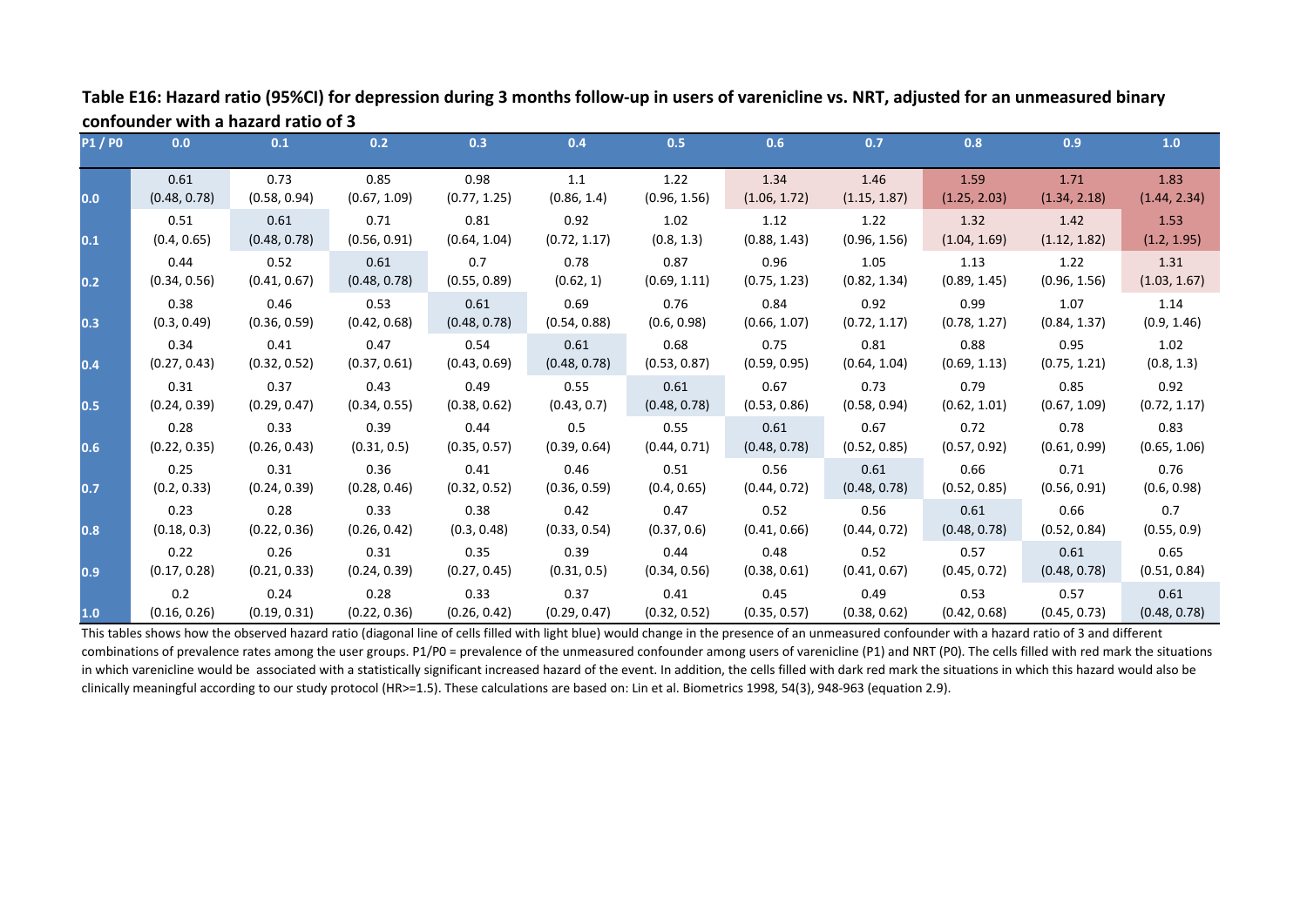**Table E16: Hazard ratio (95%CI) for depression during 3 months follow-up in users of varenicline vs. NRT, adjusted for an unmeasured binary confounder with a hazard ratio of 3**

| P1 / P0 | 0.0 | 0.1 | 0.2 | 0.3 | 0.4 | 0.5 | 0.6 | 0.7 | 0.8 | 0.9 | 1.0 |
|---|---|---|---|---|---|---|---|---|---|---|---|
| 0.0 | 0.61 (0.48, 0.78) | 0.73 (0.58, 0.94) | 0.85 (0.67, 1.09) | 0.98 (0.77, 1.25) | 1.1 (0.86, 1.4) | 1.22 (0.96, 1.56) | 1.34 (1.06, 1.72) | 1.46 (1.15, 1.87) | 1.59 (1.25, 2.03) | 1.71 (1.34, 2.18) | 1.83 (1.44, 2.34) |
| 0.1 | 0.51 (0.4, 0.65) | 0.61 (0.48, 0.78) | 0.71 (0.56, 0.91) | 0.81 (0.64, 1.04) | 0.92 (0.72, 1.17) | 1.02 (0.8, 1.3) | 1.12 (0.88, 1.43) | 1.22 (0.96, 1.56) | 1.32 (1.04, 1.69) | 1.42 (1.12, 1.82) | 1.53 (1.2, 1.95) |
| 0.2 | 0.44 (0.34, 0.56) | 0.52 (0.41, 0.67) | 0.61 (0.48, 0.78) | 0.7 (0.55, 0.89) | 0.78 (0.62, 1) | 0.87 (0.69, 1.11) | 0.96 (0.75, 1.23) | 1.05 (0.82, 1.34) | 1.13 (0.89, 1.45) | 1.22 (0.96, 1.56) | 1.31 (1.03, 1.67) |
| 0.3 | 0.38 (0.3, 0.49) | 0.46 (0.36, 0.59) | 0.53 (0.42, 0.68) | 0.61 (0.48, 0.78) | 0.69 (0.54, 0.88) | 0.76 (0.6, 0.98) | 0.84 (0.66, 1.07) | 0.92 (0.72, 1.17) | 0.99 (0.78, 1.27) | 1.07 (0.84, 1.37) | 1.14 (0.9, 1.46) |
| 0.4 | 0.34 (0.27, 0.43) | 0.41 (0.32, 0.52) | 0.47 (0.37, 0.61) | 0.54 (0.43, 0.69) | 0.61 (0.48, 0.78) | 0.68 (0.53, 0.87) | 0.75 (0.59, 0.95) | 0.81 (0.64, 1.04) | 0.88 (0.69, 1.13) | 0.95 (0.75, 1.21) | 1.02 (0.8, 1.3) |
| 0.5 | 0.31 (0.24, 0.39) | 0.37 (0.29, 0.47) | 0.43 (0.34, 0.55) | 0.49 (0.38, 0.62) | 0.55 (0.43, 0.7) | 0.61 (0.48, 0.78) | 0.67 (0.53, 0.86) | 0.73 (0.58, 0.94) | 0.79 (0.62, 1.01) | 0.85 (0.67, 1.09) | 0.92 (0.72, 1.17) |
| 0.6 | 0.28 (0.22, 0.35) | 0.33 (0.26, 0.43) | 0.39 (0.31, 0.5) | 0.44 (0.35, 0.57) | 0.5 (0.39, 0.64) | 0.55 (0.44, 0.71) | 0.61 (0.48, 0.78) | 0.67 (0.52, 0.85) | 0.72 (0.57, 0.92) | 0.78 (0.61, 0.99) | 0.83 (0.65, 1.06) |
| 0.7 | 0.25 (0.2, 0.33) | 0.31 (0.24, 0.39) | 0.36 (0.28, 0.46) | 0.41 (0.32, 0.52) | 0.46 (0.36, 0.59) | 0.51 (0.4, 0.65) | 0.56 (0.44, 0.72) | 0.61 (0.48, 0.78) | 0.66 (0.52, 0.85) | 0.71 (0.56, 0.91) | 0.76 (0.6, 0.98) |
| 0.8 | 0.23 (0.18, 0.3) | 0.28 (0.22, 0.36) | 0.33 (0.26, 0.42) | 0.38 (0.3, 0.48) | 0.42 (0.33, 0.54) | 0.47 (0.37, 0.6) | 0.52 (0.41, 0.66) | 0.56 (0.44, 0.72) | 0.61 (0.48, 0.78) | 0.66 (0.52, 0.84) | 0.7 (0.55, 0.9) |
| 0.9 | 0.22 (0.17, 0.28) | 0.26 (0.21, 0.33) | 0.31 (0.24, 0.39) | 0.35 (0.27, 0.45) | 0.39 (0.31, 0.5) | 0.44 (0.34, 0.56) | 0.48 (0.38, 0.61) | 0.52 (0.41, 0.67) | 0.57 (0.45, 0.72) | 0.61 (0.48, 0.78) | 0.65 (0.51, 0.84) |
| 1.0 | 0.2 (0.16, 0.26) | 0.24 (0.19, 0.31) | 0.28 (0.22, 0.36) | 0.33 (0.26, 0.42) | 0.37 (0.29, 0.47) | 0.41 (0.32, 0.52) | 0.45 (0.35, 0.57) | 0.49 (0.38, 0.62) | 0.53 (0.42, 0.68) | 0.57 (0.45, 0.73) | 0.61 (0.48, 0.78) |

This tables shows how the observed hazard ratio (diagonal line of cells filled with light blue) would change in the presence of an unmeasured confounder with a hazard ratio of 3 and different combinations of prevalence rates among the user groups. P1/P0 = prevalence of the unmeasured confounder among users of varenicline (P1) and NRT (P0). The cells filled with red mark the situations in which varenicline would be associated with a statistically significant increased hazard of the event. In addition, the cells filled with dark red mark the situations in which this hazard would also be clinically meaningful according to our study protocol (HR>=1.5). These calculations are based on: Lin et al. Biometrics 1998, 54(3), 948-963 (equation 2.9).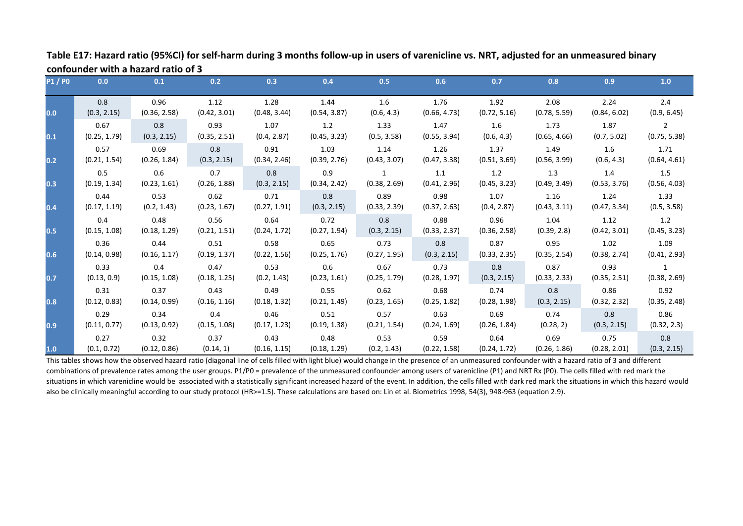**Table E17: Hazard ratio (95%CI) for self-harm during 3 months follow-up in users of varenicline vs. NRT, adjusted for an unmeasured binary confounder with a hazard ratio of 3**

| P1 / P0 | 0.0 | 0.1 | 0.2 | 0.3 | 0.4 | 0.5 | 0.6 | 0.7 | 0.8 | 0.9 | 1.0 |
|---|---|---|---|---|---|---|---|---|---|---|---|
| 0.0 | 0.8 (0.3, 2.15) | 0.96 (0.36, 2.58) | 1.12 (0.42, 3.01) | 1.28 (0.48, 3.44) | 1.44 (0.54, 3.87) | 1.6 (0.6, 4.3) | 1.76 (0.66, 4.73) | 1.92 (0.72, 5.16) | 2.08 (0.78, 5.59) | 2.24 (0.84, 6.02) | 2.4 (0.9, 6.45) |
| 0.1 | 0.67 (0.25, 1.79) | 0.8 (0.3, 2.15) | 0.93 (0.35, 2.51) | 1.07 (0.4, 2.87) | 1.2 (0.45, 3.23) | 1.33 (0.5, 3.58) | 1.47 (0.55, 3.94) | 1.6 (0.6, 4.3) | 1.73 (0.65, 4.66) | 1.87 (0.7, 5.02) | 2 (0.75, 5.38) |
| 0.2 | 0.57 (0.21, 1.54) | 0.69 (0.26, 1.84) | 0.8 (0.3, 2.15) | 0.91 (0.34, 2.46) | 1.03 (0.39, 2.76) | 1.14 (0.43, 3.07) | 1.26 (0.47, 3.38) | 1.37 (0.51, 3.69) | 1.49 (0.56, 3.99) | 1.6 (0.6, 4.3) | 1.71 (0.64, 4.61) |
| 0.3 | 0.5 (0.19, 1.34) | 0.6 (0.23, 1.61) | 0.7 (0.26, 1.88) | 0.8 (0.3, 2.15) | 0.9 (0.34, 2.42) | 1 (0.38, 2.69) | 1.1 (0.41, 2.96) | 1.2 (0.45, 3.23) | 1.3 (0.49, 3.49) | 1.4 (0.53, 3.76) | 1.5 (0.56, 4.03) |
| 0.4 | 0.44 (0.17, 1.19) | 0.53 (0.2, 1.43) | 0.62 (0.23, 1.67) | 0.71 (0.27, 1.91) | 0.8 (0.3, 2.15) | 0.89 (0.33, 2.39) | 0.98 (0.37, 2.63) | 1.07 (0.4, 2.87) | 1.16 (0.43, 3.11) | 1.24 (0.47, 3.34) | 1.33 (0.5, 3.58) |
| 0.5 | 0.4 (0.15, 1.08) | 0.48 (0.18, 1.29) | 0.56 (0.21, 1.51) | 0.64 (0.24, 1.72) | 0.72 (0.27, 1.94) | 0.8 (0.3, 2.15) | 0.88 (0.33, 2.37) | 0.96 (0.36, 2.58) | 1.04 (0.39, 2.8) | 1.12 (0.42, 3.01) | 1.2 (0.45, 3.23) |
| 0.6 | 0.36 (0.14, 0.98) | 0.44 (0.16, 1.17) | 0.51 (0.19, 1.37) | 0.58 (0.22, 1.56) | 0.65 (0.25, 1.76) | 0.73 (0.27, 1.95) | 0.8 (0.3, 2.15) | 0.87 (0.33, 2.35) | 0.95 (0.35, 2.54) | 1.02 (0.38, 2.74) | 1.09 (0.41, 2.93) |
| 0.7 | 0.33 (0.13, 0.9) | 0.4 (0.15, 1.08) | 0.47 (0.18, 1.25) | 0.53 (0.2, 1.43) | 0.6 (0.23, 1.61) | 0.67 (0.25, 1.79) | 0.73 (0.28, 1.97) | 0.8 (0.3, 2.15) | 0.87 (0.33, 2.33) | 0.93 (0.35, 2.51) | 1 (0.38, 2.69) |
| 0.8 | 0.31 (0.12, 0.83) | 0.37 (0.14, 0.99) | 0.43 (0.16, 1.16) | 0.49 (0.18, 1.32) | 0.55 (0.21, 1.49) | 0.62 (0.23, 1.65) | 0.68 (0.25, 1.82) | 0.74 (0.28, 1.98) | 0.8 (0.3, 2.15) | 0.86 (0.32, 2.32) | 0.92 (0.35, 2.48) |
| 0.9 | 0.29 (0.11, 0.77) | 0.34 (0.13, 0.92) | 0.4 (0.15, 1.08) | 0.46 (0.17, 1.23) | 0.51 (0.19, 1.38) | 0.57 (0.21, 1.54) | 0.63 (0.24, 1.69) | 0.69 (0.26, 1.84) | 0.74 (0.28, 2) | 0.8 (0.3, 2.15) | 0.86 (0.32, 2.3) |
| 1.0 | 0.27 (0.1, 0.72) | 0.32 (0.12, 0.86) | 0.37 (0.14, 1) | 0.43 (0.16, 1.15) | 0.48 (0.18, 1.29) | 0.53 (0.2, 1.43) | 0.59 (0.22, 1.58) | 0.64 (0.24, 1.72) | 0.69 (0.26, 1.86) | 0.75 (0.28, 2.01) | 0.8 (0.3, 2.15) |

This tables shows how the observed hazard ratio (diagonal line of cells filled with light blue) would change in the presence of an unmeasured confounder with a hazard ratio of 3 and different combinations of prevalence rates among the user groups. P1/P0 = prevalence of the unmeasured confounder among users of varenicline (P1) and NRT Rx (P0). The cells filled with red mark the situations in which varenicline would be associated with a statistically significant increased hazard of the event. In addition, the cells filled with dark red mark the situations in which this hazard would also be clinically meaningful according to our study protocol (HR>=1.5). These calculations are based on: Lin et al. Biometrics 1998, 54(3), 948-963 (equation 2.9).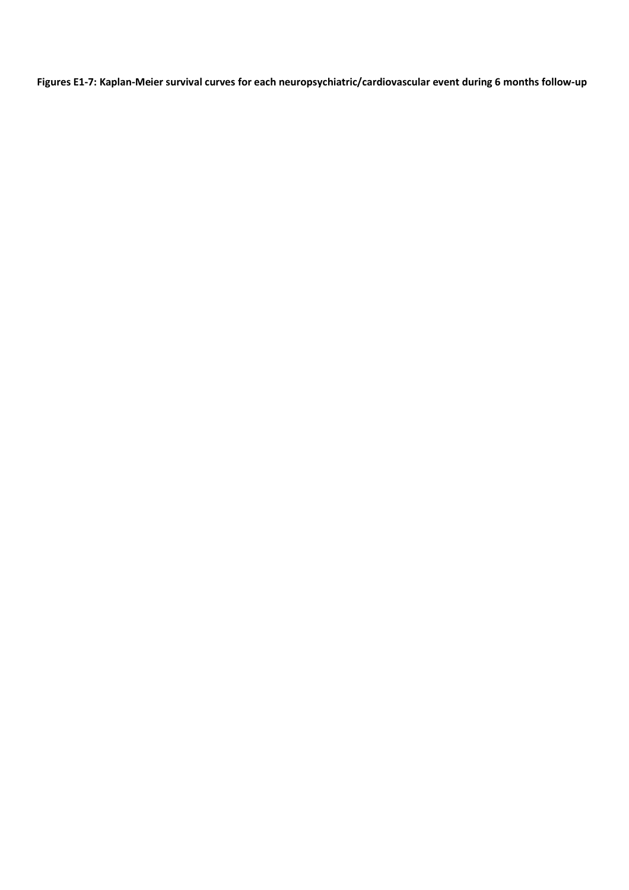**Figures E1-7: Kaplan-Meier survival curves for each neuropsychiatric/cardiovascular event during 6 months follow-up**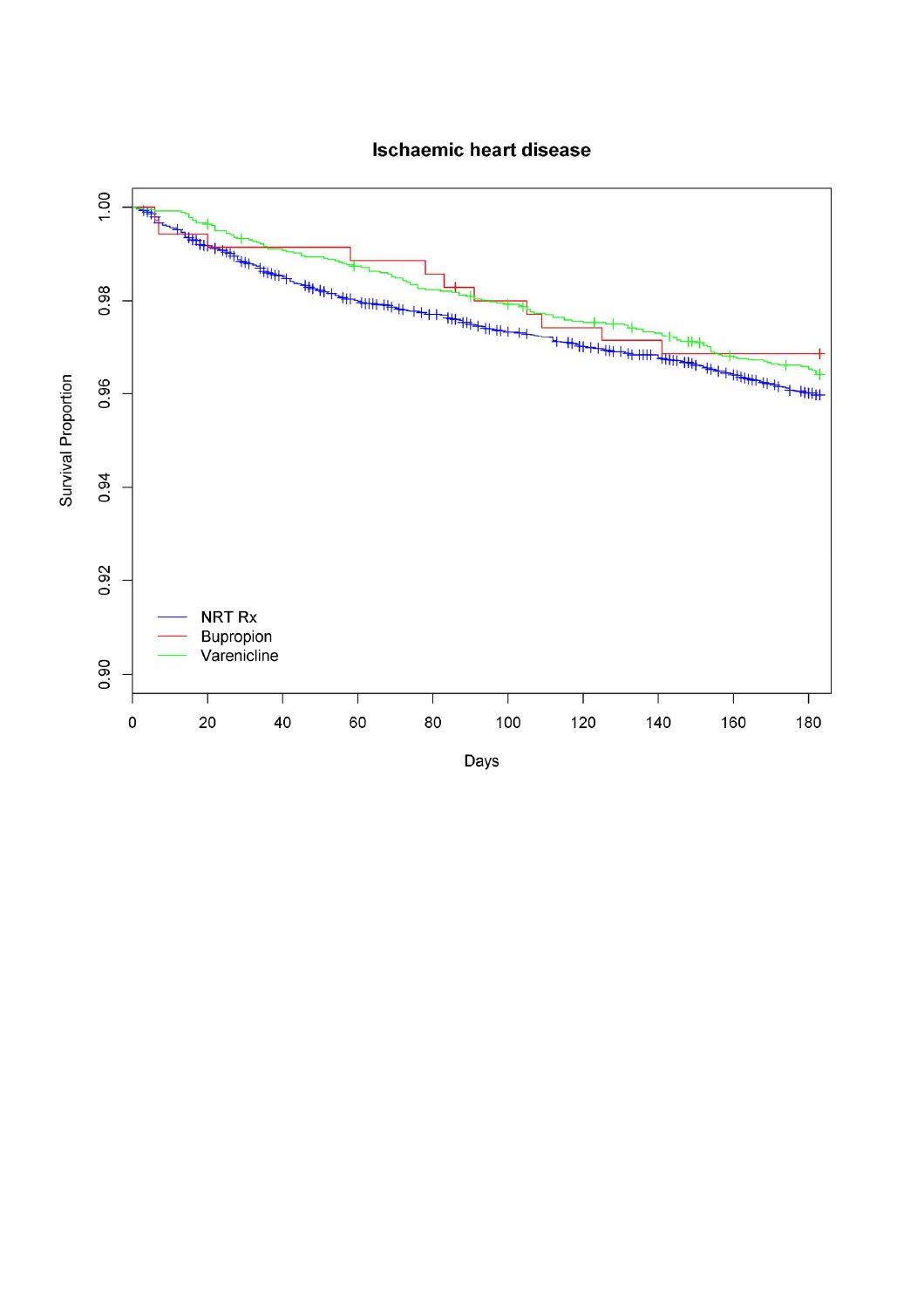Ischaemic heart disease

Survival Proportion

1.00
0.98
0.96
0.94
0.92
0.90

0 20 40 60 80 100 120 140 160 180

Days

NRT Rx
Bupropion
Varenicline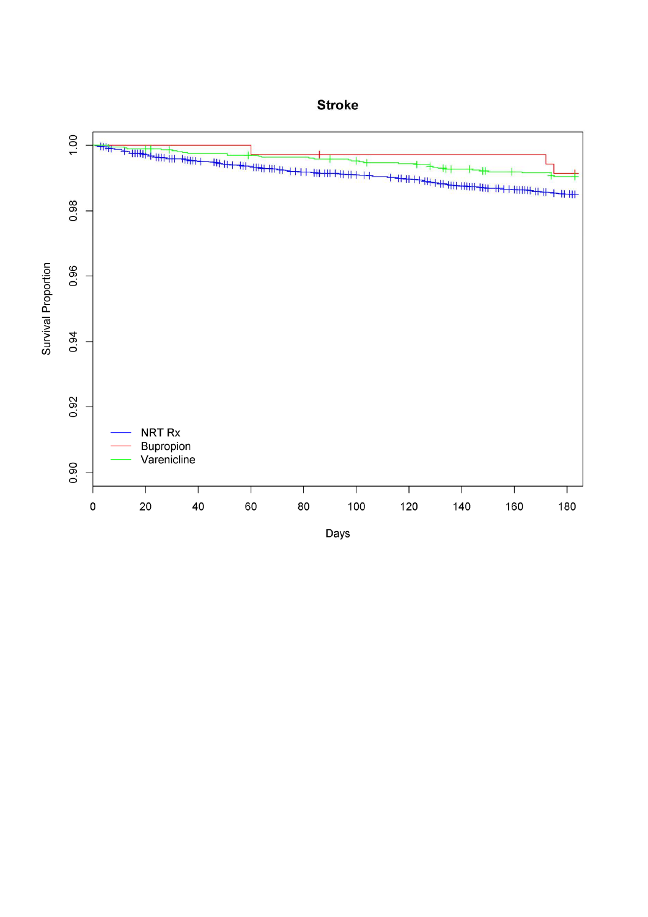**Stroke**

Survival Proportion

Days

NRT Rx
Bupropion
Varenicline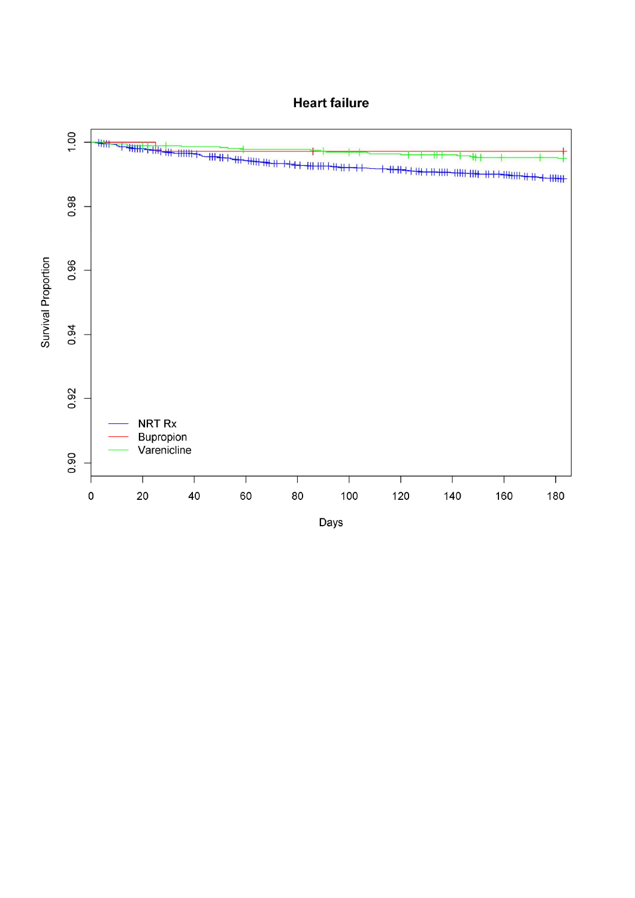**Heart failure**

Survival Proportion

Days

NRT Rx
Bupropion
Varenicline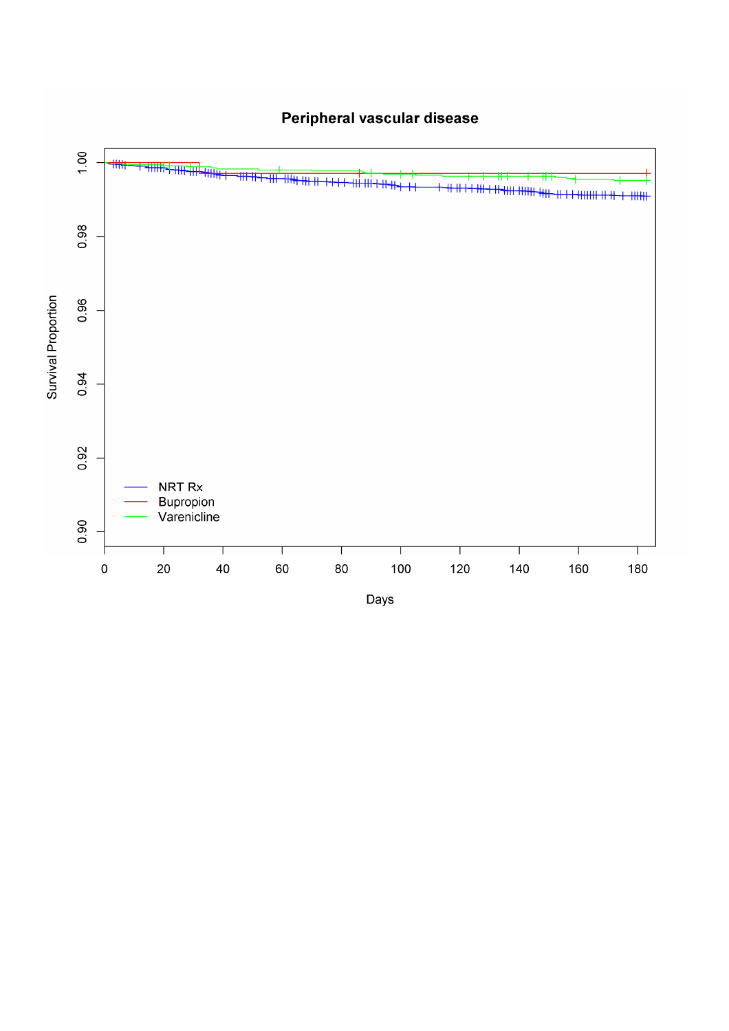## Peripheral vascular disease

| Survival Proportion | |
|---|---|
| 1.00 | |
| 0.98 | |
| 0.96 | |
| 0.94 | |
| 0.92 | |
| 0.90 | |

Days: 0, 20, 40, 60, 80, 100, 120, 140, 160, 180

- NRT Rx
- Bupropion
- Varenicline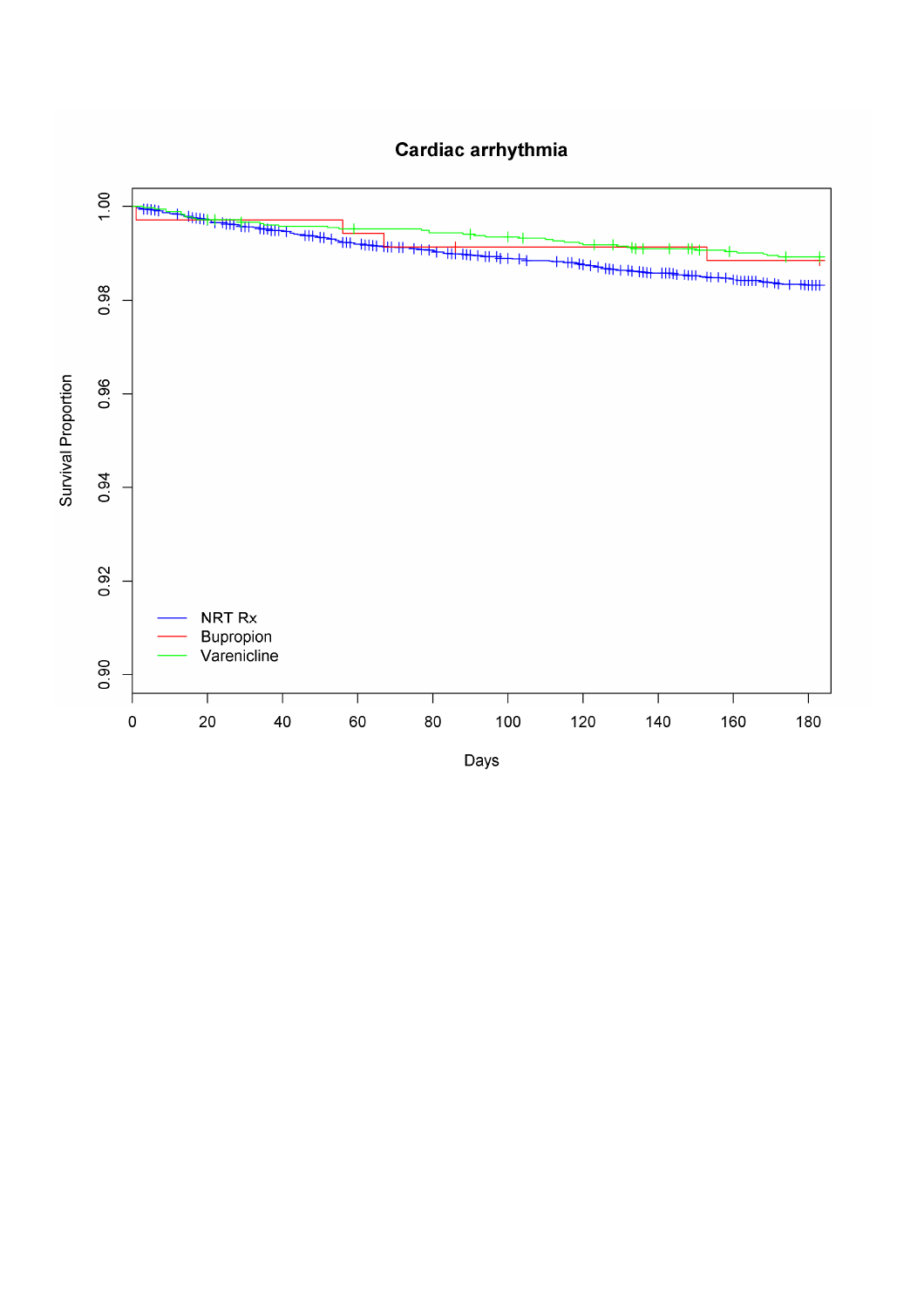**Cardiac arrhythmia**

Survival Proportion

Days

- NRT Rx
- Bupropion
- Varenicline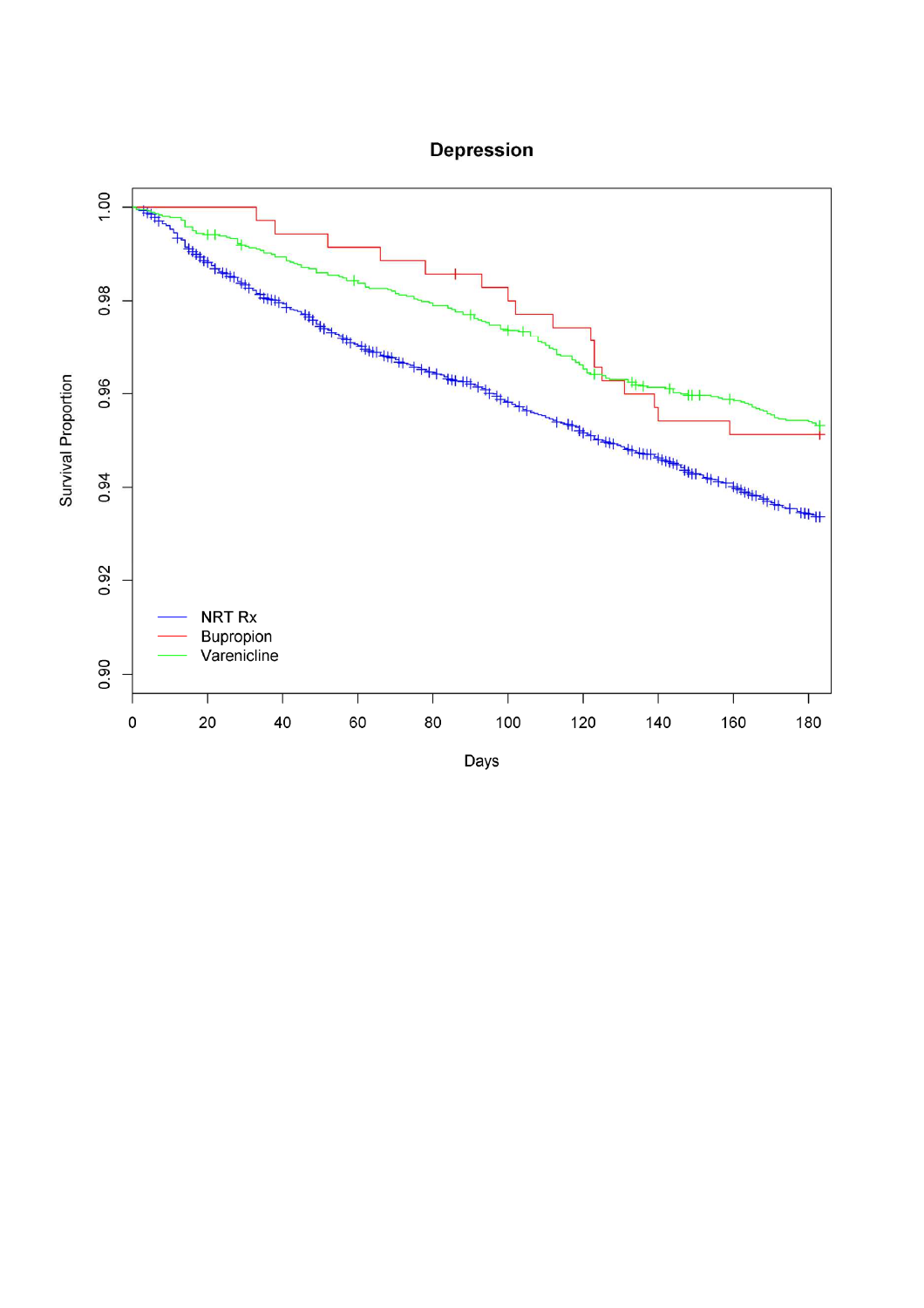**Depression**

Survival Proportion

1.00
0.98
0.96
0.94
0.92
0.90

0 20 40 60 80 100 120 140 160 180

Days

NRT Rx
Bupropion
Varenicline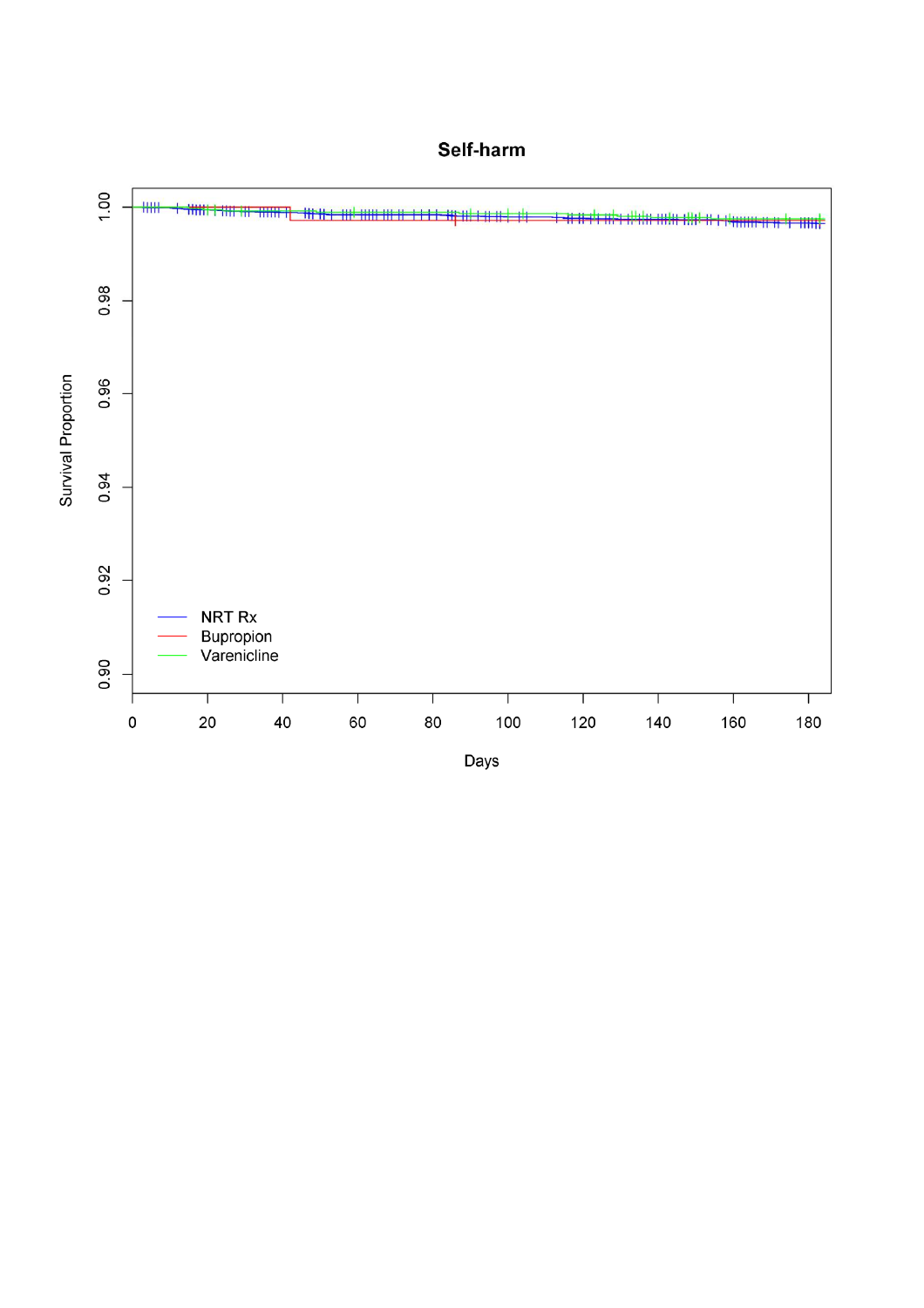**Self-harm**

Survival Proportion

1.00
0.98
0.96
0.94
0.92
0.90

NRT Rx
Bupropion
Varenicline

0 20 40 60 80 100 120 140 160 180

Days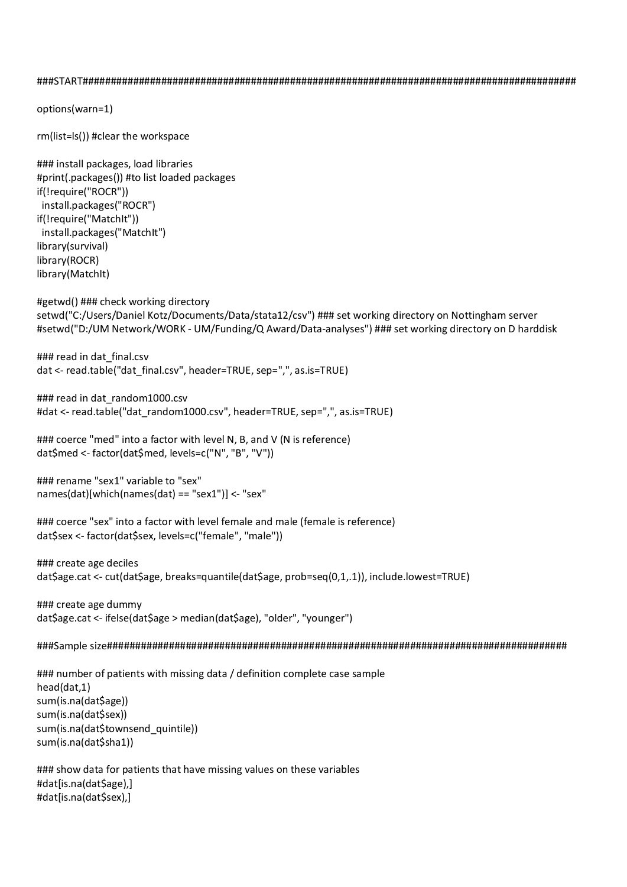```
###START##########################################################################################

options(warn=1)

rm(list=ls()) #clear the workspace

### install packages, load libraries
#print(.packages()) #to list loaded packages
if(!require("ROCR"))
  install.packages("ROCR")
if(!require("MatchIt"))
  install.packages("MatchIt")
library(survival)
library(ROCR)
library(MatchIt)

#getwd() ### check working directory
setwd("C:/Users/Daniel Kotz/Documents/Data/stata12/csv") ### set working directory on Nottingham server
#setwd("D:/UM Network/WORK - UM/Funding/Q Award/Data-analyses") ### set working directory on D harddisk

### read in dat_final.csv
dat <- read.table("dat_final.csv", header=TRUE, sep=",", as.is=TRUE)

### read in dat_random1000.csv
#dat <- read.table("dat_random1000.csv", header=TRUE, sep=",", as.is=TRUE)

### coerce "med" into a factor with level N, B, and V (N is reference)
dat$med <- factor(dat$med, levels=c("N", "B", "V"))

### rename "sex1" variable to "sex"
names(dat)[which(names(dat) == "sex1")] <- "sex"

### coerce "sex" into a factor with level female and male (female is reference)
dat$sex <- factor(dat$sex, levels=c("female", "male"))

### create age deciles
dat$age.cat <- cut(dat$age, breaks=quantile(dat$age, prob=seq(0,1,.1)), include.lowest=TRUE)

### create age dummy
dat$age.cat <- ifelse(dat$age > median(dat$age), "older", "younger")

###Sample size#####################################################################################

### number of patients with missing data / definition complete case sample
head(dat,1)
sum(is.na(dat$age))
sum(is.na(dat$sex))
sum(is.na(dat$townsend_quintile))
sum(is.na(dat$sha1))

### show data for patients that have missing values on these variables
#dat[is.na(dat$age),]
#dat[is.na(dat$sex),]
```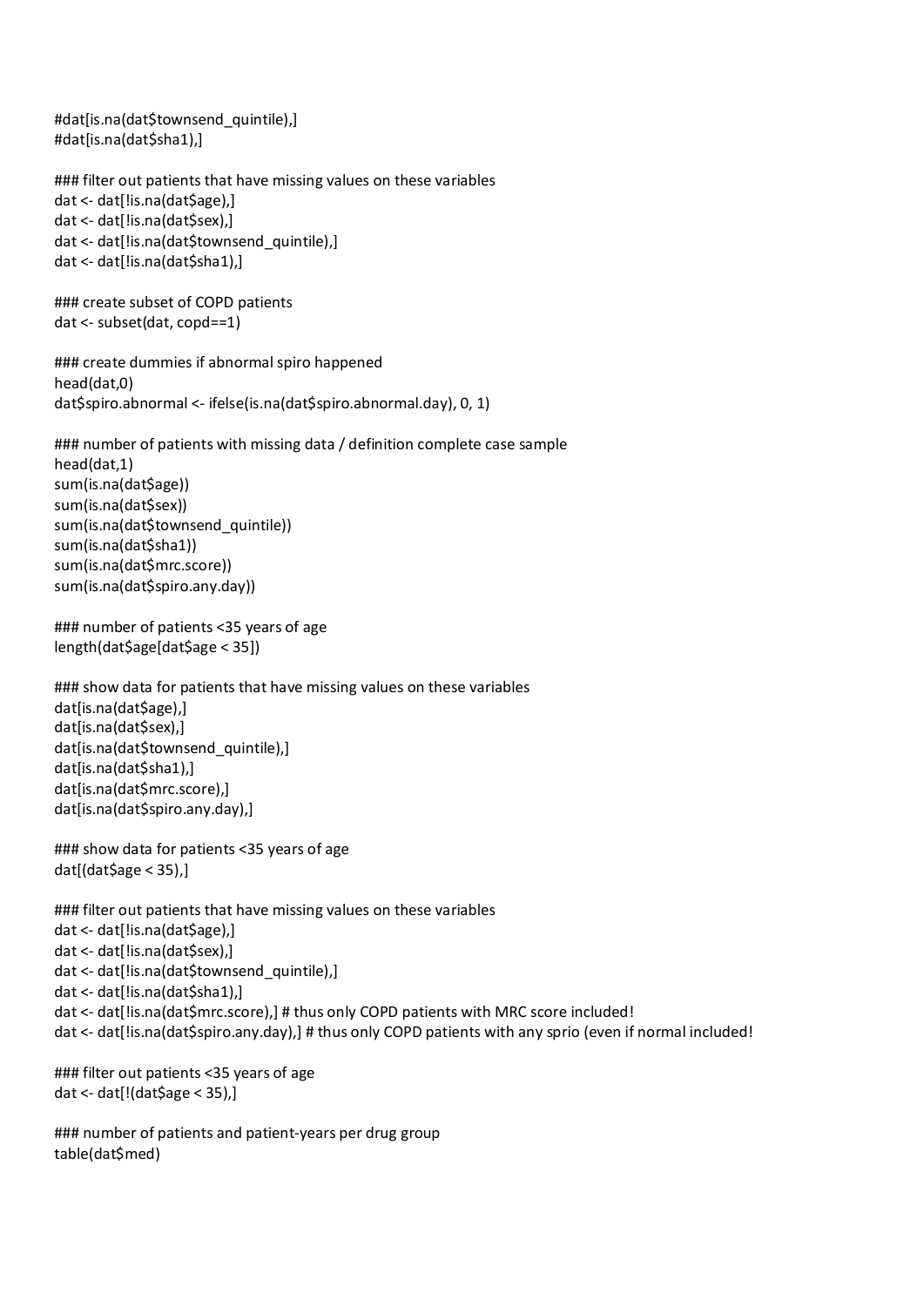```
#dat[is.na(dat$townsend_quintile),]
#dat[is.na(dat$sha1),]

### filter out patients that have missing values on these variables
dat <- dat[!is.na(dat$age),]
dat <- dat[!is.na(dat$sex),]
dat <- dat[!is.na(dat$townsend_quintile),]
dat <- dat[!is.na(dat$sha1),]

### create subset of COPD patients
dat <- subset(dat, copd==1)

### create dummies if abnormal spiro happened
head(dat,0)
dat$spiro.abnormal <- ifelse(is.na(dat$spiro.abnormal.day), 0, 1)

### number of patients with missing data / definition complete case sample
head(dat,1)
sum(is.na(dat$age))
sum(is.na(dat$sex))
sum(is.na(dat$townsend_quintile))
sum(is.na(dat$sha1))
sum(is.na(dat$mrc.score))
sum(is.na(dat$spiro.any.day))

### number of patients <35 years of age
length(dat$age[dat$age < 35])

### show data for patients that have missing values on these variables
dat[is.na(dat$age),]
dat[is.na(dat$sex),]
dat[is.na(dat$townsend_quintile),]
dat[is.na(dat$sha1),]
dat[is.na(dat$mrc.score),]
dat[is.na(dat$spiro.any.day),]

### show data for patients <35 years of age
dat[(dat$age < 35),]

### filter out patients that have missing values on these variables
dat <- dat[!is.na(dat$age),]
dat <- dat[!is.na(dat$sex),]
dat <- dat[!is.na(dat$townsend_quintile),]
dat <- dat[!is.na(dat$sha1),]
dat <- dat[!is.na(dat$mrc.score),] # thus only COPD patients with MRC score included!
dat <- dat[!is.na(dat$spiro.any.day),] # thus only COPD patients with any sprio (even if normal included!

### filter out patients <35 years of age
dat <- dat[!(dat$age < 35),]

### number of patients and patient-years per drug group
table(dat$med)
```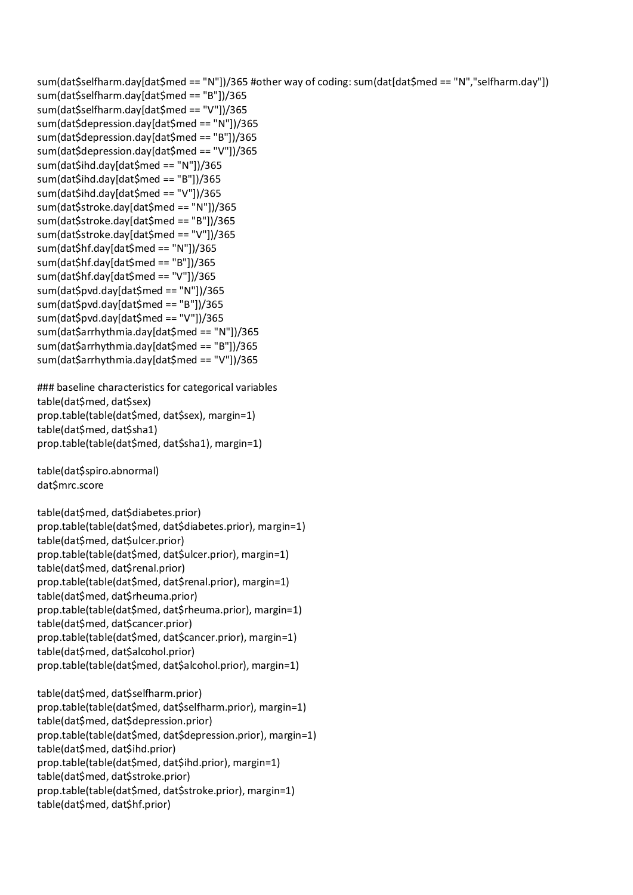```
sum(dat$selfharm.day[dat$med == "N"])/365 #other way of coding: sum(dat[dat$med == "N","selfharm.day"])
sum(dat$selfharm.day[dat$med == "B"])/365
sum(dat$selfharm.day[dat$med == "V"])/365
sum(dat$depression.day[dat$med == "N"])/365
sum(dat$depression.day[dat$med == "B"])/365
sum(dat$depression.day[dat$med == "V"])/365
sum(dat$ihd.day[dat$med == "N"])/365
sum(dat$ihd.day[dat$med == "B"])/365
sum(dat$ihd.day[dat$med == "V"])/365
sum(dat$stroke.day[dat$med == "N"])/365
sum(dat$stroke.day[dat$med == "B"])/365
sum(dat$stroke.day[dat$med == "V"])/365
sum(dat$hf.day[dat$med == "N"])/365
sum(dat$hf.day[dat$med == "B"])/365
sum(dat$hf.day[dat$med == "V"])/365
sum(dat$pvd.day[dat$med == "N"])/365
sum(dat$pvd.day[dat$med == "B"])/365
sum(dat$pvd.day[dat$med == "V"])/365
sum(dat$arrhythmia.day[dat$med == "N"])/365
sum(dat$arrhythmia.day[dat$med == "B"])/365
sum(dat$arrhythmia.day[dat$med == "V"])/365

### baseline characteristics for categorical variables
table(dat$med, dat$sex)
prop.table(table(dat$med, dat$sex), margin=1)
table(dat$med, dat$sha1)
prop.table(table(dat$med, dat$sha1), margin=1)

table(dat$spiro.abnormal)
dat$mrc.score

table(dat$med, dat$diabetes.prior)
prop.table(table(dat$med, dat$diabetes.prior), margin=1)
table(dat$med, dat$ulcer.prior)
prop.table(table(dat$med, dat$ulcer.prior), margin=1)
table(dat$med, dat$renal.prior)
prop.table(table(dat$med, dat$renal.prior), margin=1)
table(dat$med, dat$rheuma.prior)
prop.table(table(dat$med, dat$rheuma.prior), margin=1)
table(dat$med, dat$cancer.prior)
prop.table(table(dat$med, dat$cancer.prior), margin=1)
table(dat$med, dat$alcohol.prior)
prop.table(table(dat$med, dat$alcohol.prior), margin=1)

table(dat$med, dat$selfharm.prior)
prop.table(table(dat$med, dat$selfharm.prior), margin=1)
table(dat$med, dat$depression.prior)
prop.table(table(dat$med, dat$depression.prior), margin=1)
table(dat$med, dat$ihd.prior)
prop.table(table(dat$med, dat$ihd.prior), margin=1)
table(dat$med, dat$stroke.prior)
prop.table(table(dat$med, dat$stroke.prior), margin=1)
table(dat$med, dat$hf.prior)
```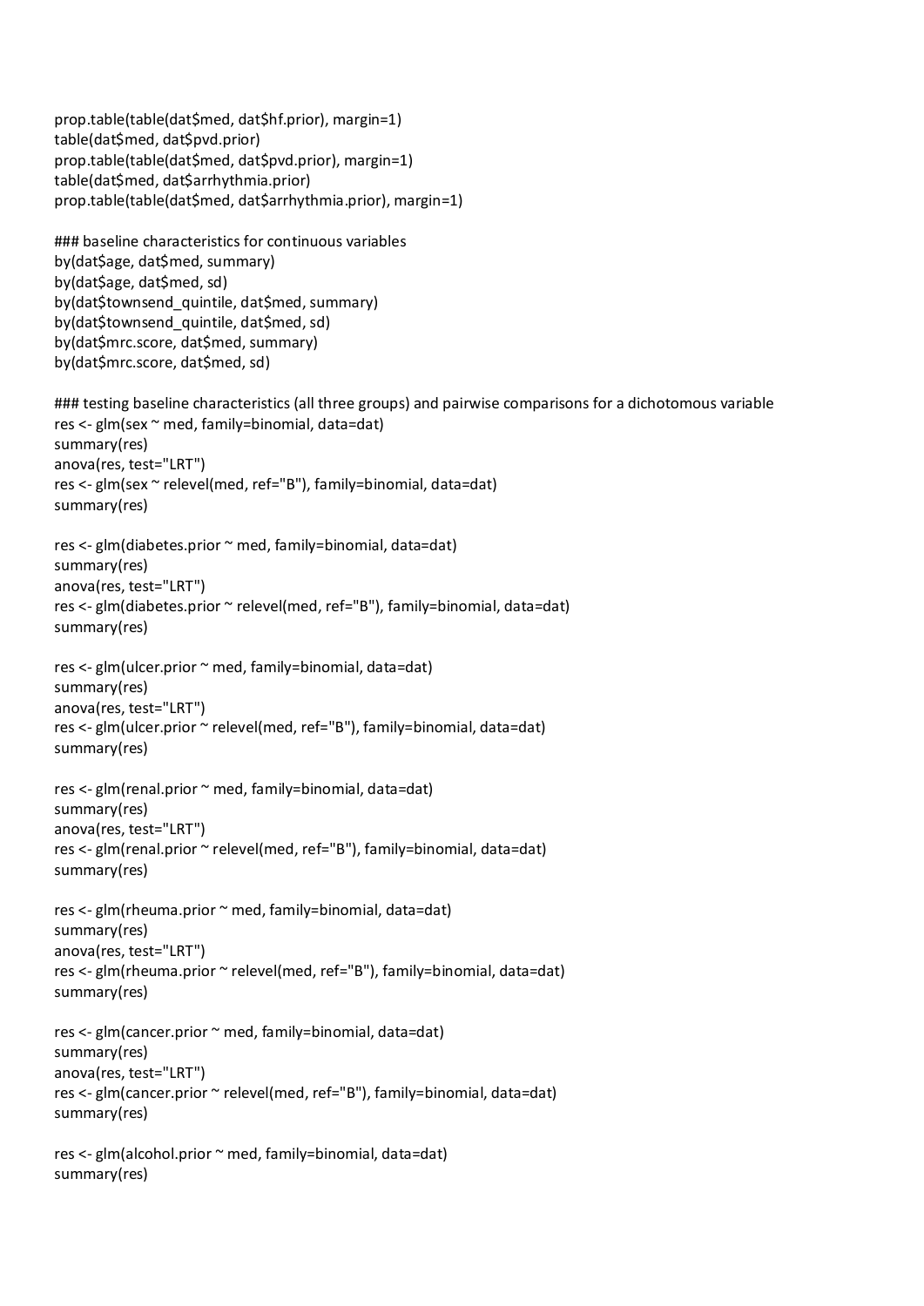```
prop.table(table(dat$med, dat$hf.prior), margin=1)
table(dat$med, dat$pvd.prior)
prop.table(table(dat$med, dat$pvd.prior), margin=1)
table(dat$med, dat$arrhythmia.prior)
prop.table(table(dat$med, dat$arrhythmia.prior), margin=1)

### baseline characteristics for continuous variables
by(dat$age, dat$med, summary)
by(dat$age, dat$med, sd)
by(dat$townsend_quintile, dat$med, summary)
by(dat$townsend_quintile, dat$med, sd)
by(dat$mrc.score, dat$med, summary)
by(dat$mrc.score, dat$med, sd)

### testing baseline characteristics (all three groups) and pairwise comparisons for a dichotomous variable
res <- glm(sex ~ med, family=binomial, data=dat)
summary(res)
anova(res, test="LRT")
res <- glm(sex ~ relevel(med, ref="B"), family=binomial, data=dat)
summary(res)

res <- glm(diabetes.prior ~ med, family=binomial, data=dat)
summary(res)
anova(res, test="LRT")
res <- glm(diabetes.prior ~ relevel(med, ref="B"), family=binomial, data=dat)
summary(res)

res <- glm(ulcer.prior ~ med, family=binomial, data=dat)
summary(res)
anova(res, test="LRT")
res <- glm(ulcer.prior ~ relevel(med, ref="B"), family=binomial, data=dat)
summary(res)

res <- glm(renal.prior ~ med, family=binomial, data=dat)
summary(res)
anova(res, test="LRT")
res <- glm(renal.prior ~ relevel(med, ref="B"), family=binomial, data=dat)
summary(res)

res <- glm(rheuma.prior ~ med, family=binomial, data=dat)
summary(res)
anova(res, test="LRT")
res <- glm(rheuma.prior ~ relevel(med, ref="B"), family=binomial, data=dat)
summary(res)

res <- glm(cancer.prior ~ med, family=binomial, data=dat)
summary(res)
anova(res, test="LRT")
res <- glm(cancer.prior ~ relevel(med, ref="B"), family=binomial, data=dat)
summary(res)

res <- glm(alcohol.prior ~ med, family=binomial, data=dat)
summary(res)
```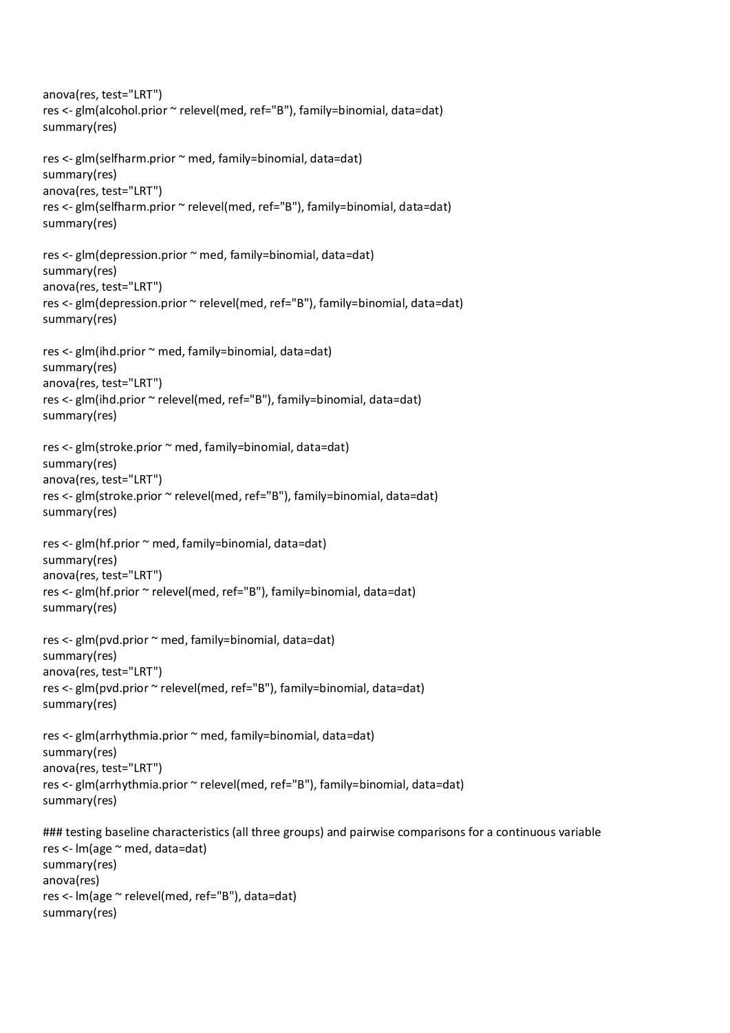```
anova(res, test="LRT")
res <- glm(alcohol.prior ~ relevel(med, ref="B"), family=binomial, data=dat)
summary(res)

res <- glm(selfharm.prior ~ med, family=binomial, data=dat)
summary(res)
anova(res, test="LRT")
res <- glm(selfharm.prior ~ relevel(med, ref="B"), family=binomial, data=dat)
summary(res)

res <- glm(depression.prior ~ med, family=binomial, data=dat)
summary(res)
anova(res, test="LRT")
res <- glm(depression.prior ~ relevel(med, ref="B"), family=binomial, data=dat)
summary(res)

res <- glm(ihd.prior ~ med, family=binomial, data=dat)
summary(res)
anova(res, test="LRT")
res <- glm(ihd.prior ~ relevel(med, ref="B"), family=binomial, data=dat)
summary(res)

res <- glm(stroke.prior ~ med, family=binomial, data=dat)
summary(res)
anova(res, test="LRT")
res <- glm(stroke.prior ~ relevel(med, ref="B"), family=binomial, data=dat)
summary(res)

res <- glm(hf.prior ~ med, family=binomial, data=dat)
summary(res)
anova(res, test="LRT")
res <- glm(hf.prior ~ relevel(med, ref="B"), family=binomial, data=dat)
summary(res)

res <- glm(pvd.prior ~ med, family=binomial, data=dat)
summary(res)
anova(res, test="LRT")
res <- glm(pvd.prior ~ relevel(med, ref="B"), family=binomial, data=dat)
summary(res)

res <- glm(arrhythmia.prior ~ med, family=binomial, data=dat)
summary(res)
anova(res, test="LRT")
res <- glm(arrhythmia.prior ~ relevel(med, ref="B"), family=binomial, data=dat)
summary(res)

### testing baseline characteristics (all three groups) and pairwise comparisons for a continuous variable
res <- lm(age ~ med, data=dat)
summary(res)
anova(res)
res <- lm(age ~ relevel(med, ref="B"), data=dat)
summary(res)
```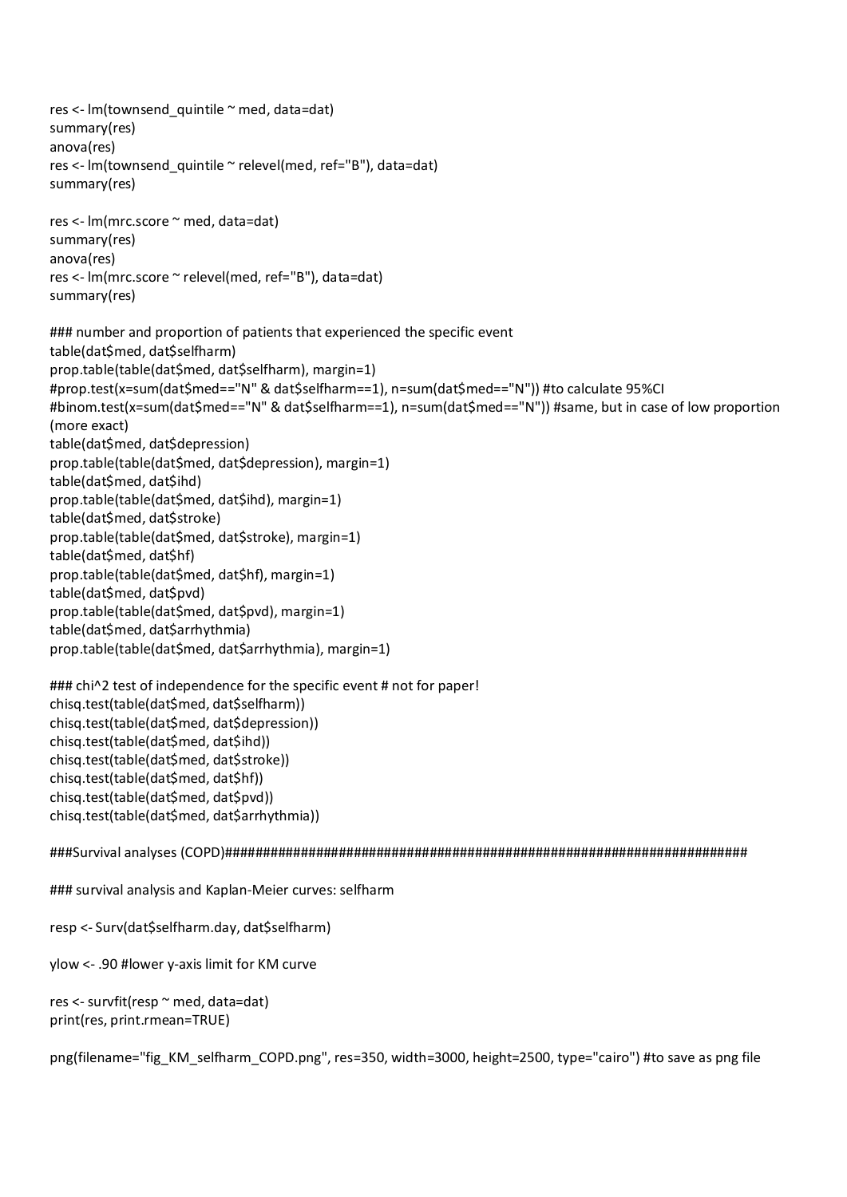```
res <- lm(townsend_quintile ~ med, data=dat)
summary(res)
anova(res)
res <- lm(townsend_quintile ~ relevel(med, ref="B"), data=dat)
summary(res)

res <- lm(mrc.score ~ med, data=dat)
summary(res)
anova(res)
res <- lm(mrc.score ~ relevel(med, ref="B"), data=dat)
summary(res)

### number and proportion of patients that experienced the specific event
table(dat$med, dat$selfharm)
prop.table(table(dat$med, dat$selfharm), margin=1)
#prop.test(x=sum(dat$med=="N" & dat$selfharm==1), n=sum(dat$med=="N")) #to calculate 95%CI
#binom.test(x=sum(dat$med=="N" & dat$selfharm==1), n=sum(dat$med=="N")) #same, but in case of low proportion
(more exact)
table(dat$med, dat$depression)
prop.table(table(dat$med, dat$depression), margin=1)
table(dat$med, dat$ihd)
prop.table(table(dat$med, dat$ihd), margin=1)
table(dat$med, dat$stroke)
prop.table(table(dat$med, dat$stroke), margin=1)
table(dat$med, dat$hf)
prop.table(table(dat$med, dat$hf), margin=1)
table(dat$med, dat$pvd)
prop.table(table(dat$med, dat$pvd), margin=1)
table(dat$med, dat$arrhythmia)
prop.table(table(dat$med, dat$arrhythmia), margin=1)

### chi^2 test of independence for the specific event # not for paper!
chisq.test(table(dat$med, dat$selfharm))
chisq.test(table(dat$med, dat$depression))
chisq.test(table(dat$med, dat$ihd))
chisq.test(table(dat$med, dat$stroke))
chisq.test(table(dat$med, dat$hf))
chisq.test(table(dat$med, dat$pvd))
chisq.test(table(dat$med, dat$arrhythmia))

###Survival analyses (COPD)######################################################################

### survival analysis and Kaplan-Meier curves: selfharm

resp <- Surv(dat$selfharm.day, dat$selfharm)

ylow <- .90 #lower y-axis limit for KM curve

res <- survfit(resp ~ med, data=dat)
print(res, print.rmean=TRUE)

png(filename="fig_KM_selfharm_COPD.png", res=350, width=3000, height=2500, type="cairo") #to save as png file
```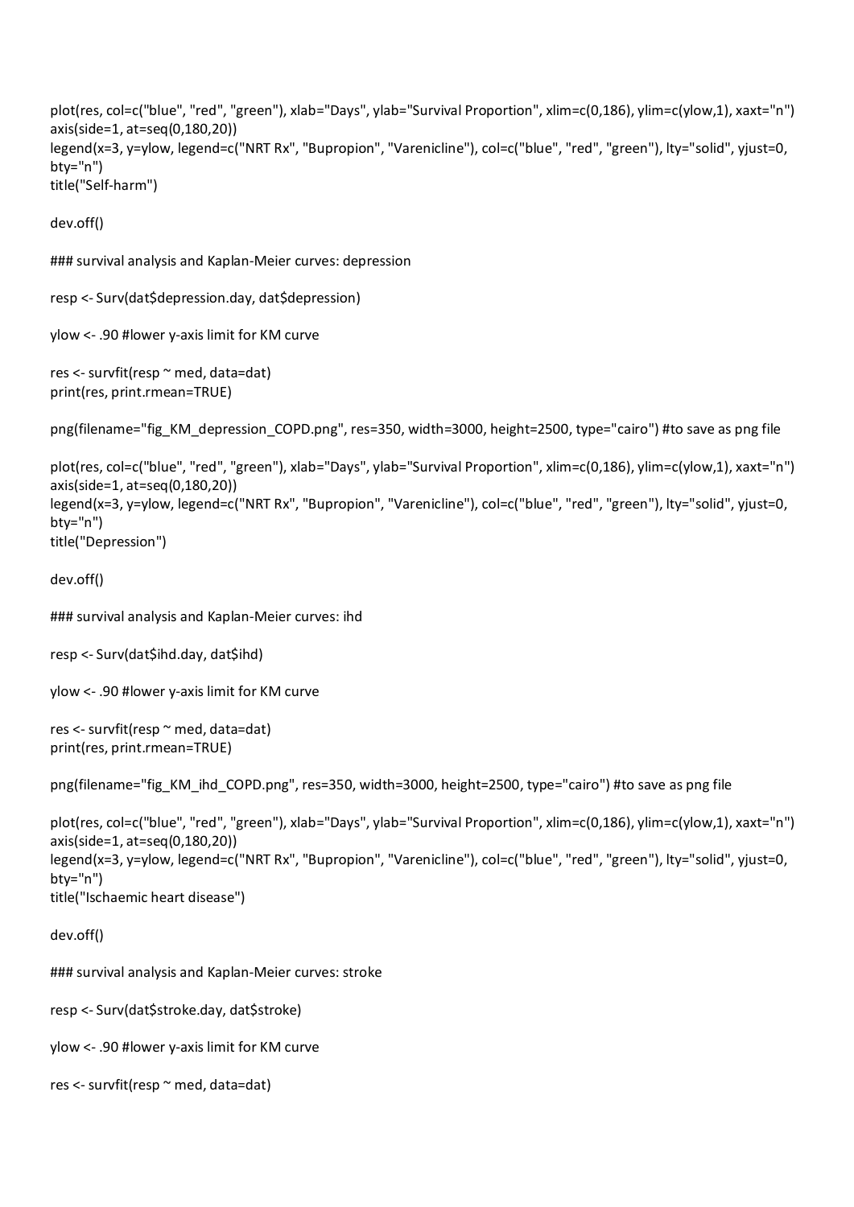```r
plot(res, col=c("blue", "red", "green"), xlab="Days", ylab="Survival Proportion", xlim=c(0,186), ylim=c(ylow,1), xaxt="n")
axis(side=1, at=seq(0,180,20))
legend(x=3, y=ylow, legend=c("NRT Rx", "Bupropion", "Varenicline"), col=c("blue", "red", "green"), lty="solid", yjust=0,
bty="n")
title("Self-harm")

dev.off()

### survival analysis and Kaplan-Meier curves: depression

resp <- Surv(dat$depression.day, dat$depression)

ylow <- .90 #lower y-axis limit for KM curve

res <- survfit(resp ~ med, data=dat)
print(res, print.rmean=TRUE)

png(filename="fig_KM_depression_COPD.png", res=350, width=3000, height=2500, type="cairo") #to save as png file

plot(res, col=c("blue", "red", "green"), xlab="Days", ylab="Survival Proportion", xlim=c(0,186), ylim=c(ylow,1), xaxt="n")
axis(side=1, at=seq(0,180,20))
legend(x=3, y=ylow, legend=c("NRT Rx", "Bupropion", "Varenicline"), col=c("blue", "red", "green"), lty="solid", yjust=0,
bty="n")
title("Depression")

dev.off()

### survival analysis and Kaplan-Meier curves: ihd

resp <- Surv(dat$ihd.day, dat$ihd)

ylow <- .90 #lower y-axis limit for KM curve

res <- survfit(resp ~ med, data=dat)
print(res, print.rmean=TRUE)

png(filename="fig_KM_ihd_COPD.png", res=350, width=3000, height=2500, type="cairo") #to save as png file

plot(res, col=c("blue", "red", "green"), xlab="Days", ylab="Survival Proportion", xlim=c(0,186), ylim=c(ylow,1), xaxt="n")
axis(side=1, at=seq(0,180,20))
legend(x=3, y=ylow, legend=c("NRT Rx", "Bupropion", "Varenicline"), col=c("blue", "red", "green"), lty="solid", yjust=0,
bty="n")
title("Ischaemic heart disease")

dev.off()

### survival analysis and Kaplan-Meier curves: stroke

resp <- Surv(dat$stroke.day, dat$stroke)

ylow <- .90 #lower y-axis limit for KM curve

res <- survfit(resp ~ med, data=dat)
```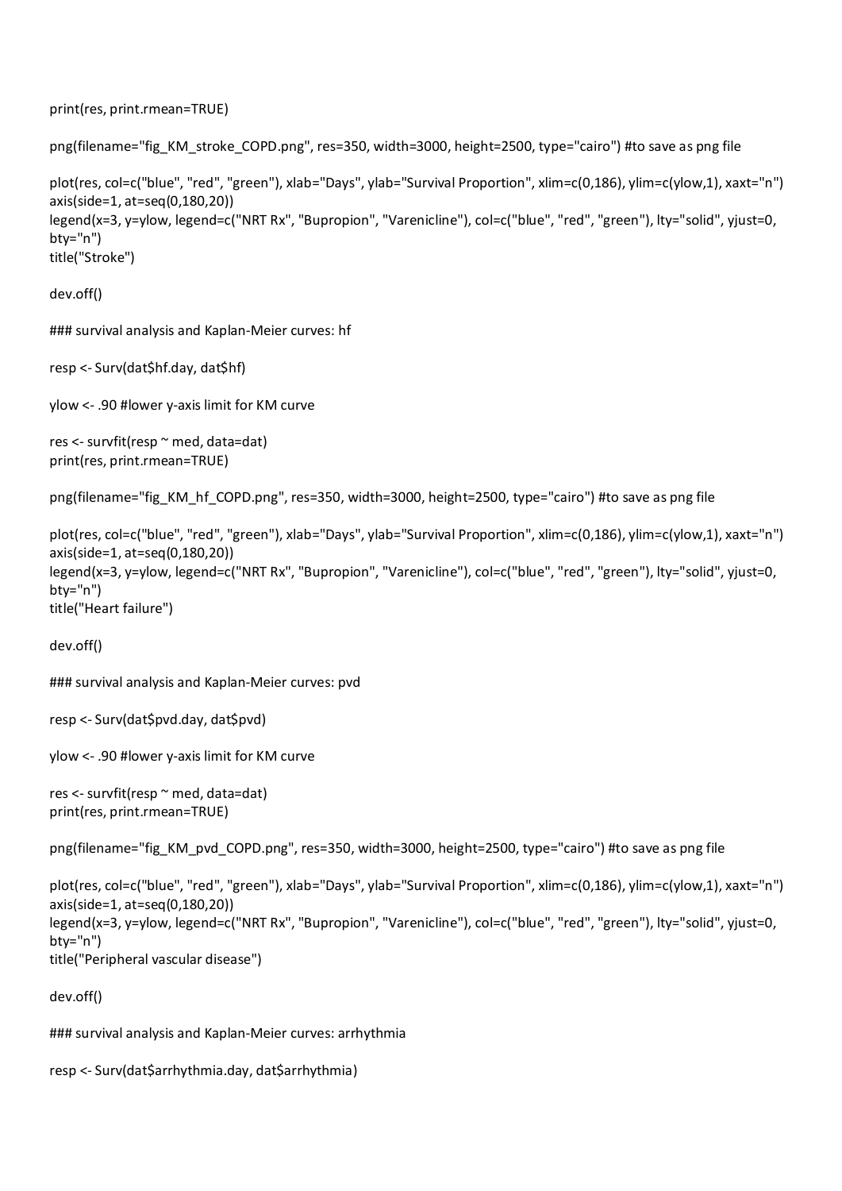```r
print(res, print.rmean=TRUE)

png(filename="fig_KM_stroke_COPD.png", res=350, width=3000, height=2500, type="cairo") #to save as png file

plot(res, col=c("blue", "red", "green"), xlab="Days", ylab="Survival Proportion", xlim=c(0,186), ylim=c(ylow,1), xaxt="n")
axis(side=1, at=seq(0,180,20))
legend(x=3, y=ylow, legend=c("NRT Rx", "Bupropion", "Varenicline"), col=c("blue", "red", "green"), lty="solid", yjust=0,
bty="n")
title("Stroke")

dev.off()

### survival analysis and Kaplan-Meier curves: hf

resp <- Surv(dat$hf.day, dat$hf)

ylow <- .90 #lower y-axis limit for KM curve

res <- survfit(resp ~ med, data=dat)
print(res, print.rmean=TRUE)

png(filename="fig_KM_hf_COPD.png", res=350, width=3000, height=2500, type="cairo") #to save as png file

plot(res, col=c("blue", "red", "green"), xlab="Days", ylab="Survival Proportion", xlim=c(0,186), ylim=c(ylow,1), xaxt="n")
axis(side=1, at=seq(0,180,20))
legend(x=3, y=ylow, legend=c("NRT Rx", "Bupropion", "Varenicline"), col=c("blue", "red", "green"), lty="solid", yjust=0,
bty="n")
title("Heart failure")

dev.off()

### survival analysis and Kaplan-Meier curves: pvd

resp <- Surv(dat$pvd.day, dat$pvd)

ylow <- .90 #lower y-axis limit for KM curve

res <- survfit(resp ~ med, data=dat)
print(res, print.rmean=TRUE)

png(filename="fig_KM_pvd_COPD.png", res=350, width=3000, height=2500, type="cairo") #to save as png file

plot(res, col=c("blue", "red", "green"), xlab="Days", ylab="Survival Proportion", xlim=c(0,186), ylim=c(ylow,1), xaxt="n")
axis(side=1, at=seq(0,180,20))
legend(x=3, y=ylow, legend=c("NRT Rx", "Bupropion", "Varenicline"), col=c("blue", "red", "green"), lty="solid", yjust=0,
bty="n")
title("Peripheral vascular disease")

dev.off()

### survival analysis and Kaplan-Meier curves: arrhythmia

resp <- Surv(dat$arrhythmia.day, dat$arrhythmia)
```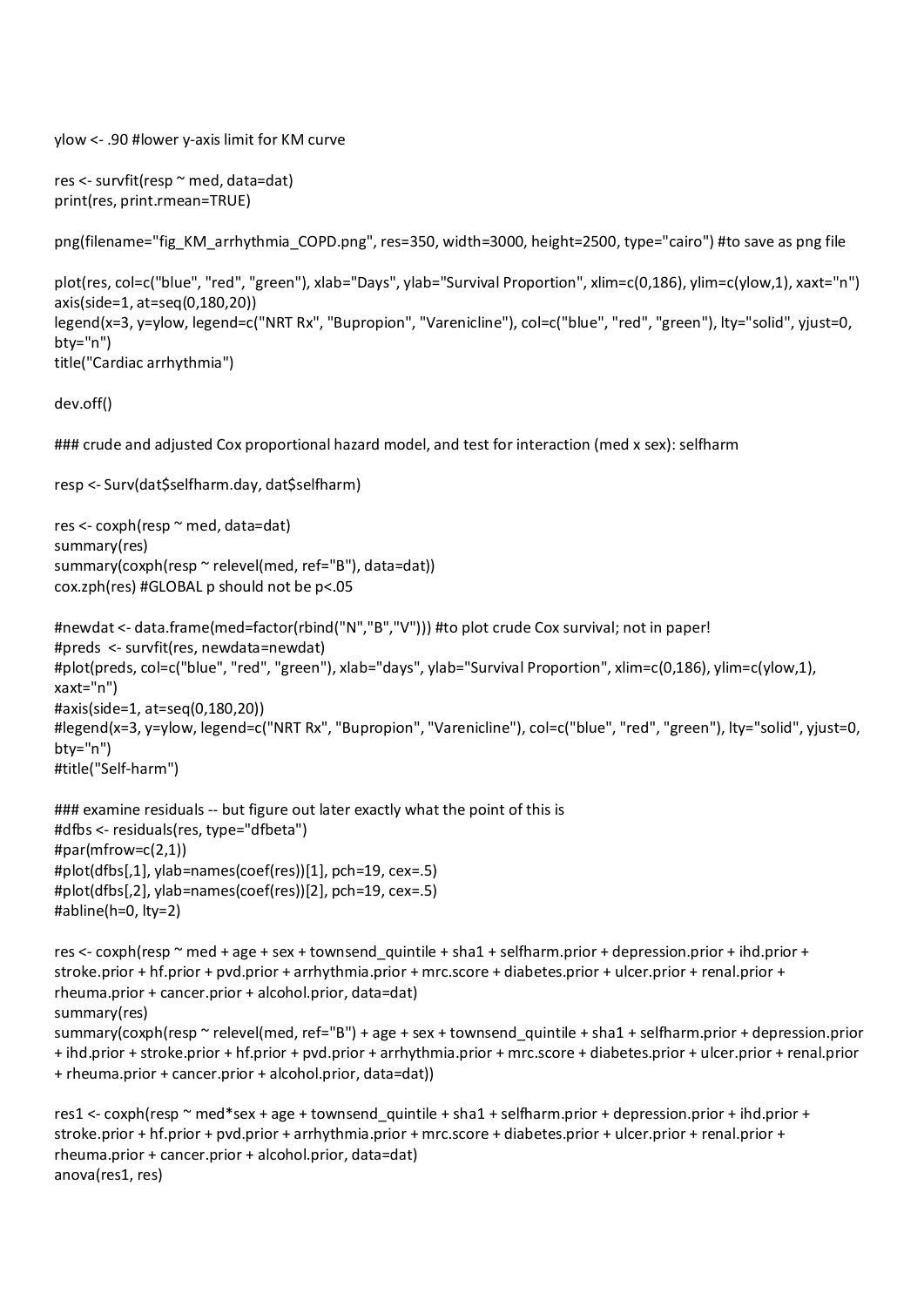```
ylow <- .90 #lower y-axis limit for KM curve

res <- survfit(resp ~ med, data=dat)
print(res, print.rmean=TRUE)

png(filename="fig_KM_arrhythmia_COPD.png", res=350, width=3000, height=2500, type="cairo") #to save as png file

plot(res, col=c("blue", "red", "green"), xlab="Days", ylab="Survival Proportion", xlim=c(0,186), ylim=c(ylow,1), xaxt="n")
axis(side=1, at=seq(0,180,20))
legend(x=3, y=ylow, legend=c("NRT Rx", "Bupropion", "Varenicline"), col=c("blue", "red", "green"), lty="solid", yjust=0,
bty="n")
title("Cardiac arrhythmia")

dev.off()

### crude and adjusted Cox proportional hazard model, and test for interaction (med x sex): selfharm

resp <- Surv(dat$selfharm.day, dat$selfharm)

res <- coxph(resp ~ med, data=dat)
summary(res)
summary(coxph(resp ~ relevel(med, ref="B"), data=dat))
cox.zph(res) #GLOBAL p should not be p<.05

#newdat <- data.frame(med=factor(rbind("N","B","V"))) #to plot crude Cox survival; not in paper!
#preds  <- survfit(res, newdata=newdat)
#plot(preds, col=c("blue", "red", "green"), xlab="days", ylab="Survival Proportion", xlim=c(0,186), ylim=c(ylow,1),
xaxt="n")
#axis(side=1, at=seq(0,180,20))
#legend(x=3, y=ylow, legend=c("NRT Rx", "Bupropion", "Varenicline"), col=c("blue", "red", "green"), lty="solid", yjust=0,
bty="n")
#title("Self-harm")

### examine residuals -- but figure out later exactly what the point of this is
#dfbs <- residuals(res, type="dfbeta")
#par(mfrow=c(2,1))
#plot(dfbs[,1], ylab=names(coef(res))[1], pch=19, cex=.5)
#plot(dfbs[,2], ylab=names(coef(res))[2], pch=19, cex=.5)
#abline(h=0, lty=2)

res <- coxph(resp ~ med + age + sex + townsend_quintile + sha1 + selfharm.prior + depression.prior + ihd.prior +
stroke.prior + hf.prior + pvd.prior + arrhythmia.prior + mrc.score + diabetes.prior + ulcer.prior + renal.prior +
rheuma.prior + cancer.prior + alcohol.prior, data=dat)
summary(res)
summary(coxph(resp ~ relevel(med, ref="B") + age + sex + townsend_quintile + sha1 + selfharm.prior + depression.prior
+ ihd.prior + stroke.prior + hf.prior + pvd.prior + arrhythmia.prior + mrc.score + diabetes.prior + ulcer.prior + renal.prior
+ rheuma.prior + cancer.prior + alcohol.prior, data=dat))

res1 <- coxph(resp ~ med*sex + age + townsend_quintile + sha1 + selfharm.prior + depression.prior + ihd.prior +
stroke.prior + hf.prior + pvd.prior + arrhythmia.prior + mrc.score + diabetes.prior + ulcer.prior + renal.prior +
rheuma.prior + cancer.prior + alcohol.prior, data=dat)
anova(res1, res)
```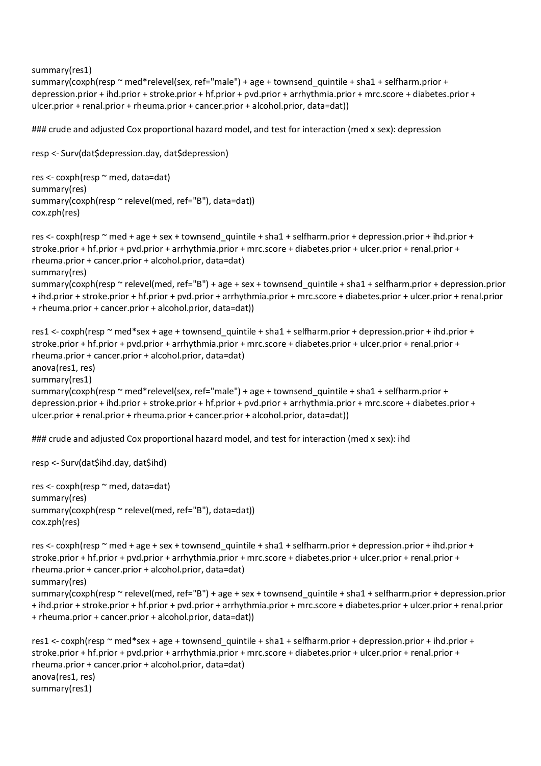```
summary(res1)
summary(coxph(resp ~ med*relevel(sex, ref="male") + age + townsend_quintile + sha1 + selfharm.prior +
depression.prior + ihd.prior + stroke.prior + hf.prior + pvd.prior + arrhythmia.prior + mrc.score + diabetes.prior +
ulcer.prior + renal.prior + rheuma.prior + cancer.prior + alcohol.prior, data=dat))

### crude and adjusted Cox proportional hazard model, and test for interaction (med x sex): depression

resp <- Surv(dat$depression.day, dat$depression)

res <- coxph(resp ~ med, data=dat)
summary(res)
summary(coxph(resp ~ relevel(med, ref="B"), data=dat))
cox.zph(res)

res <- coxph(resp ~ med + age + sex + townsend_quintile + sha1 + selfharm.prior + depression.prior + ihd.prior +
stroke.prior + hf.prior + pvd.prior + arrhythmia.prior + mrc.score + diabetes.prior + ulcer.prior + renal.prior +
rheuma.prior + cancer.prior + alcohol.prior, data=dat)
summary(res)
summary(coxph(resp ~ relevel(med, ref="B") + age + sex + townsend_quintile + sha1 + selfharm.prior + depression.prior
+ ihd.prior + stroke.prior + hf.prior + pvd.prior + arrhythmia.prior + mrc.score + diabetes.prior + ulcer.prior + renal.prior
+ rheuma.prior + cancer.prior + alcohol.prior, data=dat))

res1 <- coxph(resp ~ med*sex + age + townsend_quintile + sha1 + selfharm.prior + depression.prior + ihd.prior +
stroke.prior + hf.prior + pvd.prior + arrhythmia.prior + mrc.score + diabetes.prior + ulcer.prior + renal.prior +
rheuma.prior + cancer.prior + alcohol.prior, data=dat)
anova(res1, res)
summary(res1)
summary(coxph(resp ~ med*relevel(sex, ref="male") + age + townsend_quintile + sha1 + selfharm.prior +
depression.prior + ihd.prior + stroke.prior + hf.prior + pvd.prior + arrhythmia.prior + mrc.score + diabetes.prior +
ulcer.prior + renal.prior + rheuma.prior + cancer.prior + alcohol.prior, data=dat))

### crude and adjusted Cox proportional hazard model, and test for interaction (med x sex): ihd

resp <- Surv(dat$ihd.day, dat$ihd)

res <- coxph(resp ~ med, data=dat)
summary(res)
summary(coxph(resp ~ relevel(med, ref="B"), data=dat))
cox.zph(res)

res <- coxph(resp ~ med + age + sex + townsend_quintile + sha1 + selfharm.prior + depression.prior + ihd.prior +
stroke.prior + hf.prior + pvd.prior + arrhythmia.prior + mrc.score + diabetes.prior + ulcer.prior + renal.prior +
rheuma.prior + cancer.prior + alcohol.prior, data=dat)
summary(res)
summary(coxph(resp ~ relevel(med, ref="B") + age + sex + townsend_quintile + sha1 + selfharm.prior + depression.prior
+ ihd.prior + stroke.prior + hf.prior + pvd.prior + arrhythmia.prior + mrc.score + diabetes.prior + ulcer.prior + renal.prior
+ rheuma.prior + cancer.prior + alcohol.prior, data=dat))

res1 <- coxph(resp ~ med*sex + age + townsend_quintile + sha1 + selfharm.prior + depression.prior + ihd.prior +
stroke.prior + hf.prior + pvd.prior + arrhythmia.prior + mrc.score + diabetes.prior + ulcer.prior + renal.prior +
rheuma.prior + cancer.prior + alcohol.prior, data=dat)
anova(res1, res)
summary(res1)
```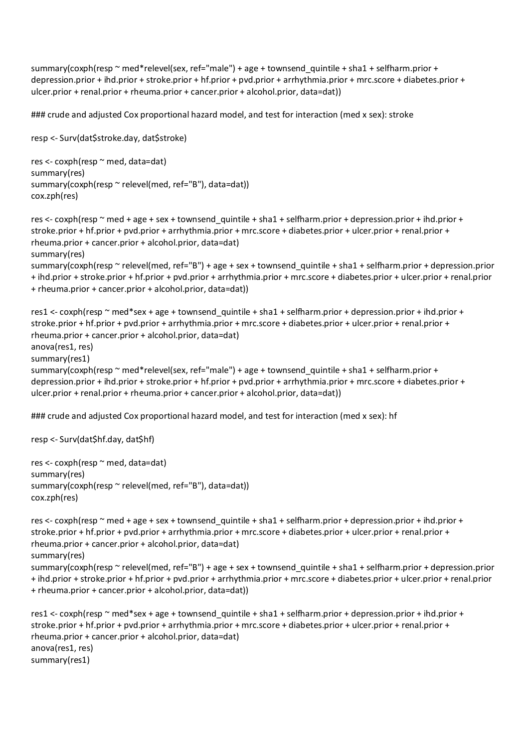```
summary(coxph(resp ~ med*relevel(sex, ref="male") + age + townsend_quintile + sha1 + selfharm.prior +
depression.prior + ihd.prior + stroke.prior + hf.prior + pvd.prior + arrhythmia.prior + mrc.score + diabetes.prior +
ulcer.prior + renal.prior + rheuma.prior + cancer.prior + alcohol.prior, data=dat))

### crude and adjusted Cox proportional hazard model, and test for interaction (med x sex): stroke

resp <- Surv(dat$stroke.day, dat$stroke)

res <- coxph(resp ~ med, data=dat)
summary(res)
summary(coxph(resp ~ relevel(med, ref="B"), data=dat))
cox.zph(res)

res <- coxph(resp ~ med + age + sex + townsend_quintile + sha1 + selfharm.prior + depression.prior + ihd.prior +
stroke.prior + hf.prior + pvd.prior + arrhythmia.prior + mrc.score + diabetes.prior + ulcer.prior + renal.prior +
rheuma.prior + cancer.prior + alcohol.prior, data=dat)
summary(res)
summary(coxph(resp ~ relevel(med, ref="B") + age + sex + townsend_quintile + sha1 + selfharm.prior + depression.prior
+ ihd.prior + stroke.prior + hf.prior + pvd.prior + arrhythmia.prior + mrc.score + diabetes.prior + ulcer.prior + renal.prior
+ rheuma.prior + cancer.prior + alcohol.prior, data=dat))

res1 <- coxph(resp ~ med*sex + age + townsend_quintile + sha1 + selfharm.prior + depression.prior + ihd.prior +
stroke.prior + hf.prior + pvd.prior + arrhythmia.prior + mrc.score + diabetes.prior + ulcer.prior + renal.prior +
rheuma.prior + cancer.prior + alcohol.prior, data=dat)
anova(res1, res)
summary(res1)
summary(coxph(resp ~ med*relevel(sex, ref="male") + age + townsend_quintile + sha1 + selfharm.prior +
depression.prior + ihd.prior + stroke.prior + hf.prior + pvd.prior + arrhythmia.prior + mrc.score + diabetes.prior +
ulcer.prior + renal.prior + rheuma.prior + cancer.prior + alcohol.prior, data=dat))

### crude and adjusted Cox proportional hazard model, and test for interaction (med x sex): hf

resp <- Surv(dat$hf.day, dat$hf)

res <- coxph(resp ~ med, data=dat)
summary(res)
summary(coxph(resp ~ relevel(med, ref="B"), data=dat))
cox.zph(res)

res <- coxph(resp ~ med + age + sex + townsend_quintile + sha1 + selfharm.prior + depression.prior + ihd.prior +
stroke.prior + hf.prior + pvd.prior + arrhythmia.prior + mrc.score + diabetes.prior + ulcer.prior + renal.prior +
rheuma.prior + cancer.prior + alcohol.prior, data=dat)
summary(res)
summary(coxph(resp ~ relevel(med, ref="B") + age + sex + townsend_quintile + sha1 + selfharm.prior + depression.prior
+ ihd.prior + stroke.prior + hf.prior + pvd.prior + arrhythmia.prior + mrc.score + diabetes.prior + ulcer.prior + renal.prior
+ rheuma.prior + cancer.prior + alcohol.prior, data=dat))

res1 <- coxph(resp ~ med*sex + age + townsend_quintile + sha1 + selfharm.prior + depression.prior + ihd.prior +
stroke.prior + hf.prior + pvd.prior + arrhythmia.prior + mrc.score + diabetes.prior + ulcer.prior + renal.prior +
rheuma.prior + cancer.prior + alcohol.prior, data=dat)
anova(res1, res)
summary(res1)
```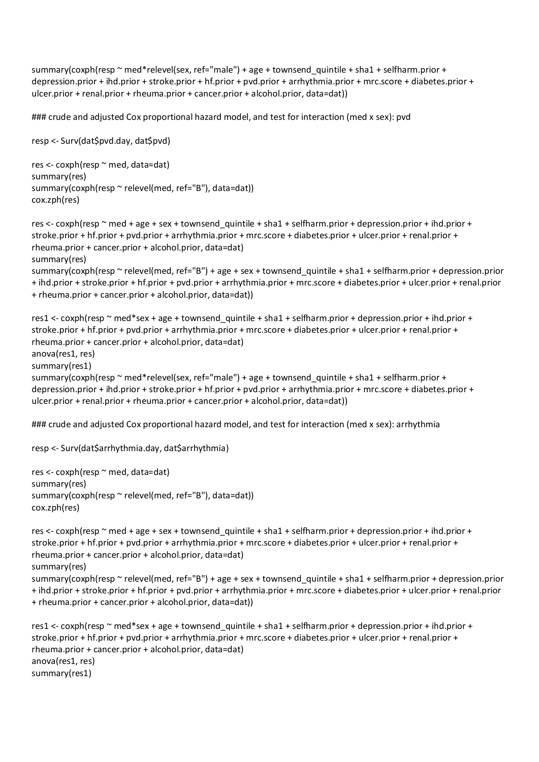```
summary(coxph(resp ~ med*relevel(sex, ref="male") + age + townsend_quintile + sha1 + selfharm.prior +
depression.prior + ihd.prior + stroke.prior + hf.prior + pvd.prior + arrhythmia.prior + mrc.score + diabetes.prior +
ulcer.prior + renal.prior + rheuma.prior + cancer.prior + alcohol.prior, data=dat))

### crude and adjusted Cox proportional hazard model, and test for interaction (med x sex): pvd

resp <- Surv(dat$pvd.day, dat$pvd)

res <- coxph(resp ~ med, data=dat)
summary(res)
summary(coxph(resp ~ relevel(med, ref="B"), data=dat))
cox.zph(res)

res <- coxph(resp ~ med + age + sex + townsend_quintile + sha1 + selfharm.prior + depression.prior + ihd.prior +
stroke.prior + hf.prior + pvd.prior + arrhythmia.prior + mrc.score + diabetes.prior + ulcer.prior + renal.prior +
rheuma.prior + cancer.prior + alcohol.prior, data=dat)
summary(res)
summary(coxph(resp ~ relevel(med, ref="B") + age + sex + townsend_quintile + sha1 + selfharm.prior + depression.prior
+ ihd.prior + stroke.prior + hf.prior + pvd.prior + arrhythmia.prior + mrc.score + diabetes.prior + ulcer.prior + renal.prior
+ rheuma.prior + cancer.prior + alcohol.prior, data=dat))

res1 <- coxph(resp ~ med*sex + age + townsend_quintile + sha1 + selfharm.prior + depression.prior + ihd.prior +
stroke.prior + hf.prior + pvd.prior + arrhythmia.prior + mrc.score + diabetes.prior + ulcer.prior + renal.prior +
rheuma.prior + cancer.prior + alcohol.prior, data=dat)
anova(res1, res)
summary(res1)
summary(coxph(resp ~ med*relevel(sex, ref="male") + age + townsend_quintile + sha1 + selfharm.prior +
depression.prior + ihd.prior + stroke.prior + hf.prior + pvd.prior + arrhythmia.prior + mrc.score + diabetes.prior +
ulcer.prior + renal.prior + rheuma.prior + cancer.prior + alcohol.prior, data=dat))

### crude and adjusted Cox proportional hazard model, and test for interaction (med x sex): arrhythmia

resp <- Surv(dat$arrhythmia.day, dat$arrhythmia)

res <- coxph(resp ~ med, data=dat)
summary(res)
summary(coxph(resp ~ relevel(med, ref="B"), data=dat))
cox.zph(res)

res <- coxph(resp ~ med + age + sex + townsend_quintile + sha1 + selfharm.prior + depression.prior + ihd.prior +
stroke.prior + hf.prior + pvd.prior + arrhythmia.prior + mrc.score + diabetes.prior + ulcer.prior + renal.prior +
rheuma.prior + cancer.prior + alcohol.prior, data=dat)
summary(res)
summary(coxph(resp ~ relevel(med, ref="B") + age + sex + townsend_quintile + sha1 + selfharm.prior + depression.prior
+ ihd.prior + stroke.prior + hf.prior + pvd.prior + arrhythmia.prior + mrc.score + diabetes.prior + ulcer.prior + renal.prior
+ rheuma.prior + cancer.prior + alcohol.prior, data=dat))

res1 <- coxph(resp ~ med*sex + age + townsend_quintile + sha1 + selfharm.prior + depression.prior + ihd.prior +
stroke.prior + hf.prior + pvd.prior + arrhythmia.prior + mrc.score + diabetes.prior + ulcer.prior + renal.prior +
rheuma.prior + cancer.prior + alcohol.prior, data=dat)
anova(res1, res)
summary(res1)
```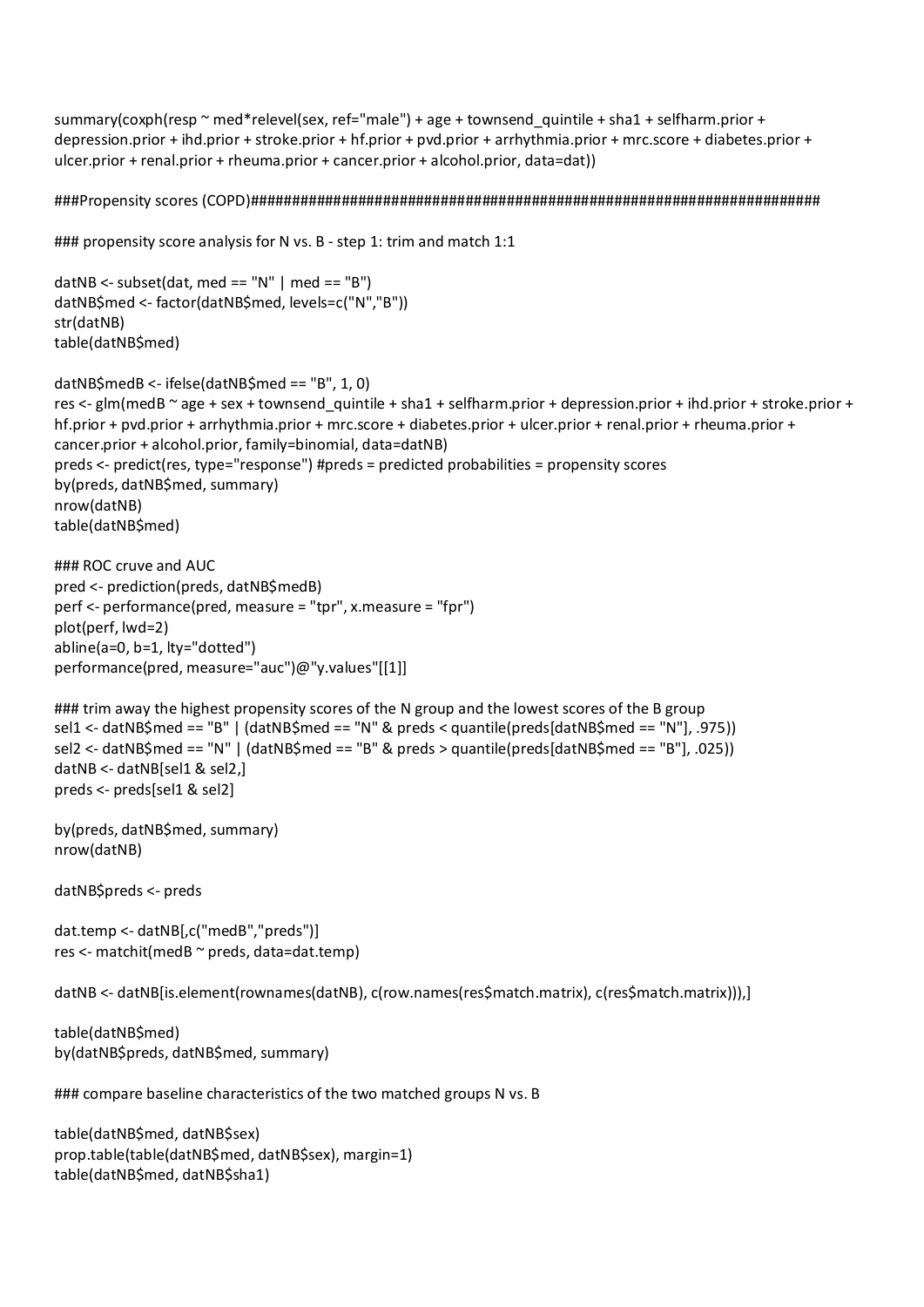```
summary(coxph(resp ~ med*relevel(sex, ref="male") + age + townsend_quintile + sha1 + selfharm.prior +
depression.prior + ihd.prior + stroke.prior + hf.prior + pvd.prior + arrhythmia.prior + mrc.score + diabetes.prior +
ulcer.prior + renal.prior + rheuma.prior + cancer.prior + alcohol.prior, data=dat))

###Propensity scores (COPD)########################################################################

### propensity score analysis for N vs. B - step 1: trim and match 1:1

datNB <- subset(dat, med == "N" | med == "B")
datNB$med <- factor(datNB$med, levels=c("N","B"))
str(datNB)
table(datNB$med)

datNB$medB <- ifelse(datNB$med == "B", 1, 0)
res <- glm(medB ~ age + sex + townsend_quintile + sha1 + selfharm.prior + depression.prior + ihd.prior + stroke.prior +
hf.prior + pvd.prior + arrhythmia.prior + mrc.score + diabetes.prior + ulcer.prior + renal.prior + rheuma.prior +
cancer.prior + alcohol.prior, family=binomial, data=datNB)
preds <- predict(res, type="response") #preds = predicted probabilities = propensity scores
by(preds, datNB$med, summary)
nrow(datNB)
table(datNB$med)

### ROC cruve and AUC
pred <- prediction(preds, datNB$medB)
perf <- performance(pred, measure = "tpr", x.measure = "fpr")
plot(perf, lwd=2)
abline(a=0, b=1, lty="dotted")
performance(pred, measure="auc")@"y.values"[[1]]

### trim away the highest propensity scores of the N group and the lowest scores of the B group
sel1 <- datNB$med == "B" | (datNB$med == "N" & preds < quantile(preds[datNB$med == "N"], .975))
sel2 <- datNB$med == "N" | (datNB$med == "B" & preds > quantile(preds[datNB$med == "B"], .025))
datNB <- datNB[sel1 & sel2,]
preds <- preds[sel1 & sel2]

by(preds, datNB$med, summary)
nrow(datNB)

datNB$preds <- preds

dat.temp <- datNB[,c("medB","preds")]
res <- matchit(medB ~ preds, data=dat.temp)

datNB <- datNB[is.element(rownames(datNB), c(row.names(res$match.matrix), c(res$match.matrix))),]

table(datNB$med)
by(datNB$preds, datNB$med, summary)

### compare baseline characteristics of the two matched groups N vs. B

table(datNB$med, datNB$sex)
prop.table(table(datNB$med, datNB$sex), margin=1)
table(datNB$med, datNB$sha1)
```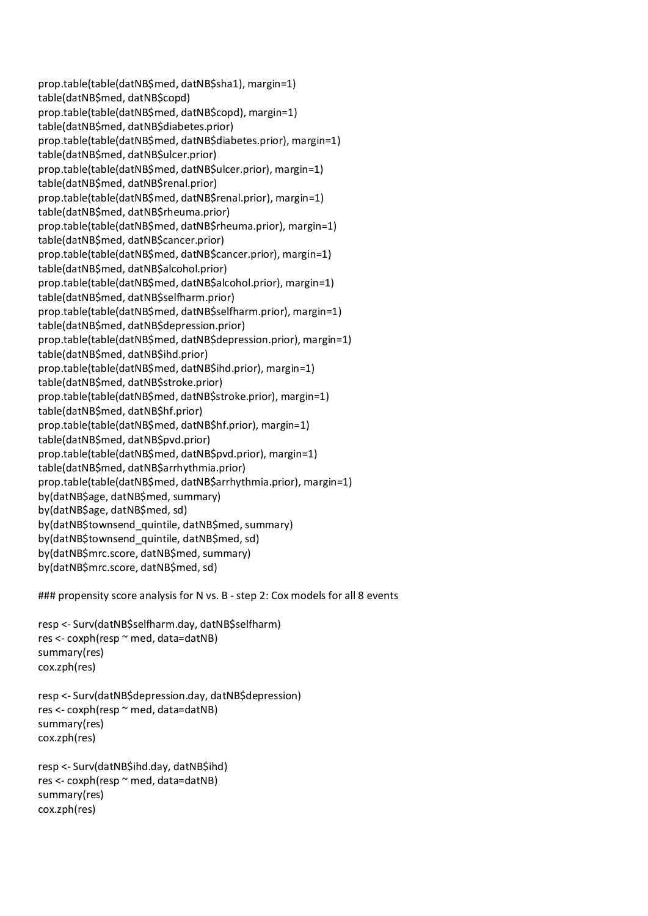```
prop.table(table(datNB$med, datNB$sha1), margin=1)
table(datNB$med, datNB$copd)
prop.table(table(datNB$med, datNB$copd), margin=1)
table(datNB$med, datNB$diabetes.prior)
prop.table(table(datNB$med, datNB$diabetes.prior), margin=1)
table(datNB$med, datNB$ulcer.prior)
prop.table(table(datNB$med, datNB$ulcer.prior), margin=1)
table(datNB$med, datNB$renal.prior)
prop.table(table(datNB$med, datNB$renal.prior), margin=1)
table(datNB$med, datNB$rheuma.prior)
prop.table(table(datNB$med, datNB$rheuma.prior), margin=1)
table(datNB$med, datNB$cancer.prior)
prop.table(table(datNB$med, datNB$cancer.prior), margin=1)
table(datNB$med, datNB$alcohol.prior)
prop.table(table(datNB$med, datNB$alcohol.prior), margin=1)
table(datNB$med, datNB$selfharm.prior)
prop.table(table(datNB$med, datNB$selfharm.prior), margin=1)
table(datNB$med, datNB$depression.prior)
prop.table(table(datNB$med, datNB$depression.prior), margin=1)
table(datNB$med, datNB$ihd.prior)
prop.table(table(datNB$med, datNB$ihd.prior), margin=1)
table(datNB$med, datNB$stroke.prior)
prop.table(table(datNB$med, datNB$stroke.prior), margin=1)
table(datNB$med, datNB$hf.prior)
prop.table(table(datNB$med, datNB$hf.prior), margin=1)
table(datNB$med, datNB$pvd.prior)
prop.table(table(datNB$med, datNB$pvd.prior), margin=1)
table(datNB$med, datNB$arrhythmia.prior)
prop.table(table(datNB$med, datNB$arrhythmia.prior), margin=1)
by(datNB$age, datNB$med, summary)
by(datNB$age, datNB$med, sd)
by(datNB$townsend_quintile, datNB$med, summary)
by(datNB$townsend_quintile, datNB$med, sd)
by(datNB$mrc.score, datNB$med, summary)
by(datNB$mrc.score, datNB$med, sd)

### propensity score analysis for N vs. B - step 2: Cox models for all 8 events

resp <- Surv(datNB$selfharm.day, datNB$selfharm)
res <- coxph(resp ~ med, data=datNB)
summary(res)
cox.zph(res)

resp <- Surv(datNB$depression.day, datNB$depression)
res <- coxph(resp ~ med, data=datNB)
summary(res)
cox.zph(res)

resp <- Surv(datNB$ihd.day, datNB$ihd)
res <- coxph(resp ~ med, data=datNB)
summary(res)
cox.zph(res)
```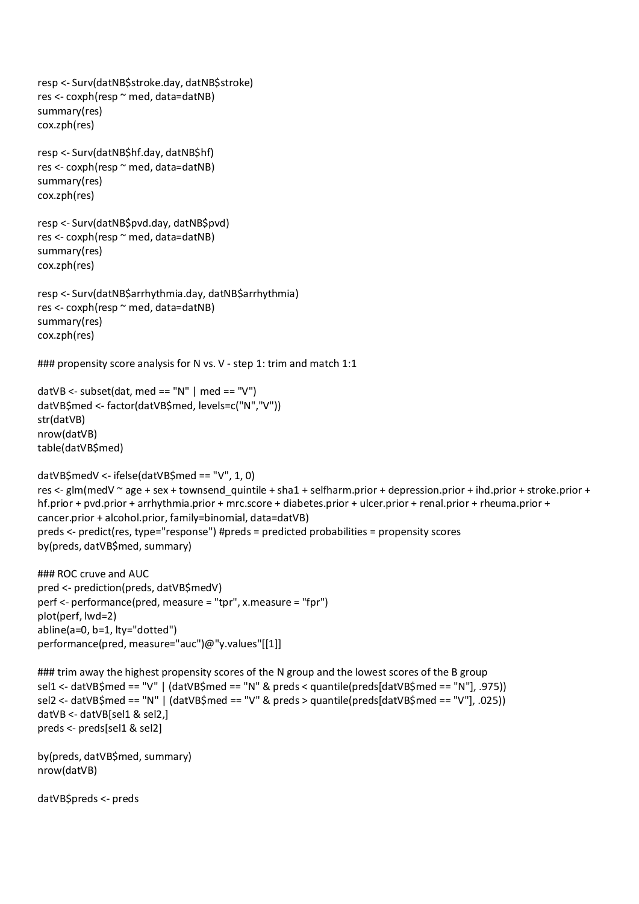```
resp <- Surv(datNB$stroke.day, datNB$stroke)
res <- coxph(resp ~ med, data=datNB)
summary(res)
cox.zph(res)

resp <- Surv(datNB$hf.day, datNB$hf)
res <- coxph(resp ~ med, data=datNB)
summary(res)
cox.zph(res)

resp <- Surv(datNB$pvd.day, datNB$pvd)
res <- coxph(resp ~ med, data=datNB)
summary(res)
cox.zph(res)

resp <- Surv(datNB$arrhythmia.day, datNB$arrhythmia)
res <- coxph(resp ~ med, data=datNB)
summary(res)
cox.zph(res)

### propensity score analysis for N vs. V - step 1: trim and match 1:1

datVB <- subset(dat, med == "N" | med == "V")
datVB$med <- factor(datVB$med, levels=c("N","V"))
str(datVB)
nrow(datVB)
table(datVB$med)

datVB$medV <- ifelse(datVB$med == "V", 1, 0)
res <- glm(medV ~ age + sex + townsend_quintile + sha1 + selfharm.prior + depression.prior + ihd.prior + stroke.prior +
hf.prior + pvd.prior + arrhythmia.prior + mrc.score + diabetes.prior + ulcer.prior + renal.prior + rheuma.prior +
cancer.prior + alcohol.prior, family=binomial, data=datVB)
preds <- predict(res, type="response") #preds = predicted probabilities = propensity scores
by(preds, datVB$med, summary)

### ROC cruve and AUC
pred <- prediction(preds, datVB$medV)
perf <- performance(pred, measure = "tpr", x.measure = "fpr")
plot(perf, lwd=2)
abline(a=0, b=1, lty="dotted")
performance(pred, measure="auc")@"y.values"[[1]]

### trim away the highest propensity scores of the N group and the lowest scores of the B group
sel1 <- datVB$med == "V" | (datVB$med == "N" & preds < quantile(preds[datVB$med == "N"], .975))
sel2 <- datVB$med == "N" | (datVB$med == "V" & preds > quantile(preds[datVB$med == "V"], .025))
datVB <- datVB[sel1 & sel2,]
preds <- preds[sel1 & sel2]

by(preds, datVB$med, summary)
nrow(datVB)

datVB$preds <- preds
```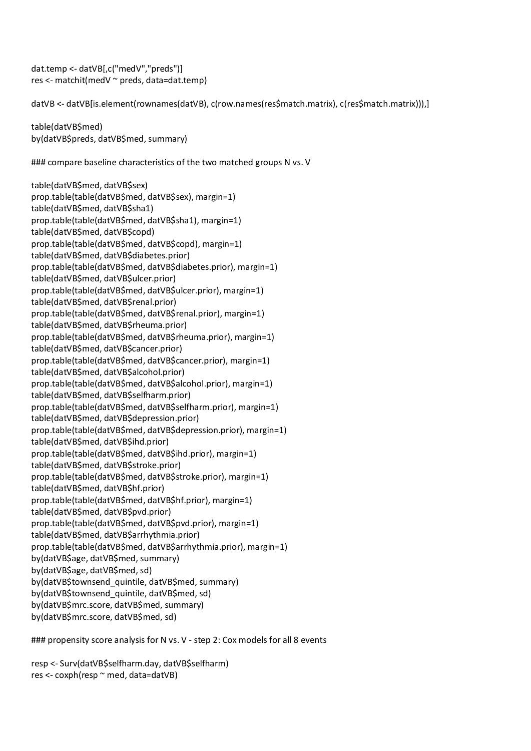```
dat.temp <- datVB[,c("medV","preds")]
res <- matchit(medV ~ preds, data=dat.temp)

datVB <- datVB[is.element(rownames(datVB), c(row.names(res$match.matrix), c(res$match.matrix))),]

table(datVB$med)
by(datVB$preds, datVB$med, summary)

### compare baseline characteristics of the two matched groups N vs. V

table(datVB$med, datVB$sex)
prop.table(table(datVB$med, datVB$sex), margin=1)
table(datVB$med, datVB$sha1)
prop.table(table(datVB$med, datVB$sha1), margin=1)
table(datVB$med, datVB$copd)
prop.table(table(datVB$med, datVB$copd), margin=1)
table(datVB$med, datVB$diabetes.prior)
prop.table(table(datVB$med, datVB$diabetes.prior), margin=1)
table(datVB$med, datVB$ulcer.prior)
prop.table(table(datVB$med, datVB$ulcer.prior), margin=1)
table(datVB$med, datVB$renal.prior)
prop.table(table(datVB$med, datVB$renal.prior), margin=1)
table(datVB$med, datVB$rheuma.prior)
prop.table(table(datVB$med, datVB$rheuma.prior), margin=1)
table(datVB$med, datVB$cancer.prior)
prop.table(table(datVB$med, datVB$cancer.prior), margin=1)
table(datVB$med, datVB$alcohol.prior)
prop.table(table(datVB$med, datVB$alcohol.prior), margin=1)
table(datVB$med, datVB$selfharm.prior)
prop.table(table(datVB$med, datVB$selfharm.prior), margin=1)
table(datVB$med, datVB$depression.prior)
prop.table(table(datVB$med, datVB$depression.prior), margin=1)
table(datVB$med, datVB$ihd.prior)
prop.table(table(datVB$med, datVB$ihd.prior), margin=1)
table(datVB$med, datVB$stroke.prior)
prop.table(table(datVB$med, datVB$stroke.prior), margin=1)
table(datVB$med, datVB$hf.prior)
prop.table(table(datVB$med, datVB$hf.prior), margin=1)
table(datVB$med, datVB$pvd.prior)
prop.table(table(datVB$med, datVB$pvd.prior), margin=1)
table(datVB$med, datVB$arrhythmia.prior)
prop.table(table(datVB$med, datVB$arrhythmia.prior), margin=1)
by(datVB$age, datVB$med, summary)
by(datVB$age, datVB$med, sd)
by(datVB$townsend_quintile, datVB$med, summary)
by(datVB$townsend_quintile, datVB$med, sd)
by(datVB$mrc.score, datVB$med, summary)
by(datVB$mrc.score, datVB$med, sd)

### propensity score analysis for N vs. V - step 2: Cox models for all 8 events

resp <- Surv(datVB$selfharm.day, datVB$selfharm)
res <- coxph(resp ~ med, data=datVB)
```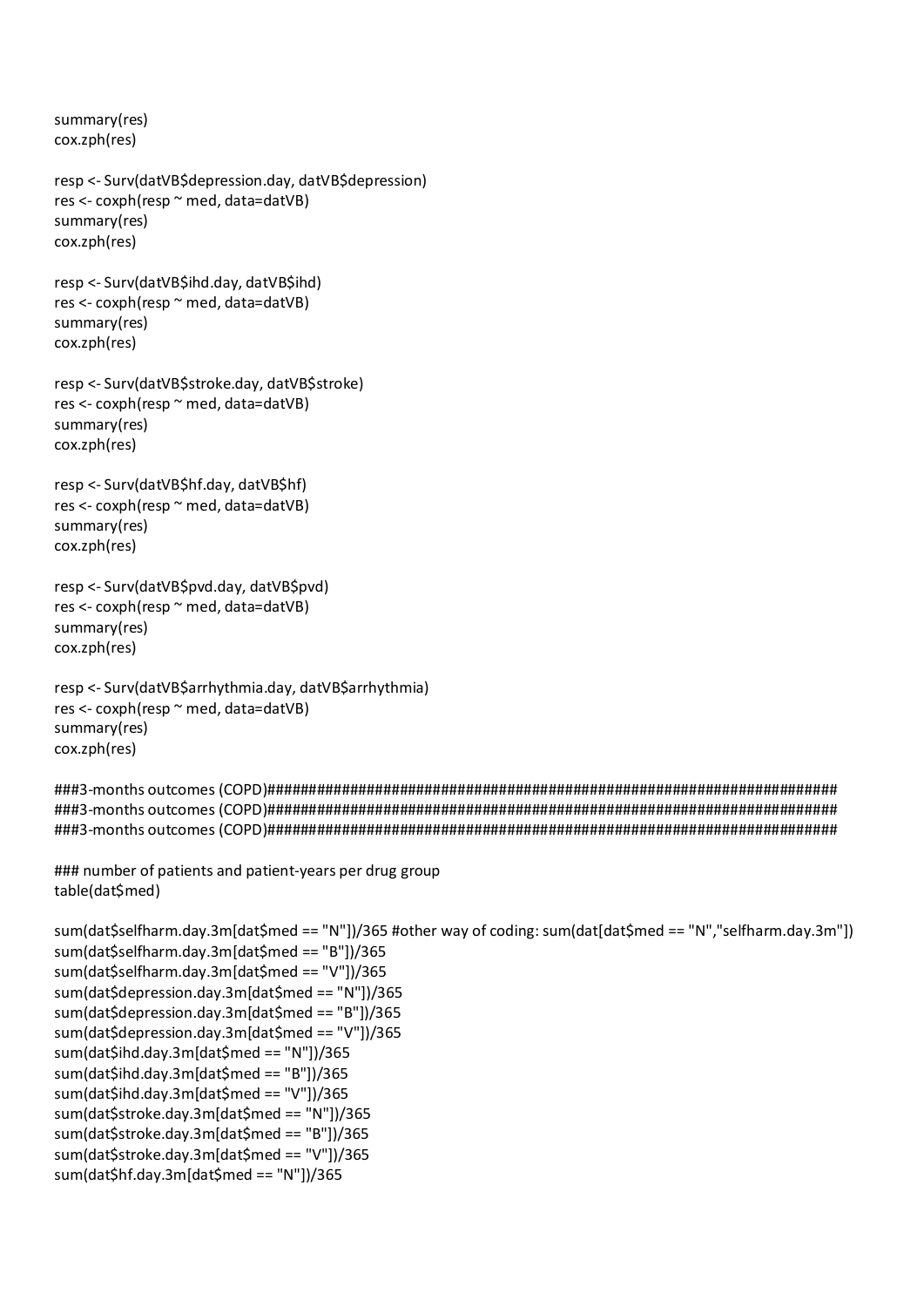```
summary(res)
cox.zph(res)

resp <- Surv(datVB$depression.day, datVB$depression)
res <- coxph(resp ~ med, data=datVB)
summary(res)
cox.zph(res)

resp <- Surv(datVB$ihd.day, datVB$ihd)
res <- coxph(resp ~ med, data=datVB)
summary(res)
cox.zph(res)

resp <- Surv(datVB$stroke.day, datVB$stroke)
res <- coxph(resp ~ med, data=datVB)
summary(res)
cox.zph(res)

resp <- Surv(datVB$hf.day, datVB$hf)
res <- coxph(resp ~ med, data=datVB)
summary(res)
cox.zph(res)

resp <- Surv(datVB$pvd.day, datVB$pvd)
res <- coxph(resp ~ med, data=datVB)
summary(res)
cox.zph(res)

resp <- Surv(datVB$arrhythmia.day, datVB$arrhythmia)
res <- coxph(resp ~ med, data=datVB)
summary(res)
cox.zph(res)

###3-months outcomes (COPD)#######################################################################
###3-months outcomes (COPD)#######################################################################
###3-months outcomes (COPD)#######################################################################

### number of patients and patient-years per drug group
table(dat$med)

sum(dat$selfharm.day.3m[dat$med == "N"])/365 #other way of coding: sum(dat[dat$med == "N","selfharm.day.3m"])
sum(dat$selfharm.day.3m[dat$med == "B"])/365
sum(dat$selfharm.day.3m[dat$med == "V"])/365
sum(dat$depression.day.3m[dat$med == "N"])/365
sum(dat$depression.day.3m[dat$med == "B"])/365
sum(dat$depression.day.3m[dat$med == "V"])/365
sum(dat$ihd.day.3m[dat$med == "N"])/365
sum(dat$ihd.day.3m[dat$med == "B"])/365
sum(dat$ihd.day.3m[dat$med == "V"])/365
sum(dat$stroke.day.3m[dat$med == "N"])/365
sum(dat$stroke.day.3m[dat$med == "B"])/365
sum(dat$stroke.day.3m[dat$med == "V"])/365
sum(dat$hf.day.3m[dat$med == "N"])/365
```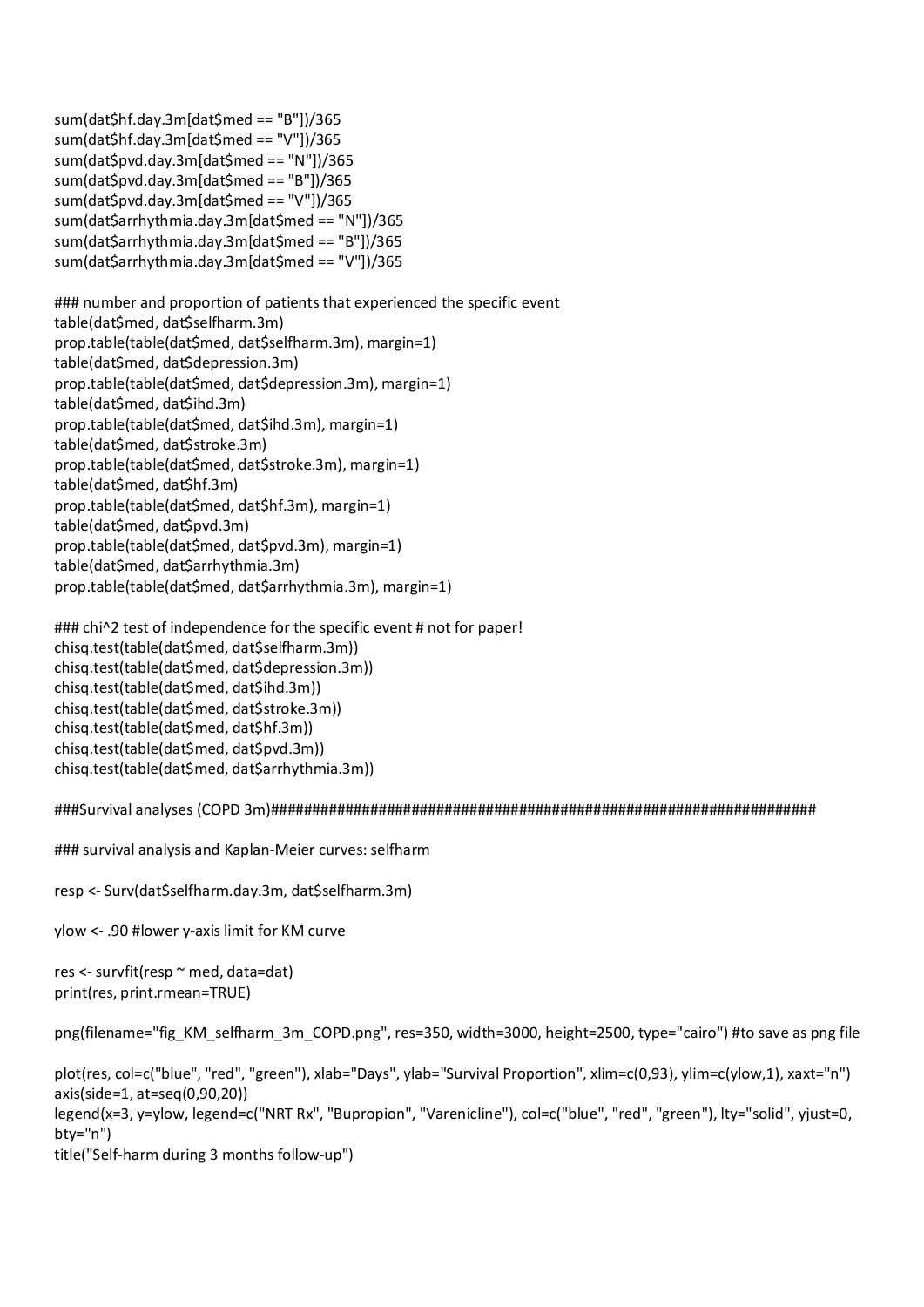```
sum(dat$hf.day.3m[dat$med == "B"])/365
sum(dat$hf.day.3m[dat$med == "V"])/365
sum(dat$pvd.day.3m[dat$med == "N"])/365
sum(dat$pvd.day.3m[dat$med == "B"])/365
sum(dat$pvd.day.3m[dat$med == "V"])/365
sum(dat$arrhythmia.day.3m[dat$med == "N"])/365
sum(dat$arrhythmia.day.3m[dat$med == "B"])/365
sum(dat$arrhythmia.day.3m[dat$med == "V"])/365

### number and proportion of patients that experienced the specific event
table(dat$med, dat$selfharm.3m)
prop.table(table(dat$med, dat$selfharm.3m), margin=1)
table(dat$med, dat$depression.3m)
prop.table(table(dat$med, dat$depression.3m), margin=1)
table(dat$med, dat$ihd.3m)
prop.table(table(dat$med, dat$ihd.3m), margin=1)
table(dat$med, dat$stroke.3m)
prop.table(table(dat$med, dat$stroke.3m), margin=1)
table(dat$med, dat$hf.3m)
prop.table(table(dat$med, dat$hf.3m), margin=1)
table(dat$med, dat$pvd.3m)
prop.table(table(dat$med, dat$pvd.3m), margin=1)
table(dat$med, dat$arrhythmia.3m)
prop.table(table(dat$med, dat$arrhythmia.3m), margin=1)

### chi^2 test of independence for the specific event # not for paper!
chisq.test(table(dat$med, dat$selfharm.3m))
chisq.test(table(dat$med, dat$depression.3m))
chisq.test(table(dat$med, dat$ihd.3m))
chisq.test(table(dat$med, dat$stroke.3m))
chisq.test(table(dat$med, dat$hf.3m))
chisq.test(table(dat$med, dat$pvd.3m))
chisq.test(table(dat$med, dat$arrhythmia.3m))

###Survival analyses (COPD 3m)####################################################################

### survival analysis and Kaplan-Meier curves: selfharm

resp <- Surv(dat$selfharm.day.3m, dat$selfharm.3m)

ylow <- .90 #lower y-axis limit for KM curve

res <- survfit(resp ~ med, data=dat)
print(res, print.rmean=TRUE)

png(filename="fig_KM_selfharm_3m_COPD.png", res=350, width=3000, height=2500, type="cairo") #to save as png file

plot(res, col=c("blue", "red", "green"), xlab="Days", ylab="Survival Proportion", xlim=c(0,93), ylim=c(ylow,1), xaxt="n")
axis(side=1, at=seq(0,90,20))
legend(x=3, y=ylow, legend=c("NRT Rx", "Bupropion", "Varenicline"), col=c("blue", "red", "green"), lty="solid", yjust=0, bty="n")
title("Self-harm during 3 months follow-up")
```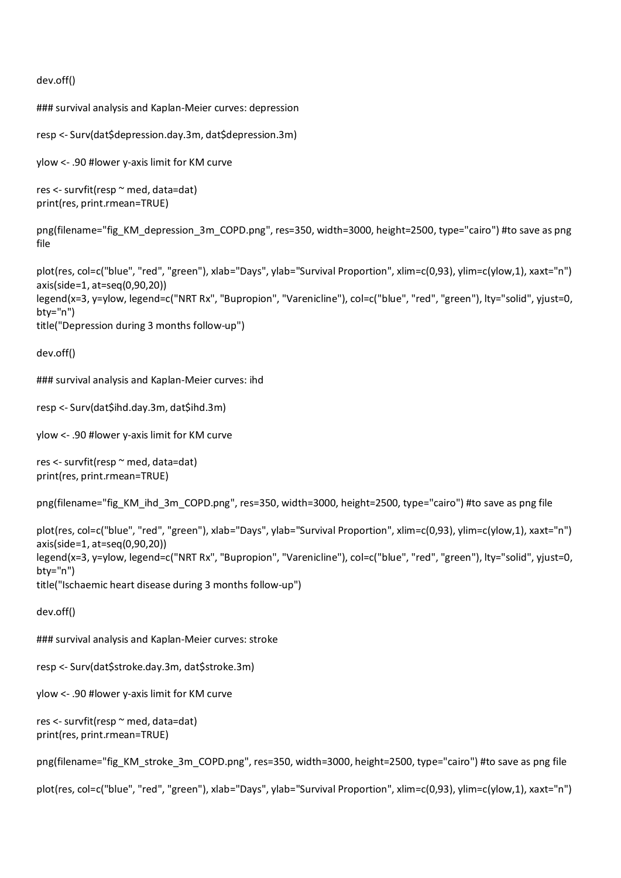```
dev.off()

### survival analysis and Kaplan-Meier curves: depression

resp <- Surv(dat$depression.day.3m, dat$depression.3m)

ylow <- .90 #lower y-axis limit for KM curve

res <- survfit(resp ~ med, data=dat)
print(res, print.rmean=TRUE)

png(filename="fig_KM_depression_3m_COPD.png", res=350, width=3000, height=2500, type="cairo") #to save as png file

plot(res, col=c("blue", "red", "green"), xlab="Days", ylab="Survival Proportion", xlim=c(0,93), ylim=c(ylow,1), xaxt="n")
axis(side=1, at=seq(0,90,20))
legend(x=3, y=ylow, legend=c("NRT Rx", "Bupropion", "Varenicline"), col=c("blue", "red", "green"), lty="solid", yjust=0, bty="n")
title("Depression during 3 months follow-up")

dev.off()

### survival analysis and Kaplan-Meier curves: ihd

resp <- Surv(dat$ihd.day.3m, dat$ihd.3m)

ylow <- .90 #lower y-axis limit for KM curve

res <- survfit(resp ~ med, data=dat)
print(res, print.rmean=TRUE)

png(filename="fig_KM_ihd_3m_COPD.png", res=350, width=3000, height=2500, type="cairo") #to save as png file

plot(res, col=c("blue", "red", "green"), xlab="Days", ylab="Survival Proportion", xlim=c(0,93), ylim=c(ylow,1), xaxt="n")
axis(side=1, at=seq(0,90,20))
legend(x=3, y=ylow, legend=c("NRT Rx", "Bupropion", "Varenicline"), col=c("blue", "red", "green"), lty="solid", yjust=0, bty="n")
title("Ischaemic heart disease during 3 months follow-up")

dev.off()

### survival analysis and Kaplan-Meier curves: stroke

resp <- Surv(dat$stroke.day.3m, dat$stroke.3m)

ylow <- .90 #lower y-axis limit for KM curve

res <- survfit(resp ~ med, data=dat)
print(res, print.rmean=TRUE)

png(filename="fig_KM_stroke_3m_COPD.png", res=350, width=3000, height=2500, type="cairo") #to save as png file

plot(res, col=c("blue", "red", "green"), xlab="Days", ylab="Survival Proportion", xlim=c(0,93), ylim=c(ylow,1), xaxt="n")
```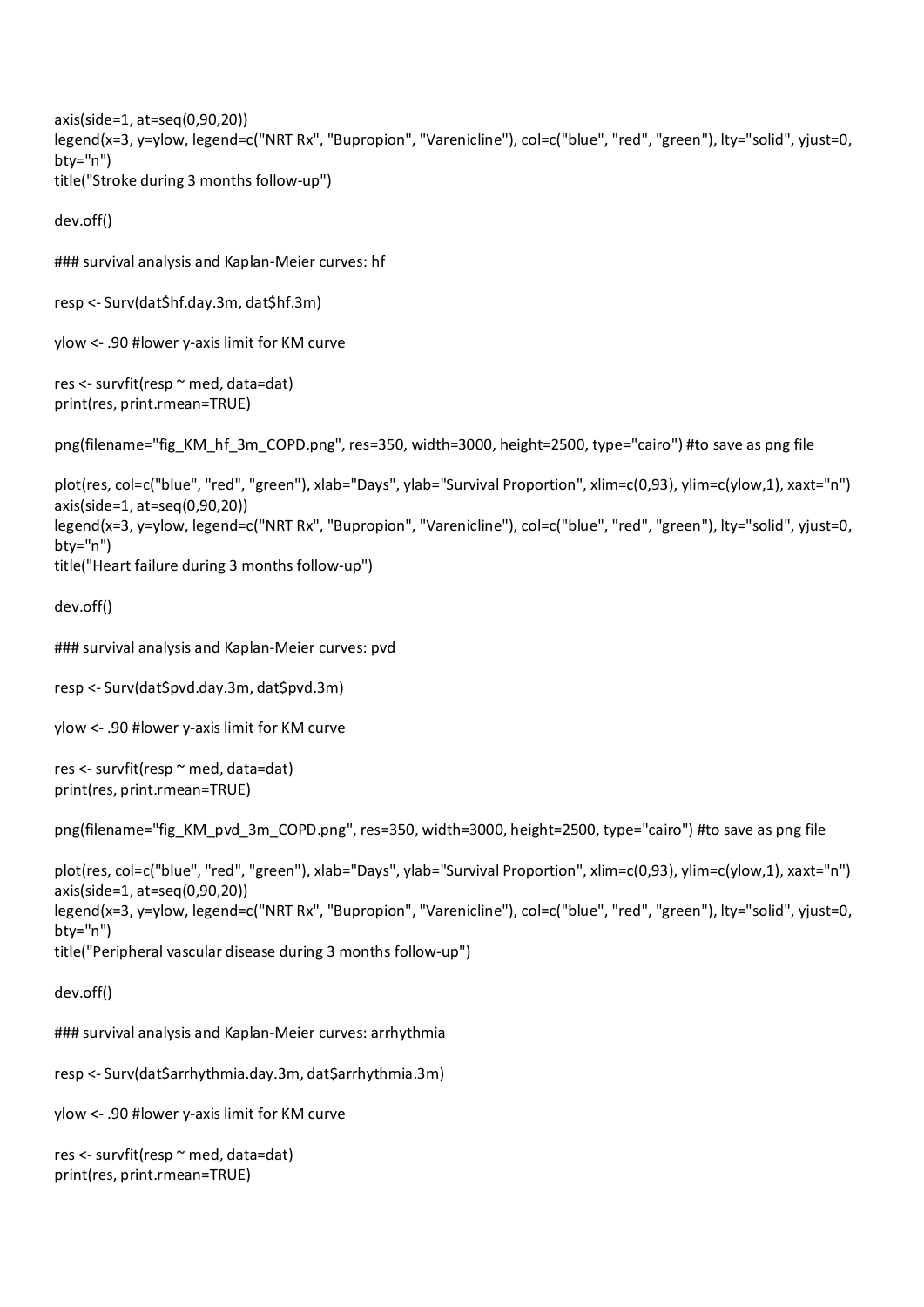```
axis(side=1, at=seq(0,90,20))
legend(x=3, y=ylow, legend=c("NRT Rx", "Bupropion", "Varenicline"), col=c("blue", "red", "green"), lty="solid", yjust=0,
bty="n")
title("Stroke during 3 months follow-up")

dev.off()

### survival analysis and Kaplan-Meier curves: hf

resp <- Surv(dat$hf.day.3m, dat$hf.3m)

ylow <- .90 #lower y-axis limit for KM curve

res <- survfit(resp ~ med, data=dat)
print(res, print.rmean=TRUE)

png(filename="fig_KM_hf_3m_COPD.png", res=350, width=3000, height=2500, type="cairo") #to save as png file

plot(res, col=c("blue", "red", "green"), xlab="Days", ylab="Survival Proportion", xlim=c(0,93), ylim=c(ylow,1), xaxt="n")
axis(side=1, at=seq(0,90,20))
legend(x=3, y=ylow, legend=c("NRT Rx", "Bupropion", "Varenicline"), col=c("blue", "red", "green"), lty="solid", yjust=0,
bty="n")
title("Heart failure during 3 months follow-up")

dev.off()

### survival analysis and Kaplan-Meier curves: pvd

resp <- Surv(dat$pvd.day.3m, dat$pvd.3m)

ylow <- .90 #lower y-axis limit for KM curve

res <- survfit(resp ~ med, data=dat)
print(res, print.rmean=TRUE)

png(filename="fig_KM_pvd_3m_COPD.png", res=350, width=3000, height=2500, type="cairo") #to save as png file

plot(res, col=c("blue", "red", "green"), xlab="Days", ylab="Survival Proportion", xlim=c(0,93), ylim=c(ylow,1), xaxt="n")
axis(side=1, at=seq(0,90,20))
legend(x=3, y=ylow, legend=c("NRT Rx", "Bupropion", "Varenicline"), col=c("blue", "red", "green"), lty="solid", yjust=0,
bty="n")
title("Peripheral vascular disease during 3 months follow-up")

dev.off()

### survival analysis and Kaplan-Meier curves: arrhythmia

resp <- Surv(dat$arrhythmia.day.3m, dat$arrhythmia.3m)

ylow <- .90 #lower y-axis limit for KM curve

res <- survfit(resp ~ med, data=dat)
print(res, print.rmean=TRUE)
```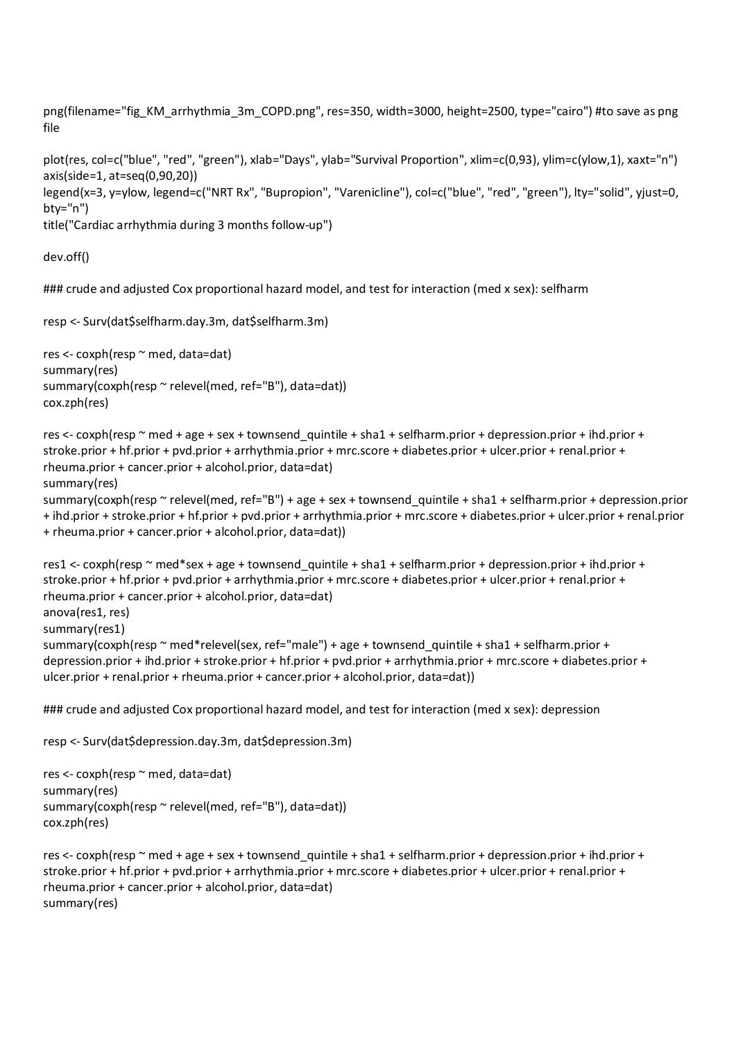```
png(filename="fig_KM_arrhythmia_3m_COPD.png", res=350, width=3000, height=2500, type="cairo") #to save as png file

plot(res, col=c("blue", "red", "green"), xlab="Days", ylab="Survival Proportion", xlim=c(0,93), ylim=c(ylow,1), xaxt="n")
axis(side=1, at=seq(0,90,20))
legend(x=3, y=ylow, legend=c("NRT Rx", "Bupropion", "Varenicline"), col=c("blue", "red", "green"), lty="solid", yjust=0, bty="n")
title("Cardiac arrhythmia during 3 months follow-up")

dev.off()

### crude and adjusted Cox proportional hazard model, and test for interaction (med x sex): selfharm

resp <- Surv(dat$selfharm.day.3m, dat$selfharm.3m)

res <- coxph(resp ~ med, data=dat)
summary(res)
summary(coxph(resp ~ relevel(med, ref="B"), data=dat))
cox.zph(res)

res <- coxph(resp ~ med + age + sex + townsend_quintile + sha1 + selfharm.prior + depression.prior + ihd.prior + stroke.prior + hf.prior + pvd.prior + arrhythmia.prior + mrc.score + diabetes.prior + ulcer.prior + renal.prior + rheuma.prior + cancer.prior + alcohol.prior, data=dat)
summary(res)
summary(coxph(resp ~ relevel(med, ref="B") + age + sex + townsend_quintile + sha1 + selfharm.prior + depression.prior + ihd.prior + stroke.prior + hf.prior + pvd.prior + arrhythmia.prior + mrc.score + diabetes.prior + ulcer.prior + renal.prior + rheuma.prior + cancer.prior + alcohol.prior, data=dat))

res1 <- coxph(resp ~ med*sex + age + townsend_quintile + sha1 + selfharm.prior + depression.prior + ihd.prior + stroke.prior + hf.prior + pvd.prior + arrhythmia.prior + mrc.score + diabetes.prior + ulcer.prior + renal.prior + rheuma.prior + cancer.prior + alcohol.prior, data=dat)
anova(res1, res)
summary(res1)
summary(coxph(resp ~ med*relevel(sex, ref="male") + age + townsend_quintile + sha1 + selfharm.prior + depression.prior + ihd.prior + stroke.prior + hf.prior + pvd.prior + arrhythmia.prior + mrc.score + diabetes.prior + ulcer.prior + renal.prior + rheuma.prior + cancer.prior + alcohol.prior, data=dat))

### crude and adjusted Cox proportional hazard model, and test for interaction (med x sex): depression

resp <- Surv(dat$depression.day.3m, dat$depression.3m)

res <- coxph(resp ~ med, data=dat)
summary(res)
summary(coxph(resp ~ relevel(med, ref="B"), data=dat))
cox.zph(res)

res <- coxph(resp ~ med + age + sex + townsend_quintile + sha1 + selfharm.prior + depression.prior + ihd.prior + stroke.prior + hf.prior + pvd.prior + arrhythmia.prior + mrc.score + diabetes.prior + ulcer.prior + renal.prior + rheuma.prior + cancer.prior + alcohol.prior, data=dat)
summary(res)
```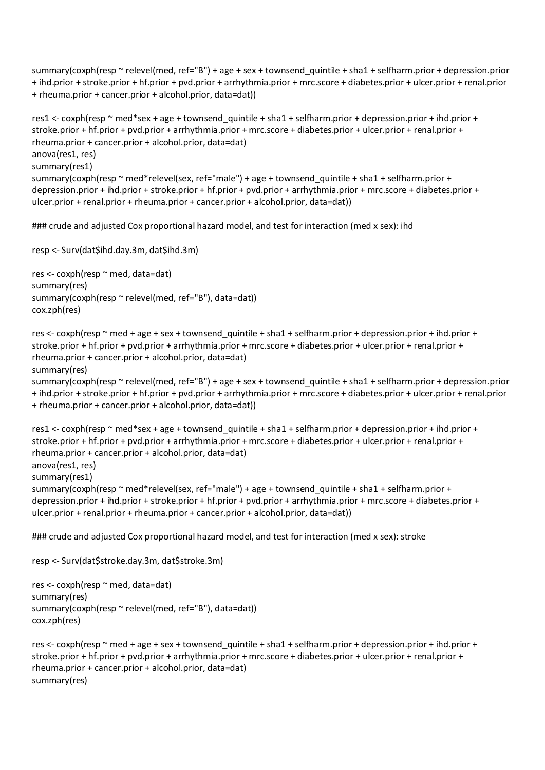```
summary(coxph(resp ~ relevel(med, ref="B") + age + sex + townsend_quintile + sha1 + selfharm.prior + depression.prior
+ ihd.prior + stroke.prior + hf.prior + pvd.prior + arrhythmia.prior + mrc.score + diabetes.prior + ulcer.prior + renal.prior
+ rheuma.prior + cancer.prior + alcohol.prior, data=dat))

res1 <- coxph(resp ~ med*sex + age + townsend_quintile + sha1 + selfharm.prior + depression.prior + ihd.prior +
stroke.prior + hf.prior + pvd.prior + arrhythmia.prior + mrc.score + diabetes.prior + ulcer.prior + renal.prior +
rheuma.prior + cancer.prior + alcohol.prior, data=dat)
anova(res1, res)
summary(res1)
summary(coxph(resp ~ med*relevel(sex, ref="male") + age + townsend_quintile + sha1 + selfharm.prior +
depression.prior + ihd.prior + stroke.prior + hf.prior + pvd.prior + arrhythmia.prior + mrc.score + diabetes.prior +
ulcer.prior + renal.prior + rheuma.prior + cancer.prior + alcohol.prior, data=dat))

### crude and adjusted Cox proportional hazard model, and test for interaction (med x sex): ihd

resp <- Surv(dat$ihd.day.3m, dat$ihd.3m)

res <- coxph(resp ~ med, data=dat)
summary(res)
summary(coxph(resp ~ relevel(med, ref="B"), data=dat))
cox.zph(res)

res <- coxph(resp ~ med + age + sex + townsend_quintile + sha1 + selfharm.prior + depression.prior + ihd.prior +
stroke.prior + hf.prior + pvd.prior + arrhythmia.prior + mrc.score + diabetes.prior + ulcer.prior + renal.prior +
rheuma.prior + cancer.prior + alcohol.prior, data=dat)
summary(res)
summary(coxph(resp ~ relevel(med, ref="B") + age + sex + townsend_quintile + sha1 + selfharm.prior + depression.prior
+ ihd.prior + stroke.prior + hf.prior + pvd.prior + arrhythmia.prior + mrc.score + diabetes.prior + ulcer.prior + renal.prior
+ rheuma.prior + cancer.prior + alcohol.prior, data=dat))

res1 <- coxph(resp ~ med*sex + age + townsend_quintile + sha1 + selfharm.prior + depression.prior + ihd.prior +
stroke.prior + hf.prior + pvd.prior + arrhythmia.prior + mrc.score + diabetes.prior + ulcer.prior + renal.prior +
rheuma.prior + cancer.prior + alcohol.prior, data=dat)
anova(res1, res)
summary(res1)
summary(coxph(resp ~ med*relevel(sex, ref="male") + age + townsend_quintile + sha1 + selfharm.prior +
depression.prior + ihd.prior + stroke.prior + hf.prior + pvd.prior + arrhythmia.prior + mrc.score + diabetes.prior +
ulcer.prior + renal.prior + rheuma.prior + cancer.prior + alcohol.prior, data=dat))

### crude and adjusted Cox proportional hazard model, and test for interaction (med x sex): stroke

resp <- Surv(dat$stroke.day.3m, dat$stroke.3m)

res <- coxph(resp ~ med, data=dat)
summary(res)
summary(coxph(resp ~ relevel(med, ref="B"), data=dat))
cox.zph(res)

res <- coxph(resp ~ med + age + sex + townsend_quintile + sha1 + selfharm.prior + depression.prior + ihd.prior +
stroke.prior + hf.prior + pvd.prior + arrhythmia.prior + mrc.score + diabetes.prior + ulcer.prior + renal.prior +
rheuma.prior + cancer.prior + alcohol.prior, data=dat)
summary(res)
```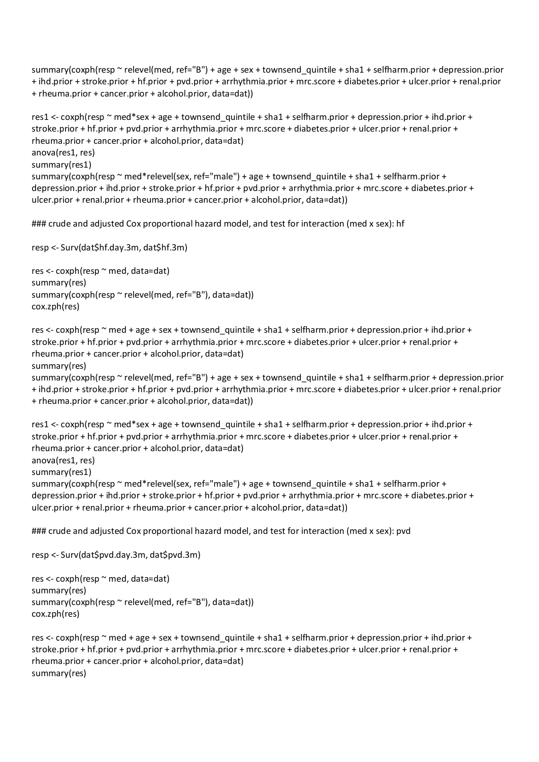```
summary(coxph(resp ~ relevel(med, ref="B") + age + sex + townsend_quintile + sha1 + selfharm.prior + depression.prior
+ ihd.prior + stroke.prior + hf.prior + pvd.prior + arrhythmia.prior + mrc.score + diabetes.prior + ulcer.prior + renal.prior
+ rheuma.prior + cancer.prior + alcohol.prior, data=dat))

res1 <- coxph(resp ~ med*sex + age + townsend_quintile + sha1 + selfharm.prior + depression.prior + ihd.prior +
stroke.prior + hf.prior + pvd.prior + arrhythmia.prior + mrc.score + diabetes.prior + ulcer.prior + renal.prior +
rheuma.prior + cancer.prior + alcohol.prior, data=dat)
anova(res1, res)
summary(res1)
summary(coxph(resp ~ med*relevel(sex, ref="male") + age + townsend_quintile + sha1 + selfharm.prior +
depression.prior + ihd.prior + stroke.prior + hf.prior + pvd.prior + arrhythmia.prior + mrc.score + diabetes.prior +
ulcer.prior + renal.prior + rheuma.prior + cancer.prior + alcohol.prior, data=dat))

### crude and adjusted Cox proportional hazard model, and test for interaction (med x sex): hf

resp <- Surv(dat$hf.day.3m, dat$hf.3m)

res <- coxph(resp ~ med, data=dat)
summary(res)
summary(coxph(resp ~ relevel(med, ref="B"), data=dat))
cox.zph(res)

res <- coxph(resp ~ med + age + sex + townsend_quintile + sha1 + selfharm.prior + depression.prior + ihd.prior +
stroke.prior + hf.prior + pvd.prior + arrhythmia.prior + mrc.score + diabetes.prior + ulcer.prior + renal.prior +
rheuma.prior + cancer.prior + alcohol.prior, data=dat)
summary(res)
summary(coxph(resp ~ relevel(med, ref="B") + age + sex + townsend_quintile + sha1 + selfharm.prior + depression.prior
+ ihd.prior + stroke.prior + hf.prior + pvd.prior + arrhythmia.prior + mrc.score + diabetes.prior + ulcer.prior + renal.prior
+ rheuma.prior + cancer.prior + alcohol.prior, data=dat))

res1 <- coxph(resp ~ med*sex + age + townsend_quintile + sha1 + selfharm.prior + depression.prior + ihd.prior +
stroke.prior + hf.prior + pvd.prior + arrhythmia.prior + mrc.score + diabetes.prior + ulcer.prior + renal.prior +
rheuma.prior + cancer.prior + alcohol.prior, data=dat)
anova(res1, res)
summary(res1)
summary(coxph(resp ~ med*relevel(sex, ref="male") + age + townsend_quintile + sha1 + selfharm.prior +
depression.prior + ihd.prior + stroke.prior + hf.prior + pvd.prior + arrhythmia.prior + mrc.score + diabetes.prior +
ulcer.prior + renal.prior + rheuma.prior + cancer.prior + alcohol.prior, data=dat))

### crude and adjusted Cox proportional hazard model, and test for interaction (med x sex): pvd

resp <- Surv(dat$pvd.day.3m, dat$pvd.3m)

res <- coxph(resp ~ med, data=dat)
summary(res)
summary(coxph(resp ~ relevel(med, ref="B"), data=dat))
cox.zph(res)

res <- coxph(resp ~ med + age + sex + townsend_quintile + sha1 + selfharm.prior + depression.prior + ihd.prior +
stroke.prior + hf.prior + pvd.prior + arrhythmia.prior + mrc.score + diabetes.prior + ulcer.prior + renal.prior +
rheuma.prior + cancer.prior + alcohol.prior, data=dat)
summary(res)
```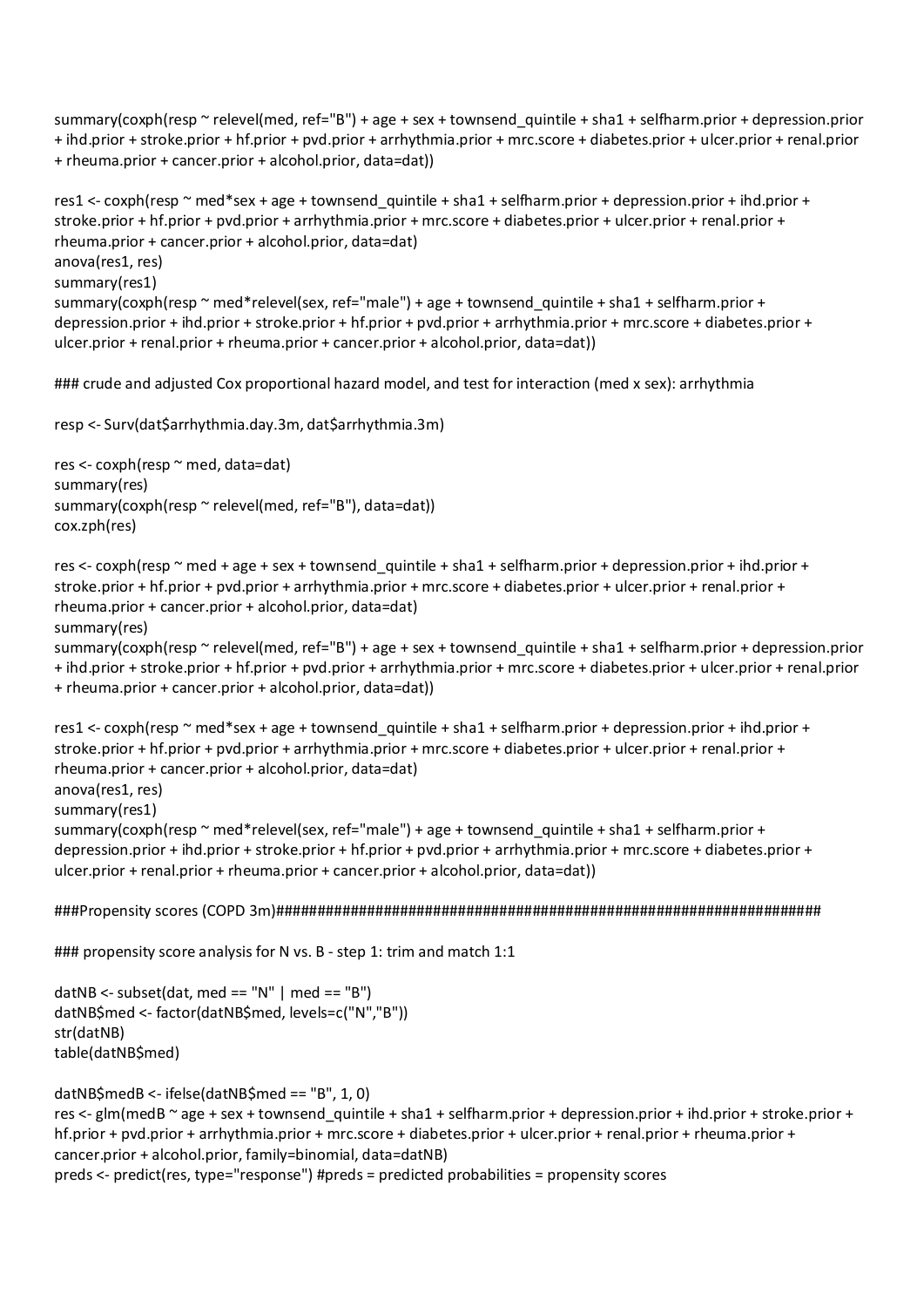```
summary(coxph(resp ~ relevel(med, ref="B") + age + sex + townsend_quintile + sha1 + selfharm.prior + depression.prior
+ ihd.prior + stroke.prior + hf.prior + pvd.prior + arrhythmia.prior + mrc.score + diabetes.prior + ulcer.prior + renal.prior
+ rheuma.prior + cancer.prior + alcohol.prior, data=dat))

res1 <- coxph(resp ~ med*sex + age + townsend_quintile + sha1 + selfharm.prior + depression.prior + ihd.prior +
stroke.prior + hf.prior + pvd.prior + arrhythmia.prior + mrc.score + diabetes.prior + ulcer.prior + renal.prior +
rheuma.prior + cancer.prior + alcohol.prior, data=dat)
anova(res1, res)
summary(res1)
summary(coxph(resp ~ med*relevel(sex, ref="male") + age + townsend_quintile + sha1 + selfharm.prior +
depression.prior + ihd.prior + stroke.prior + hf.prior + pvd.prior + arrhythmia.prior + mrc.score + diabetes.prior +
ulcer.prior + renal.prior + rheuma.prior + cancer.prior + alcohol.prior, data=dat))

### crude and adjusted Cox proportional hazard model, and test for interaction (med x sex): arrhythmia

resp <- Surv(dat$arrhythmia.day.3m, dat$arrhythmia.3m)

res <- coxph(resp ~ med, data=dat)
summary(res)
summary(coxph(resp ~ relevel(med, ref="B"), data=dat))
cox.zph(res)

res <- coxph(resp ~ med + age + sex + townsend_quintile + sha1 + selfharm.prior + depression.prior + ihd.prior +
stroke.prior + hf.prior + pvd.prior + arrhythmia.prior + mrc.score + diabetes.prior + ulcer.prior + renal.prior +
rheuma.prior + cancer.prior + alcohol.prior, data=dat)
summary(res)
summary(coxph(resp ~ relevel(med, ref="B") + age + sex + townsend_quintile + sha1 + selfharm.prior + depression.prior
+ ihd.prior + stroke.prior + hf.prior + pvd.prior + arrhythmia.prior + mrc.score + diabetes.prior + ulcer.prior + renal.prior
+ rheuma.prior + cancer.prior + alcohol.prior, data=dat))

res1 <- coxph(resp ~ med*sex + age + townsend_quintile + sha1 + selfharm.prior + depression.prior + ihd.prior +
stroke.prior + hf.prior + pvd.prior + arrhythmia.prior + mrc.score + diabetes.prior + ulcer.prior + renal.prior +
rheuma.prior + cancer.prior + alcohol.prior, data=dat)
anova(res1, res)
summary(res1)
summary(coxph(resp ~ med*relevel(sex, ref="male") + age + townsend_quintile + sha1 + selfharm.prior +
depression.prior + ihd.prior + stroke.prior + hf.prior + pvd.prior + arrhythmia.prior + mrc.score + diabetes.prior +
ulcer.prior + renal.prior + rheuma.prior + cancer.prior + alcohol.prior, data=dat))

###Propensity scores (COPD 3m)####################################################################

### propensity score analysis for N vs. B - step 1: trim and match 1:1

datNB <- subset(dat, med == "N" | med == "B")
datNB$med <- factor(datNB$med, levels=c("N","B"))
str(datNB)
table(datNB$med)

datNB$medB <- ifelse(datNB$med == "B", 1, 0)
res <- glm(medB ~ age + sex + townsend_quintile + sha1 + selfharm.prior + depression.prior + ihd.prior + stroke.prior +
hf.prior + pvd.prior + arrhythmia.prior + mrc.score + diabetes.prior + ulcer.prior + renal.prior + rheuma.prior +
cancer.prior + alcohol.prior, family=binomial, data=datNB)
preds <- predict(res, type="response") #preds = predicted probabilities = propensity scores
```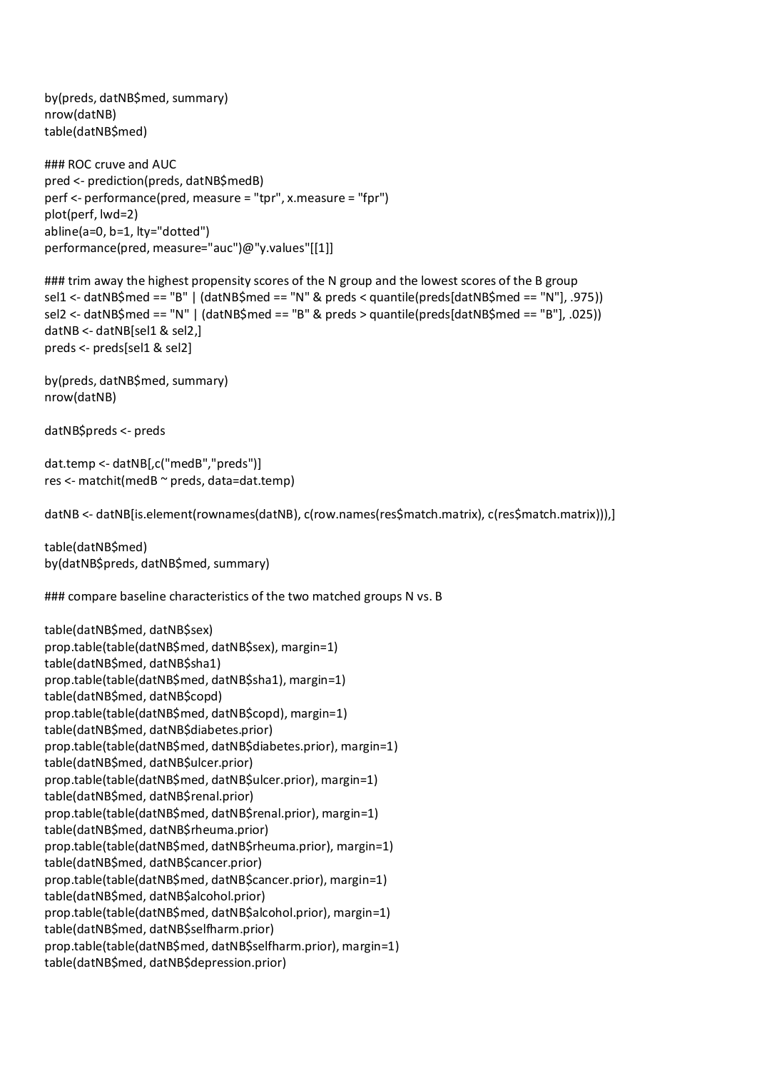```
by(preds, datNB$med, summary)
nrow(datNB)
table(datNB$med)

### ROC cruve and AUC
pred <- prediction(preds, datNB$medB)
perf <- performance(pred, measure = "tpr", x.measure = "fpr")
plot(perf, lwd=2)
abline(a=0, b=1, lty="dotted")
performance(pred, measure="auc")@"y.values"[[1]]

### trim away the highest propensity scores of the N group and the lowest scores of the B group
sel1 <- datNB$med == "B" | (datNB$med == "N" & preds < quantile(preds[datNB$med == "N"], .975))
sel2 <- datNB$med == "N" | (datNB$med == "B" & preds > quantile(preds[datNB$med == "B"], .025))
datNB <- datNB[sel1 & sel2,]
preds <- preds[sel1 & sel2]

by(preds, datNB$med, summary)
nrow(datNB)

datNB$preds <- preds

dat.temp <- datNB[,c("medB","preds")]
res <- matchit(medB ~ preds, data=dat.temp)

datNB <- datNB[is.element(rownames(datNB), c(row.names(res$match.matrix), c(res$match.matrix))),]

table(datNB$med)
by(datNB$preds, datNB$med, summary)

### compare baseline characteristics of the two matched groups N vs. B

table(datNB$med, datNB$sex)
prop.table(table(datNB$med, datNB$sex), margin=1)
table(datNB$med, datNB$sha1)
prop.table(table(datNB$med, datNB$sha1), margin=1)
table(datNB$med, datNB$copd)
prop.table(table(datNB$med, datNB$copd), margin=1)
table(datNB$med, datNB$diabetes.prior)
prop.table(table(datNB$med, datNB$diabetes.prior), margin=1)
table(datNB$med, datNB$ulcer.prior)
prop.table(table(datNB$med, datNB$ulcer.prior), margin=1)
table(datNB$med, datNB$renal.prior)
prop.table(table(datNB$med, datNB$renal.prior), margin=1)
table(datNB$med, datNB$rheuma.prior)
prop.table(table(datNB$med, datNB$rheuma.prior), margin=1)
table(datNB$med, datNB$cancer.prior)
prop.table(table(datNB$med, datNB$cancer.prior), margin=1)
table(datNB$med, datNB$alcohol.prior)
prop.table(table(datNB$med, datNB$alcohol.prior), margin=1)
table(datNB$med, datNB$selfharm.prior)
prop.table(table(datNB$med, datNB$selfharm.prior), margin=1)
table(datNB$med, datNB$depression.prior)
```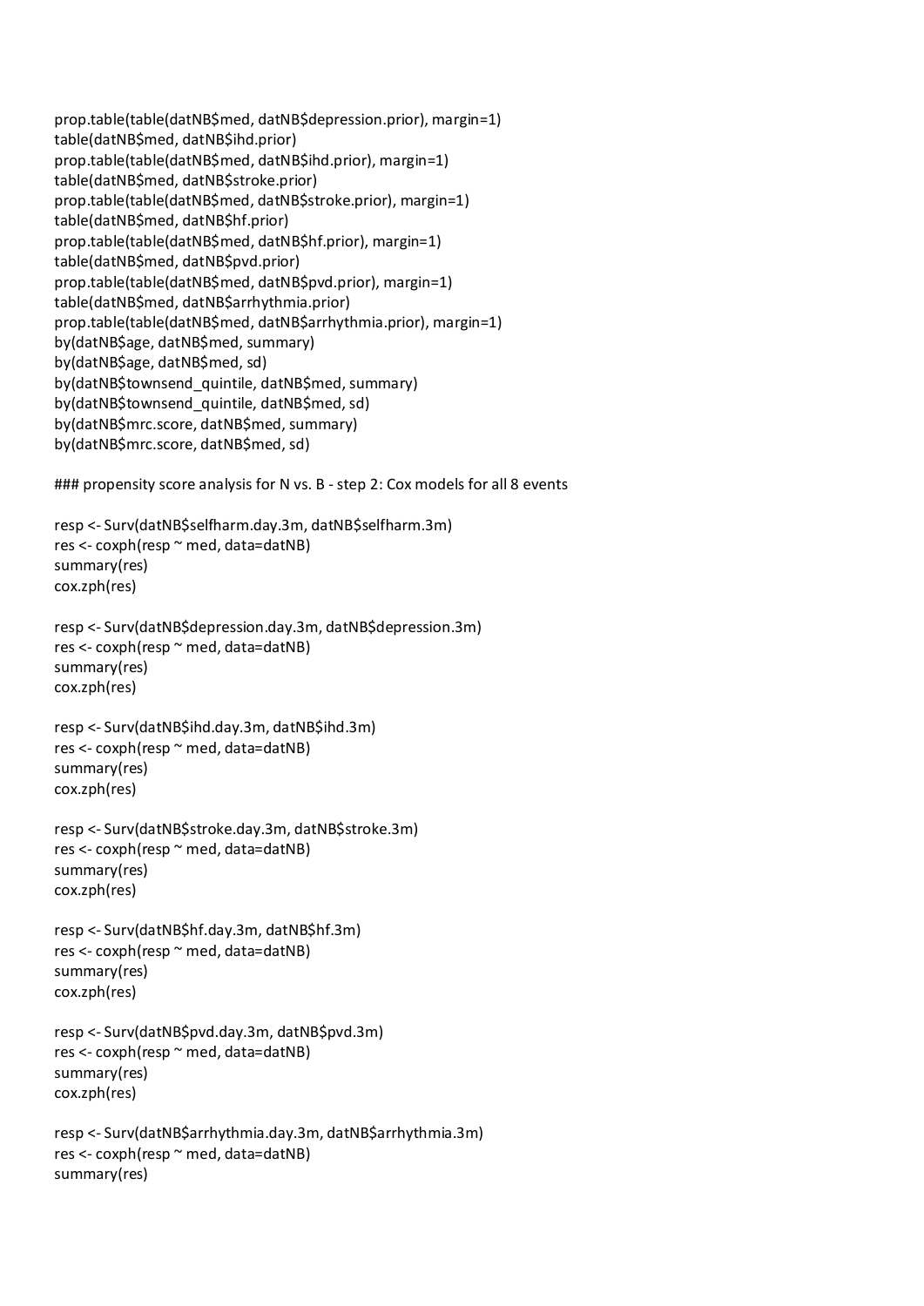```
prop.table(table(datNB$med, datNB$depression.prior), margin=1)
table(datNB$med, datNB$ihd.prior)
prop.table(table(datNB$med, datNB$ihd.prior), margin=1)
table(datNB$med, datNB$stroke.prior)
prop.table(table(datNB$med, datNB$stroke.prior), margin=1)
table(datNB$med, datNB$hf.prior)
prop.table(table(datNB$med, datNB$hf.prior), margin=1)
table(datNB$med, datNB$pvd.prior)
prop.table(table(datNB$med, datNB$pvd.prior), margin=1)
table(datNB$med, datNB$arrhythmia.prior)
prop.table(table(datNB$med, datNB$arrhythmia.prior), margin=1)
by(datNB$age, datNB$med, summary)
by(datNB$age, datNB$med, sd)
by(datNB$townsend_quintile, datNB$med, summary)
by(datNB$townsend_quintile, datNB$med, sd)
by(datNB$mrc.score, datNB$med, summary)
by(datNB$mrc.score, datNB$med, sd)

### propensity score analysis for N vs. B - step 2: Cox models for all 8 events

resp <- Surv(datNB$selfharm.day.3m, datNB$selfharm.3m)
res <- coxph(resp ~ med, data=datNB)
summary(res)
cox.zph(res)

resp <- Surv(datNB$depression.day.3m, datNB$depression.3m)
res <- coxph(resp ~ med, data=datNB)
summary(res)
cox.zph(res)

resp <- Surv(datNB$ihd.day.3m, datNB$ihd.3m)
res <- coxph(resp ~ med, data=datNB)
summary(res)
cox.zph(res)

resp <- Surv(datNB$stroke.day.3m, datNB$stroke.3m)
res <- coxph(resp ~ med, data=datNB)
summary(res)
cox.zph(res)

resp <- Surv(datNB$hf.day.3m, datNB$hf.3m)
res <- coxph(resp ~ med, data=datNB)
summary(res)
cox.zph(res)

resp <- Surv(datNB$pvd.day.3m, datNB$pvd.3m)
res <- coxph(resp ~ med, data=datNB)
summary(res)
cox.zph(res)

resp <- Surv(datNB$arrhythmia.day.3m, datNB$arrhythmia.3m)
res <- coxph(resp ~ med, data=datNB)
summary(res)
```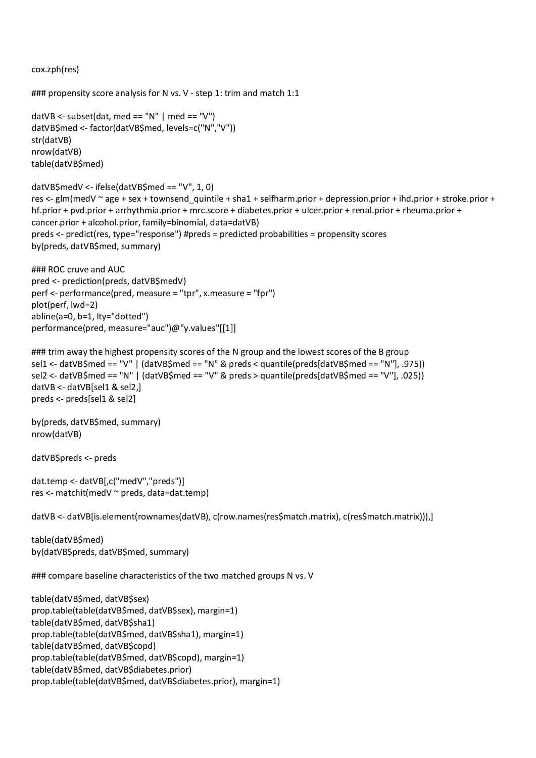```
cox.zph(res)

### propensity score analysis for N vs. V - step 1: trim and match 1:1

datVB <- subset(dat, med == "N" | med == "V")
datVB$med <- factor(datVB$med, levels=c("N","V"))
str(datVB)
nrow(datVB)
table(datVB$med)

datVB$medV <- ifelse(datVB$med == "V", 1, 0)
res <- glm(medV ~ age + sex + townsend_quintile + sha1 + selfharm.prior + depression.prior + ihd.prior + stroke.prior +
hf.prior + pvd.prior + arrhythmia.prior + mrc.score + diabetes.prior + ulcer.prior + renal.prior + rheuma.prior +
cancer.prior + alcohol.prior, family=binomial, data=datVB)
preds <- predict(res, type="response") #preds = predicted probabilities = propensity scores
by(preds, datVB$med, summary)

### ROC cruve and AUC
pred <- prediction(preds, datVB$medV)
perf <- performance(pred, measure = "tpr", x.measure = "fpr")
plot(perf, lwd=2)
abline(a=0, b=1, lty="dotted")
performance(pred, measure="auc")@"y.values"[[1]]

### trim away the highest propensity scores of the N group and the lowest scores of the B group
sel1 <- datVB$med == "V" | (datVB$med == "N" & preds < quantile(preds[datVB$med == "N"], .975))
sel2 <- datVB$med == "N" | (datVB$med == "V" & preds > quantile(preds[datVB$med == "V"], .025))
datVB <- datVB[sel1 & sel2,]
preds <- preds[sel1 & sel2]

by(preds, datVB$med, summary)
nrow(datVB)

datVB$preds <- preds

dat.temp <- datVB[,c("medV","preds")]
res <- matchit(medV ~ preds, data=dat.temp)

datVB <- datVB[is.element(rownames(datVB), c(row.names(res$match.matrix), c(res$match.matrix))),]

table(datVB$med)
by(datVB$preds, datVB$med, summary)

### compare baseline characteristics of the two matched groups N vs. V

table(datVB$med, datVB$sex)
prop.table(table(datVB$med, datVB$sex), margin=1)
table(datVB$med, datVB$sha1)
prop.table(table(datVB$med, datVB$sha1), margin=1)
table(datVB$med, datVB$copd)
prop.table(table(datVB$med, datVB$copd), margin=1)
table(datVB$med, datVB$diabetes.prior)
prop.table(table(datVB$med, datVB$diabetes.prior), margin=1)
```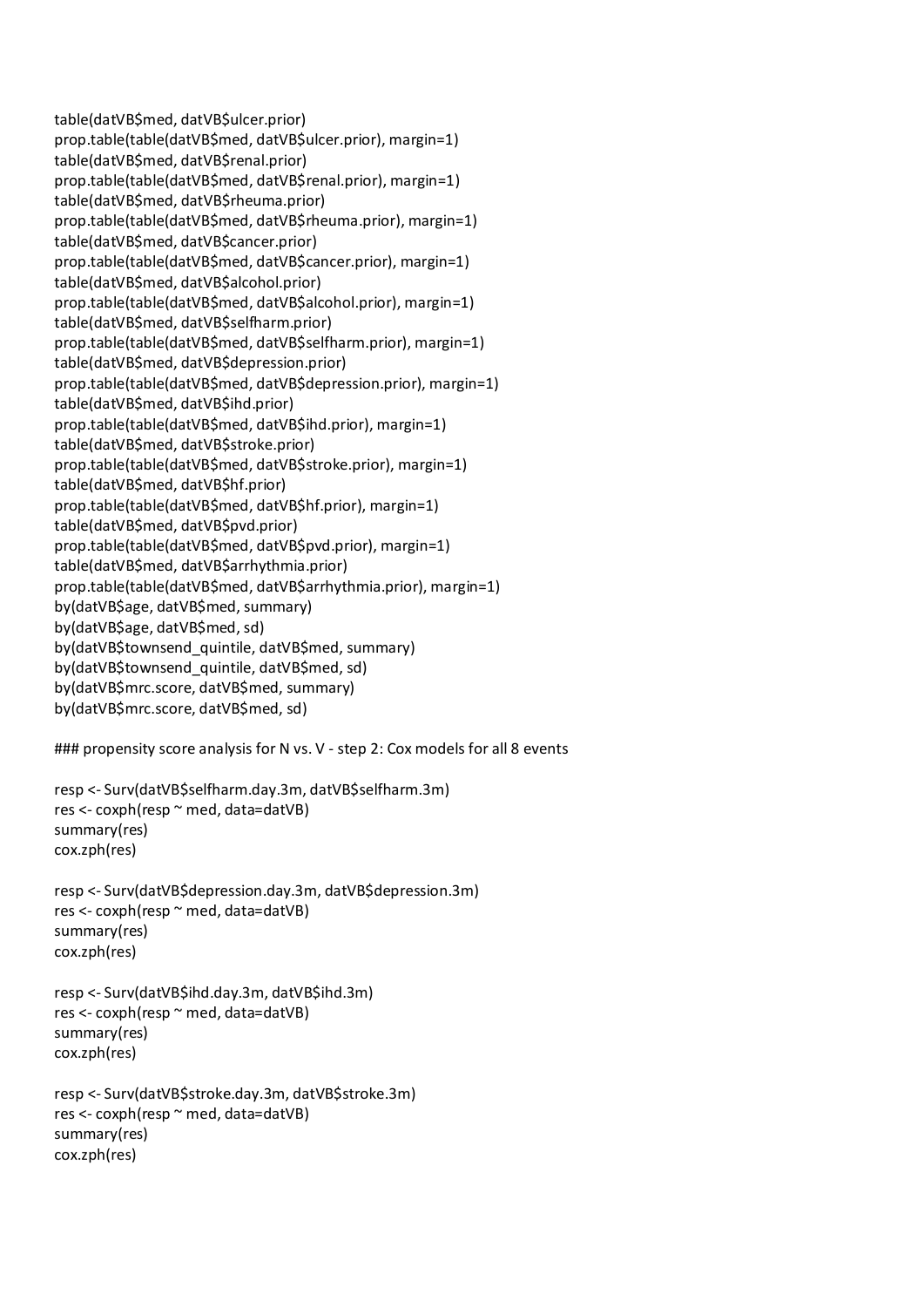```
table(datVB$med, datVB$ulcer.prior)
prop.table(table(datVB$med, datVB$ulcer.prior), margin=1)
table(datVB$med, datVB$renal.prior)
prop.table(table(datVB$med, datVB$renal.prior), margin=1)
table(datVB$med, datVB$rheuma.prior)
prop.table(table(datVB$med, datVB$rheuma.prior), margin=1)
table(datVB$med, datVB$cancer.prior)
prop.table(table(datVB$med, datVB$cancer.prior), margin=1)
table(datVB$med, datVB$alcohol.prior)
prop.table(table(datVB$med, datVB$alcohol.prior), margin=1)
table(datVB$med, datVB$selfharm.prior)
prop.table(table(datVB$med, datVB$selfharm.prior), margin=1)
table(datVB$med, datVB$depression.prior)
prop.table(table(datVB$med, datVB$depression.prior), margin=1)
table(datVB$med, datVB$ihd.prior)
prop.table(table(datVB$med, datVB$ihd.prior), margin=1)
table(datVB$med, datVB$stroke.prior)
prop.table(table(datVB$med, datVB$stroke.prior), margin=1)
table(datVB$med, datVB$hf.prior)
prop.table(table(datVB$med, datVB$hf.prior), margin=1)
table(datVB$med, datVB$pvd.prior)
prop.table(table(datVB$med, datVB$pvd.prior), margin=1)
table(datVB$med, datVB$arrhythmia.prior)
prop.table(table(datVB$med, datVB$arrhythmia.prior), margin=1)
by(datVB$age, datVB$med, summary)
by(datVB$age, datVB$med, sd)
by(datVB$townsend_quintile, datVB$med, summary)
by(datVB$townsend_quintile, datVB$med, sd)
by(datVB$mrc.score, datVB$med, summary)
by(datVB$mrc.score, datVB$med, sd)

### propensity score analysis for N vs. V - step 2: Cox models for all 8 events

resp <- Surv(datVB$selfharm.day.3m, datVB$selfharm.3m)
res <- coxph(resp ~ med, data=datVB)
summary(res)
cox.zph(res)

resp <- Surv(datVB$depression.day.3m, datVB$depression.3m)
res <- coxph(resp ~ med, data=datVB)
summary(res)
cox.zph(res)

resp <- Surv(datVB$ihd.day.3m, datVB$ihd.3m)
res <- coxph(resp ~ med, data=datVB)
summary(res)
cox.zph(res)

resp <- Surv(datVB$stroke.day.3m, datVB$stroke.3m)
res <- coxph(resp ~ med, data=datVB)
summary(res)
cox.zph(res)
```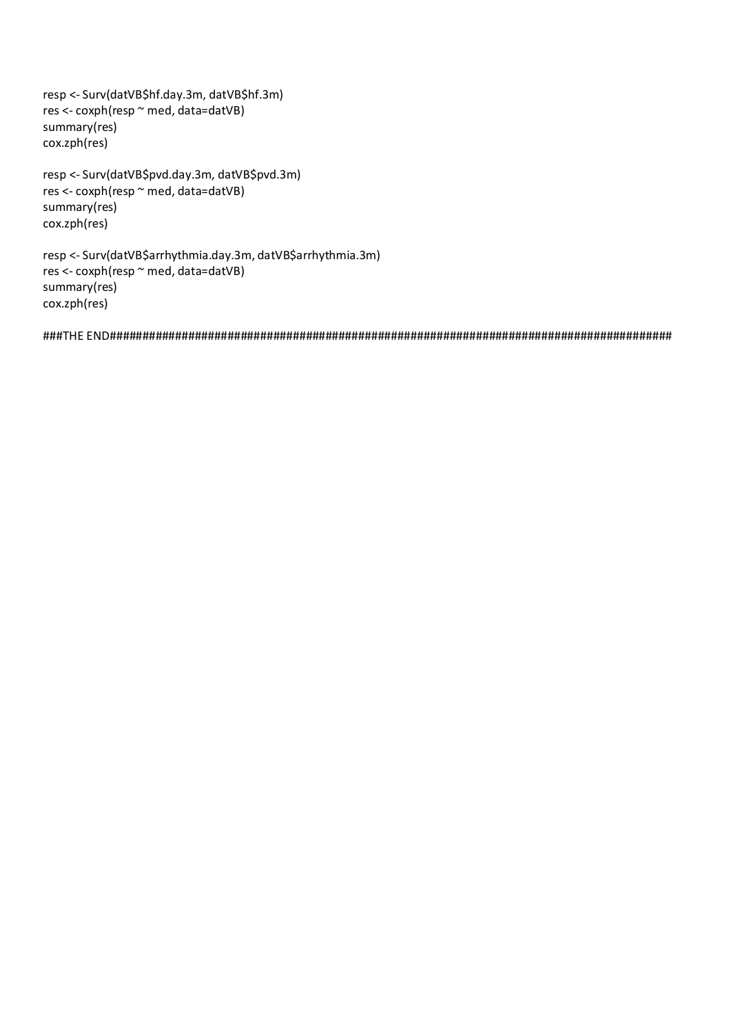```
resp <- Surv(datVB$hf.day.3m, datVB$hf.3m)
res <- coxph(resp ~ med, data=datVB)
summary(res)
cox.zph(res)

resp <- Surv(datVB$pvd.day.3m, datVB$pvd.3m)
res <- coxph(resp ~ med, data=datVB)
summary(res)
cox.zph(res)

resp <- Surv(datVB$arrhythmia.day.3m, datVB$arrhythmia.3m)
res <- coxph(resp ~ med, data=datVB)
summary(res)
cox.zph(res)

###THE END#############################################################################################
```